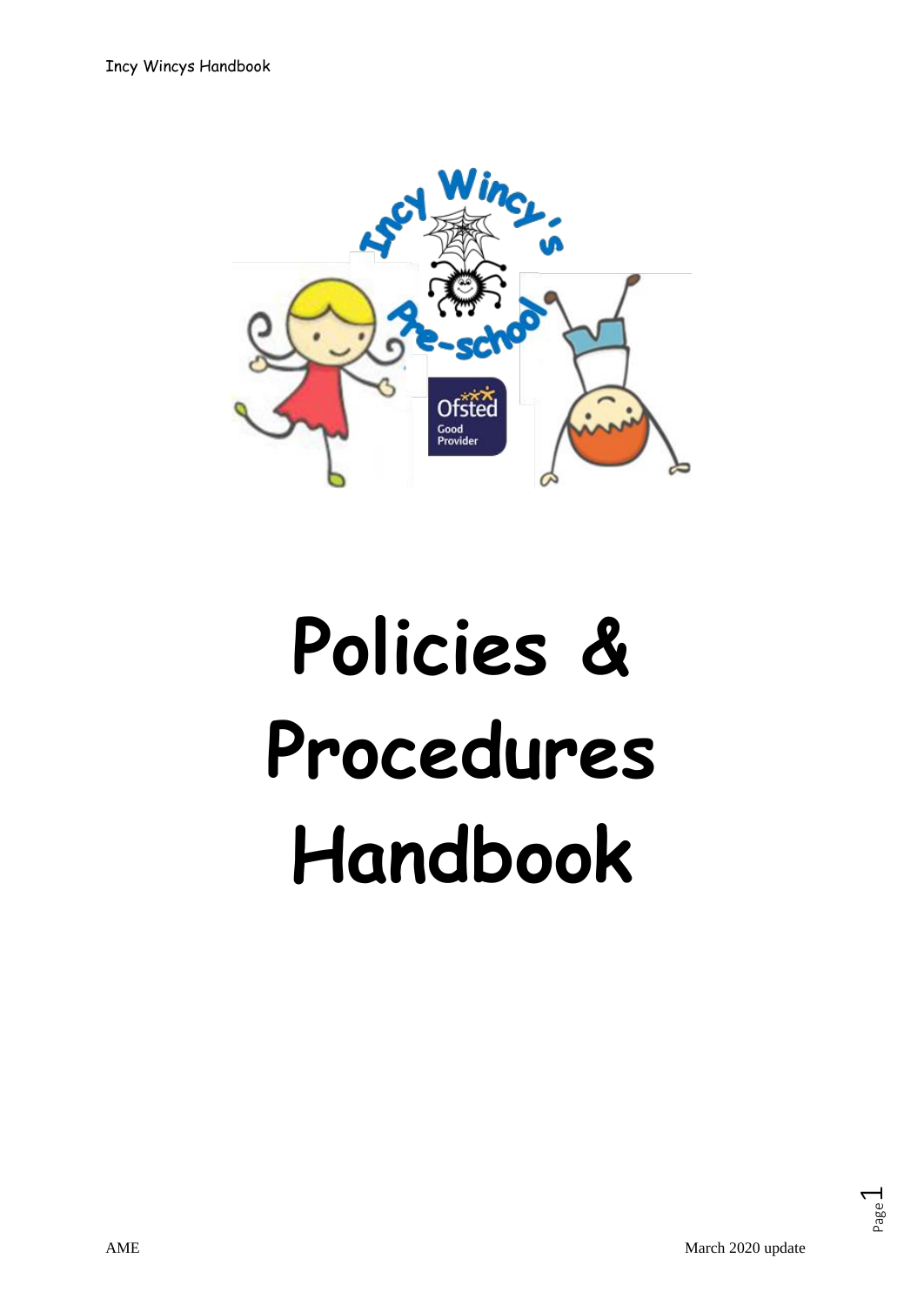# Policies & Procedures Handbook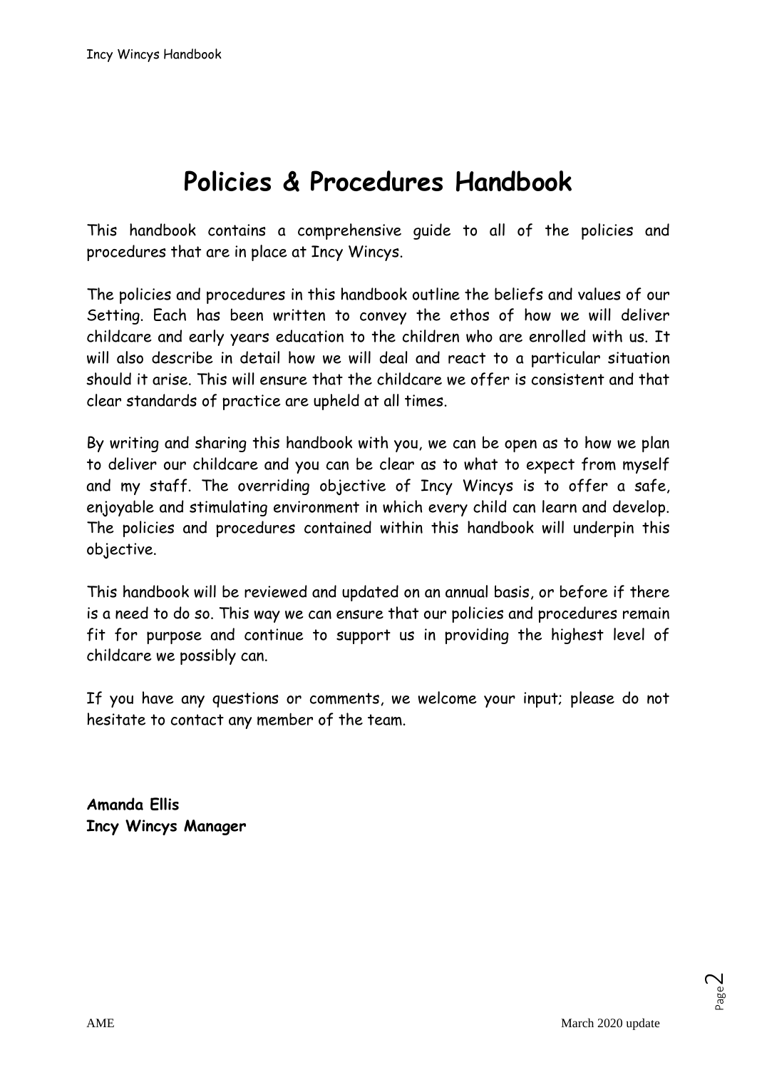# Policies & Procedures Handbook

This handbook contains a comprehensive guide to all of the policies and procedures that are in place at Incy Wincys.

The policies and procedures in this handbook outline the beliefs and values of our Setting. Each has been written to convey the ethos of how we will deliver childcare and early years education to the children who are enrolled with us. It will also describe in detail how we will deal and react to a particular situation should it arise. This will ensure that the childcare we offer is consistent and that clear standards of practice are upheld at all times.

By writing and sharing this handbook with you, we can be open as to how we plan to deliver our childcare and you can be clear as to what to expect from myself and my staff. The overriding objective of Incy Wincys is to offer a safe, enjoyable and stimulating environment in which every child can learn and develop. The policies and procedures contained within this handbook will underpin this objective.

This handbook will be reviewed and updated on an annual basis, or before if there is a need to do so. This way we can ensure that our policies and procedures remain fit for purpose and continue to support us in providing the highest level of childcare we possibly can.

If you have any questions or comments, we welcome your input; please do not hesitate to contact any member of the team.

**Amanda Ellis**
**Incy Wincys Manager**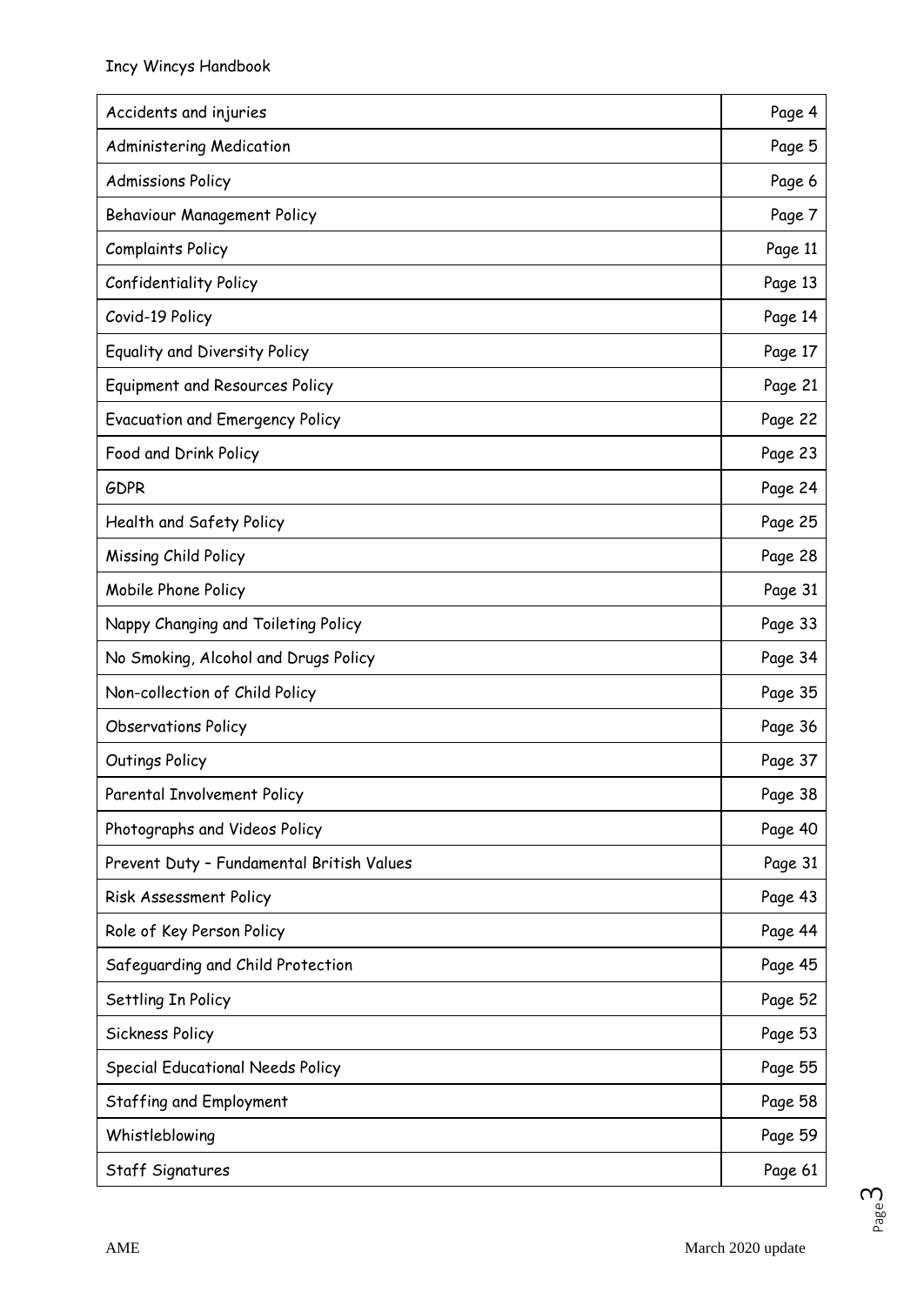| Accidents and injuries | Page 4 |
|---|---|
| Administering Medication | Page 5 |
| Admissions Policy | Page 6 |
| Behaviour Management Policy | Page 7 |
| Complaints Policy | Page 11 |
| Confidentiality Policy | Page 13 |
| Covid-19 Policy | Page 14 |
| Equality and Diversity Policy | Page 17 |
| Equipment and Resources Policy | Page 21 |
| Evacuation and Emergency Policy | Page 22 |
| Food and Drink Policy | Page 23 |
| GDPR | Page 24 |
| Health and Safety Policy | Page 25 |
| Missing Child Policy | Page 28 |
| Mobile Phone Policy | Page 31 |
| Nappy Changing and Toileting Policy | Page 33 |
| No Smoking, Alcohol and Drugs Policy | Page 34 |
| Non-collection of Child Policy | Page 35 |
| Observations Policy | Page 36 |
| Outings Policy | Page 37 |
| Parental Involvement Policy | Page 38 |
| Photographs and Videos Policy | Page 40 |
| Prevent Duty – Fundamental British Values | Page 31 |
| Risk Assessment Policy | Page 43 |
| Role of Key Person Policy | Page 44 |
| Safeguarding and Child Protection | Page 45 |
| Settling In Policy | Page 52 |
| Sickness Policy | Page 53 |
| Special Educational Needs Policy | Page 55 |
| Staffing and Employment | Page 58 |
| Whistleblowing | Page 59 |
| Staff Signatures | Page 61 |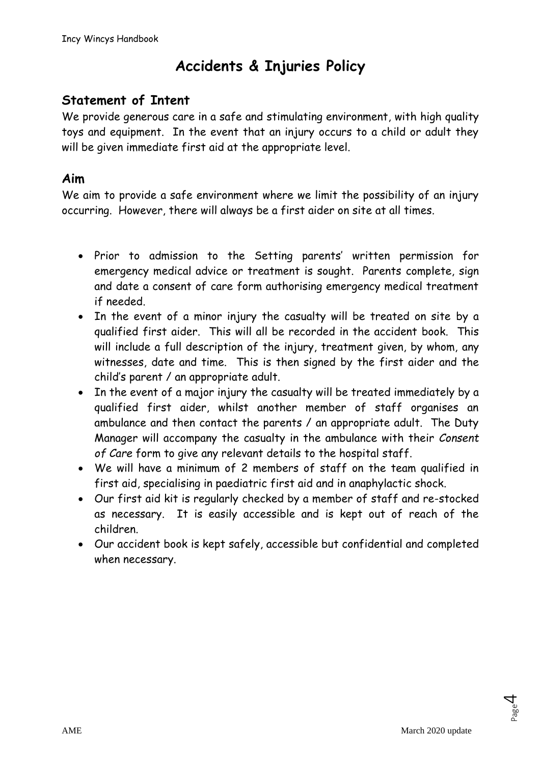# Accidents & Injuries Policy

## Statement of Intent

We provide generous care in a safe and stimulating environment, with high quality toys and equipment. In the event that an injury occurs to a child or adult they will be given immediate first aid at the appropriate level.

## Aim

We aim to provide a safe environment where we limit the possibility of an injury occurring. However, there will always be a first aider on site at all times.

- Prior to admission to the Setting parents' written permission for emergency medical advice or treatment is sought. Parents complete, sign and date a consent of care form authorising emergency medical treatment if needed.
- In the event of a minor injury the casualty will be treated on site by a qualified first aider. This will all be recorded in the accident book. This will include a full description of the injury, treatment given, by whom, any witnesses, date and time. This is then signed by the first aider and the child's parent / an appropriate adult.
- In the event of a major injury the casualty will be treated immediately by a qualified first aider, whilst another member of staff organises an ambulance and then contact the parents / an appropriate adult. The Duty Manager will accompany the casualty in the ambulance with their *Consent of Care* form to give any relevant details to the hospital staff.
- We will have a minimum of 2 members of staff on the team qualified in first aid, specialising in paediatric first aid and in anaphylactic shock.
- Our first aid kit is regularly checked by a member of staff and re-stocked as necessary. It is easily accessible and is kept out of reach of the children.
- Our accident book is kept safely, accessible but confidential and completed when necessary.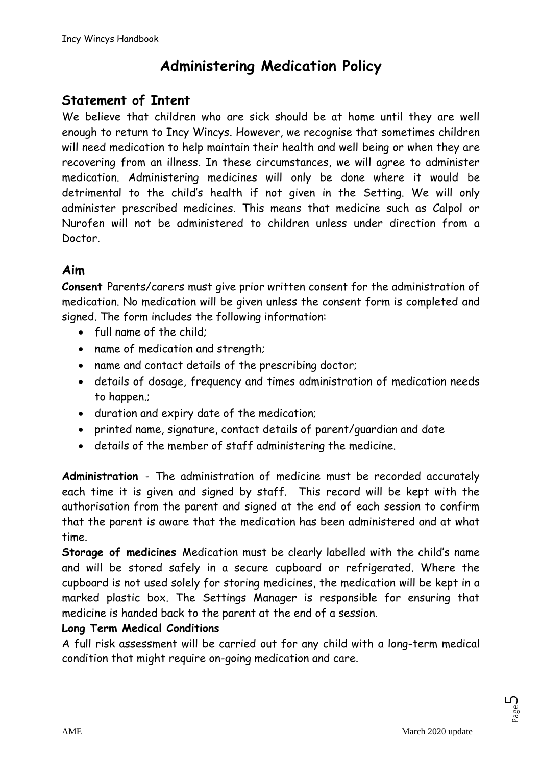# Administering Medication Policy

## Statement of Intent

We believe that children who are sick should be at home until they are well enough to return to Incy Wincys. However, we recognise that sometimes children will need medication to help maintain their health and well being or when they are recovering from an illness. In these circumstances, we will agree to administer medication. Administering medicines will only be done where it would be detrimental to the child's health if not given in the Setting. We will only administer prescribed medicines. This means that medicine such as Calpol or Nurofen will not be administered to children unless under direction from a Doctor.

## Aim

**Consent** Parents/carers must give prior written consent for the administration of medication. No medication will be given unless the consent form is completed and signed. The form includes the following information:

- full name of the child;
- name of medication and strength;
- name and contact details of the prescribing doctor;
- details of dosage, frequency and times administration of medication needs to happen.;
- duration and expiry date of the medication;
- printed name, signature, contact details of parent/guardian and date
- details of the member of staff administering the medicine.

**Administration** - The administration of medicine must be recorded accurately each time it is given and signed by staff. This record will be kept with the authorisation from the parent and signed at the end of each session to confirm that the parent is aware that the medication has been administered and at what time.

**Storage of medicines** Medication must be clearly labelled with the child's name and will be stored safely in a secure cupboard or refrigerated. Where the cupboard is not used solely for storing medicines, the medication will be kept in a marked plastic box. The Settings Manager is responsible for ensuring that medicine is handed back to the parent at the end of a session.

**Long Term Medical Conditions**

A full risk assessment will be carried out for any child with a long-term medical condition that might require on-going medication and care.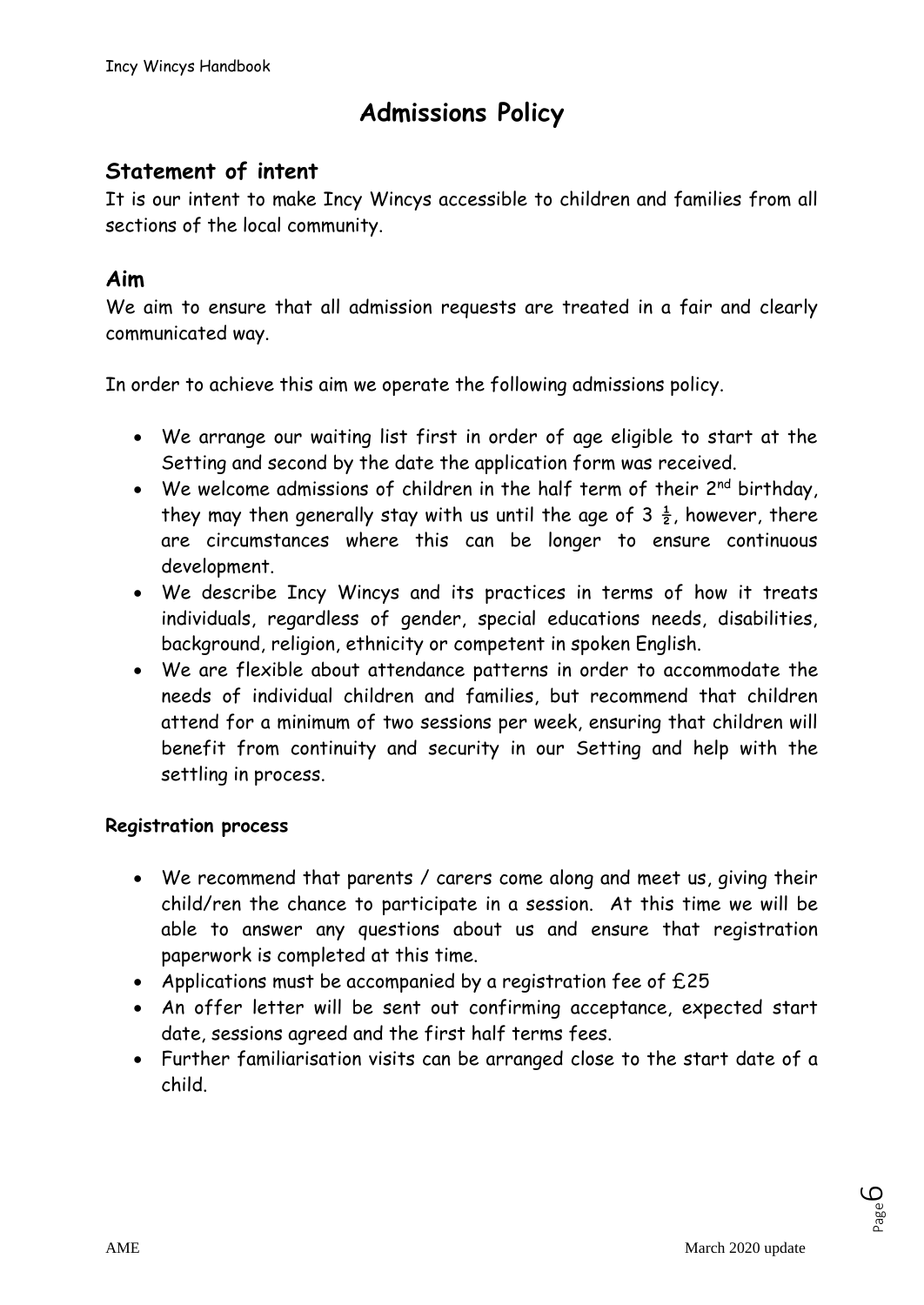# Admissions Policy

## Statement of intent

It is our intent to make Incy Wincys accessible to children and families from all sections of the local community.

## Aim

We aim to ensure that all admission requests are treated in a fair and clearly communicated way.

In order to achieve this aim we operate the following admissions policy.

- We arrange our waiting list first in order of age eligible to start at the Setting and second by the date the application form was received.
- We welcome admissions of children in the half term of their 2nd birthday, they may then generally stay with us until the age of 3 ½, however, there are circumstances where this can be longer to ensure continuous development.
- We describe Incy Wincys and its practices in terms of how it treats individuals, regardless of gender, special educations needs, disabilities, background, religion, ethnicity or competent in spoken English.
- We are flexible about attendance patterns in order to accommodate the needs of individual children and families, but recommend that children attend for a minimum of two sessions per week, ensuring that children will benefit from continuity and security in our Setting and help with the settling in process.

**Registration process**

- We recommend that parents / carers come along and meet us, giving their child/ren the chance to participate in a session. At this time we will be able to answer any questions about us and ensure that registration paperwork is completed at this time.
- Applications must be accompanied by a registration fee of £25
- An offer letter will be sent out confirming acceptance, expected start date, sessions agreed and the first half terms fees.
- Further familiarisation visits can be arranged close to the start date of a child.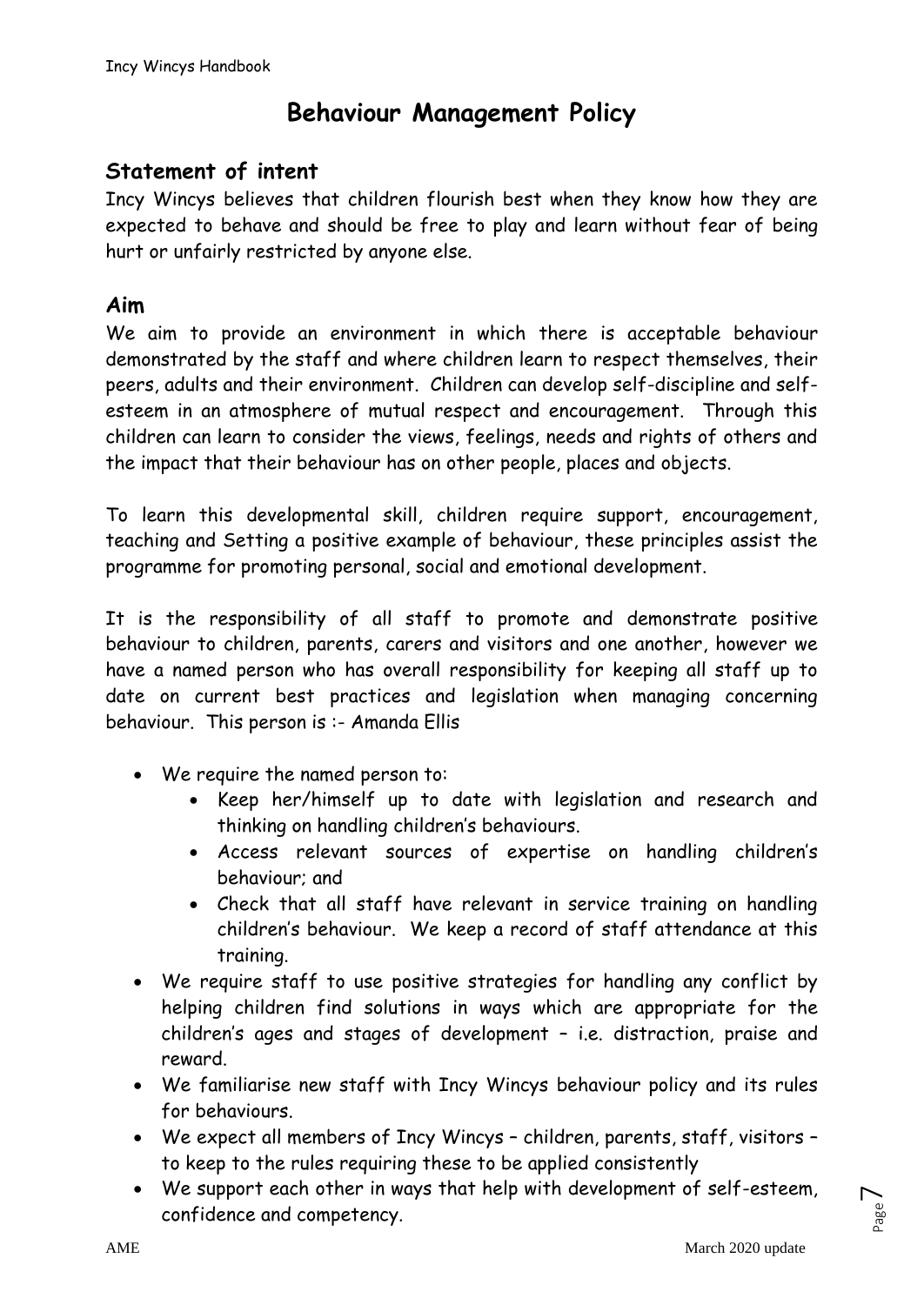# Behaviour Management Policy

## Statement of intent

Incy Wincys believes that children flourish best when they know how they are expected to behave and should be free to play and learn without fear of being hurt or unfairly restricted by anyone else.

## Aim

We aim to provide an environment in which there is acceptable behaviour demonstrated by the staff and where children learn to respect themselves, their peers, adults and their environment. Children can develop self-discipline and self-esteem in an atmosphere of mutual respect and encouragement. Through this children can learn to consider the views, feelings, needs and rights of others and the impact that their behaviour has on other people, places and objects.

To learn this developmental skill, children require support, encouragement, teaching and Setting a positive example of behaviour, these principles assist the programme for promoting personal, social and emotional development.

It is the responsibility of all staff to promote and demonstrate positive behaviour to children, parents, carers and visitors and one another, however we have a named person who has overall responsibility for keeping all staff up to date on current best practices and legislation when managing concerning behaviour. This person is :- Amanda Ellis

- We require the named person to:
  - Keep her/himself up to date with legislation and research and thinking on handling children's behaviours.
  - Access relevant sources of expertise on handling children's behaviour; and
  - Check that all staff have relevant in service training on handling children's behaviour. We keep a record of staff attendance at this training.
- We require staff to use positive strategies for handling any conflict by helping children find solutions in ways which are appropriate for the children's ages and stages of development – i.e. distraction, praise and reward.
- We familiarise new staff with Incy Wincys behaviour policy and its rules for behaviours.
- We expect all members of Incy Wincys – children, parents, staff, visitors – to keep to the rules requiring these to be applied consistently
- We support each other in ways that help with development of self-esteem, confidence and competency.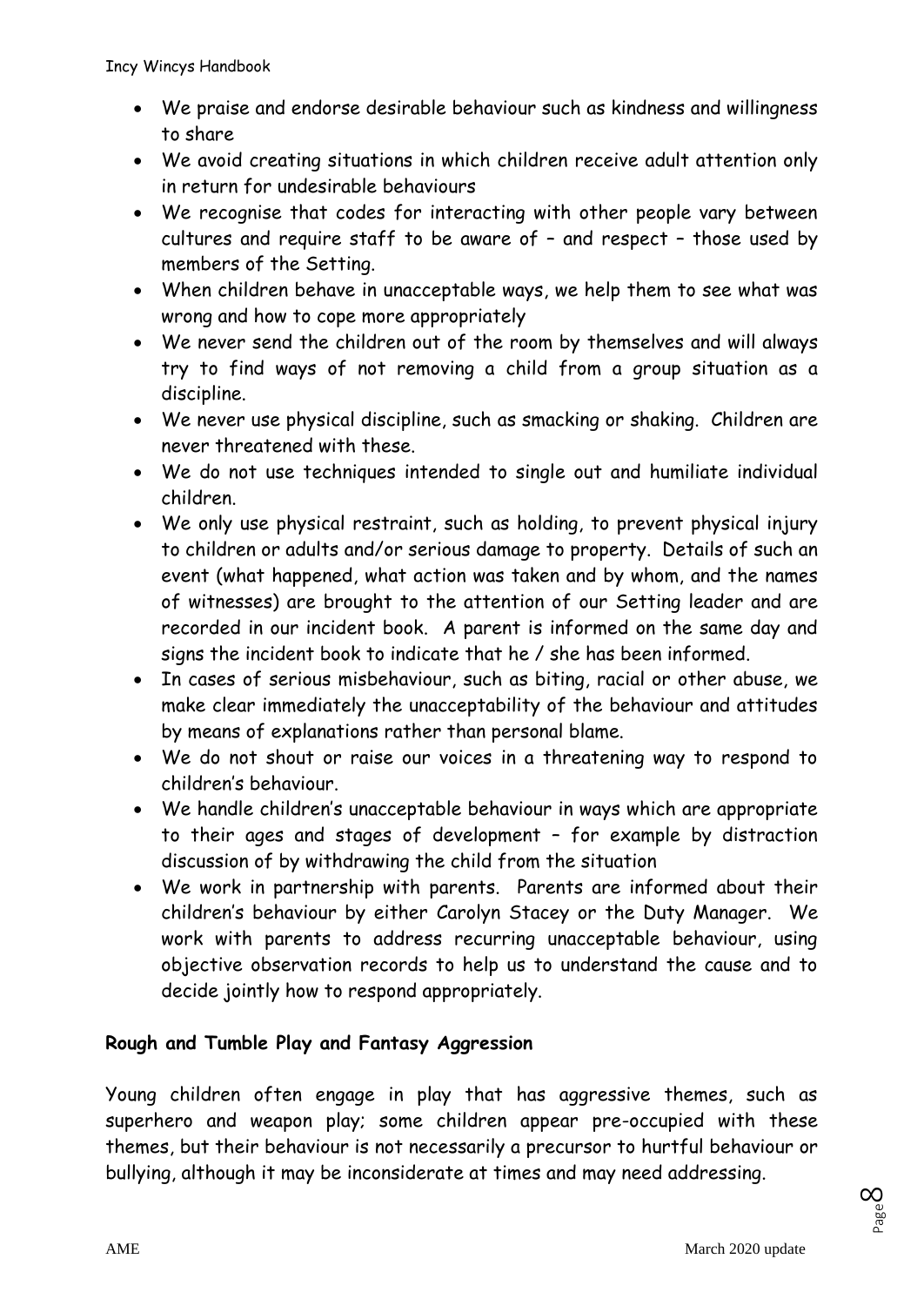- We praise and endorse desirable behaviour such as kindness and willingness to share
- We avoid creating situations in which children receive adult attention only in return for undesirable behaviours
- We recognise that codes for interacting with other people vary between cultures and require staff to be aware of – and respect – those used by members of the Setting.
- When children behave in unacceptable ways, we help them to see what was wrong and how to cope more appropriately
- We never send the children out of the room by themselves and will always try to find ways of not removing a child from a group situation as a discipline.
- We never use physical discipline, such as smacking or shaking. Children are never threatened with these.
- We do not use techniques intended to single out and humiliate individual children.
- We only use physical restraint, such as holding, to prevent physical injury to children or adults and/or serious damage to property. Details of such an event (what happened, what action was taken and by whom, and the names of witnesses) are brought to the attention of our Setting leader and are recorded in our incident book. A parent is informed on the same day and signs the incident book to indicate that he / she has been informed.
- In cases of serious misbehaviour, such as biting, racial or other abuse, we make clear immediately the unacceptability of the behaviour and attitudes by means of explanations rather than personal blame.
- We do not shout or raise our voices in a threatening way to respond to children's behaviour.
- We handle children's unacceptable behaviour in ways which are appropriate to their ages and stages of development – for example by distraction discussion of by withdrawing the child from the situation
- We work in partnership with parents. Parents are informed about their children's behaviour by either Carolyn Stacey or the Duty Manager. We work with parents to address recurring unacceptable behaviour, using objective observation records to help us to understand the cause and to decide jointly how to respond appropriately.

**Rough and Tumble Play and Fantasy Aggression**

Young children often engage in play that has aggressive themes, such as superhero and weapon play; some children appear pre-occupied with these themes, but their behaviour is not necessarily a precursor to hurtful behaviour or bullying, although it may be inconsiderate at times and may need addressing.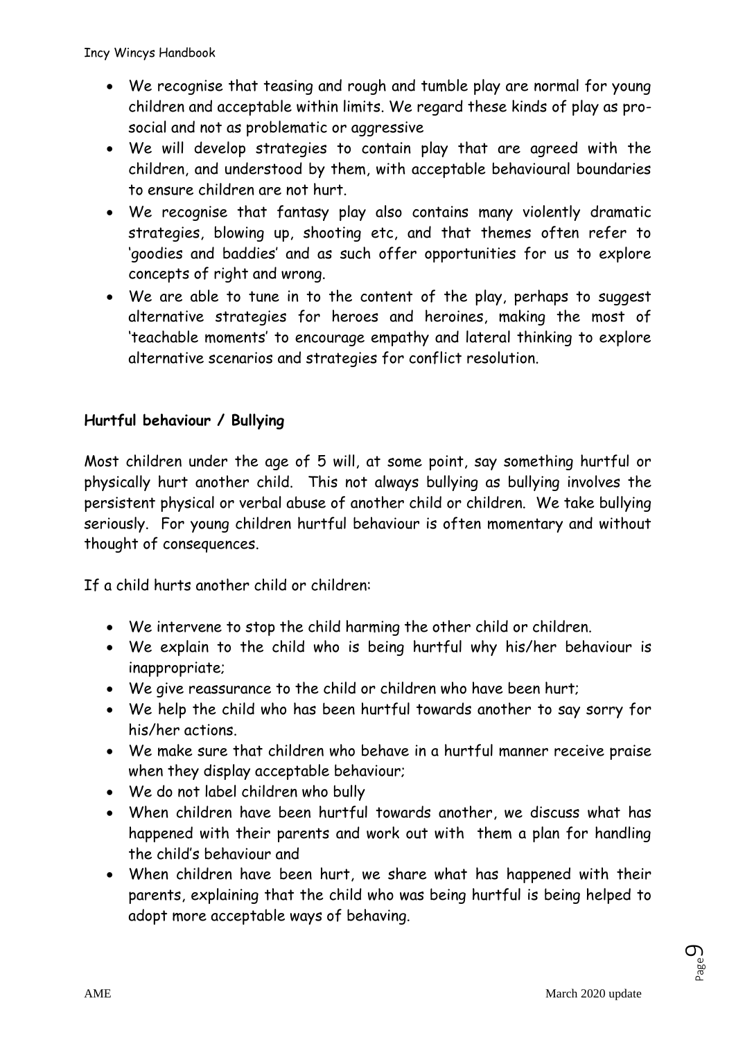- We recognise that teasing and rough and tumble play are normal for young children and acceptable within limits. We regard these kinds of play as pro-social and not as problematic or aggressive
- We will develop strategies to contain play that are agreed with the children, and understood by them, with acceptable behavioural boundaries to ensure children are not hurt.
- We recognise that fantasy play also contains many violently dramatic strategies, blowing up, shooting etc, and that themes often refer to 'goodies and baddies' and as such offer opportunities for us to explore concepts of right and wrong.
- We are able to tune in to the content of the play, perhaps to suggest alternative strategies for heroes and heroines, making the most of 'teachable moments' to encourage empathy and lateral thinking to explore alternative scenarios and strategies for conflict resolution.

**Hurtful behaviour / Bullying**

Most children under the age of 5 will, at some point, say something hurtful or physically hurt another child. This not always bullying as bullying involves the persistent physical or verbal abuse of another child or children. We take bullying seriously. For young children hurtful behaviour is often momentary and without thought of consequences.

If a child hurts another child or children:

- We intervene to stop the child harming the other child or children.
- We explain to the child who is being hurtful why his/her behaviour is inappropriate;
- We give reassurance to the child or children who have been hurt;
- We help the child who has been hurtful towards another to say sorry for his/her actions.
- We make sure that children who behave in a hurtful manner receive praise when they display acceptable behaviour;
- We do not label children who bully
- When children have been hurtful towards another, we discuss what has happened with their parents and work out with them a plan for handling the child's behaviour and
- When children have been hurt, we share what has happened with their parents, explaining that the child who was being hurtful is being helped to adopt more acceptable ways of behaving.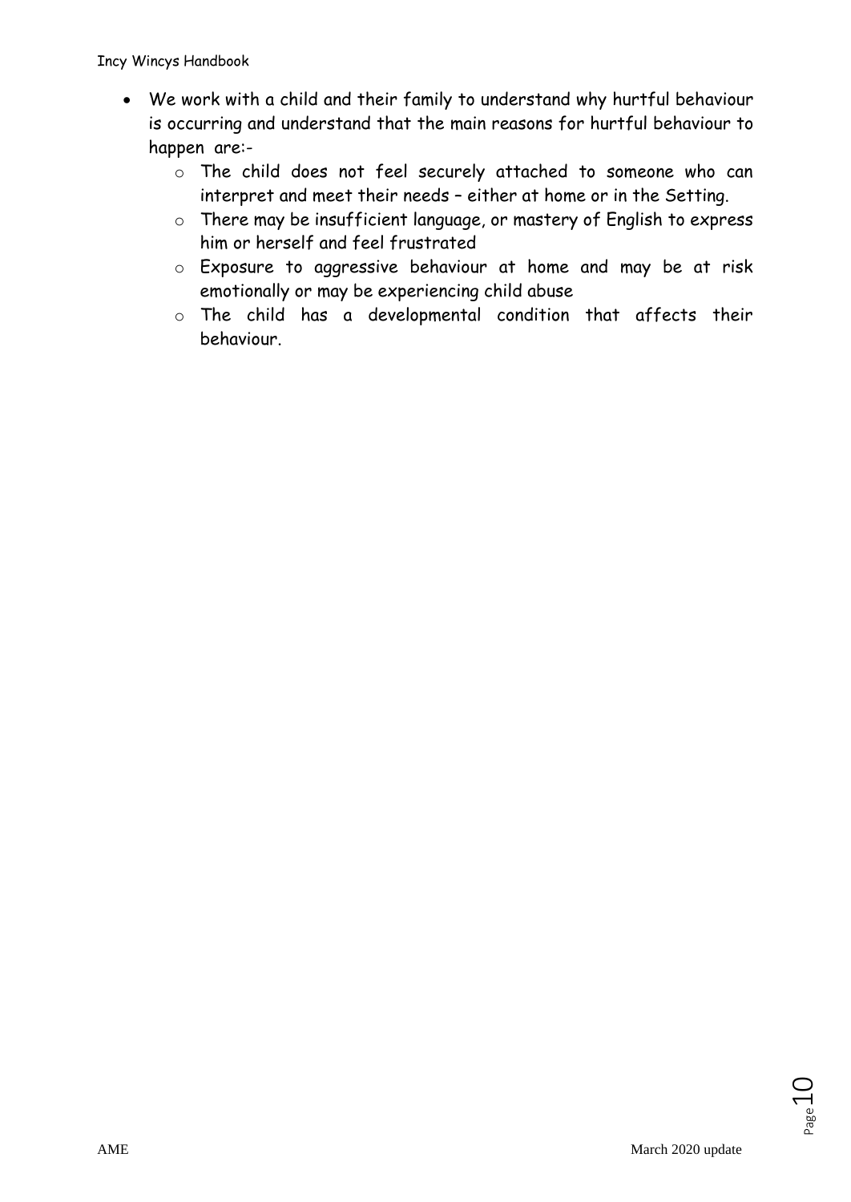- We work with a child and their family to understand why hurtful behaviour is occurring and understand that the main reasons for hurtful behaviour to happen are:-
    - The child does not feel securely attached to someone who can interpret and meet their needs – either at home or in the Setting.
    - There may be insufficient language, or mastery of English to express him or herself and feel frustrated
    - Exposure to aggressive behaviour at home and may be at risk emotionally or may be experiencing child abuse
    - The child has a developmental condition that affects their behaviour.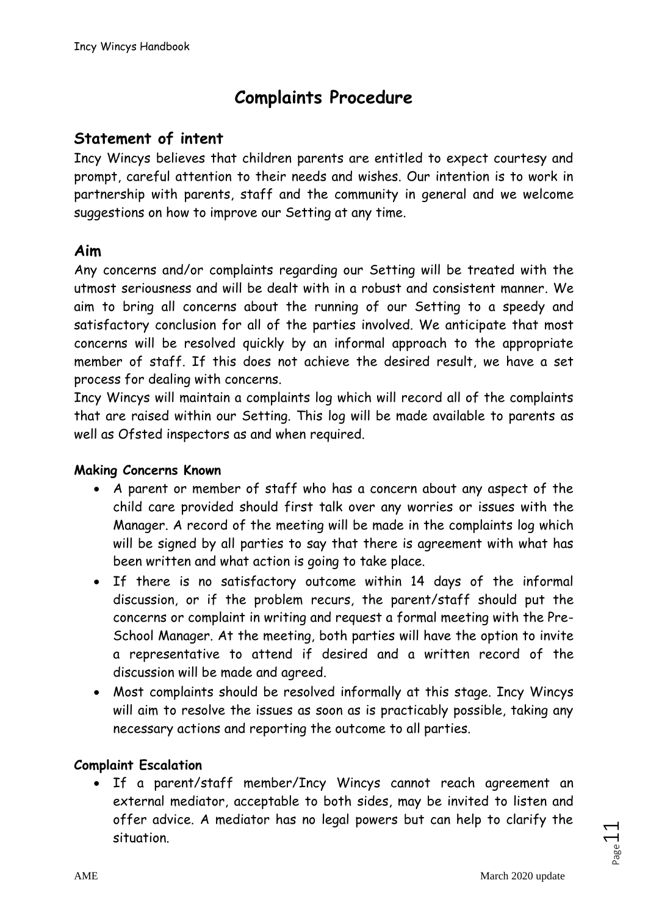# Complaints Procedure

## Statement of intent

Incy Wincys believes that children parents are entitled to expect courtesy and prompt, careful attention to their needs and wishes. Our intention is to work in partnership with parents, staff and the community in general and we welcome suggestions on how to improve our Setting at any time.

## Aim

Any concerns and/or complaints regarding our Setting will be treated with the utmost seriousness and will be dealt with in a robust and consistent manner. We aim to bring all concerns about the running of our Setting to a speedy and satisfactory conclusion for all of the parties involved. We anticipate that most concerns will be resolved quickly by an informal approach to the appropriate member of staff. If this does not achieve the desired result, we have a set process for dealing with concerns.

Incy Wincys will maintain a complaints log which will record all of the complaints that are raised within our Setting. This log will be made available to parents as well as Ofsted inspectors as and when required.

#### Making Concerns Known

- A parent or member of staff who has a concern about any aspect of the child care provided should first talk over any worries or issues with the Manager. A record of the meeting will be made in the complaints log which will be signed by all parties to say that there is agreement with what has been written and what action is going to take place.
- If there is no satisfactory outcome within 14 days of the informal discussion, or if the problem recurs, the parent/staff should put the concerns or complaint in writing and request a formal meeting with the Pre-School Manager. At the meeting, both parties will have the option to invite a representative to attend if desired and a written record of the discussion will be made and agreed.
- Most complaints should be resolved informally at this stage. Incy Wincys will aim to resolve the issues as soon as is practicably possible, taking any necessary actions and reporting the outcome to all parties.

#### Complaint Escalation

- If a parent/staff member/Incy Wincys cannot reach agreement an external mediator, acceptable to both sides, may be invited to listen and offer advice. A mediator has no legal powers but can help to clarify the situation.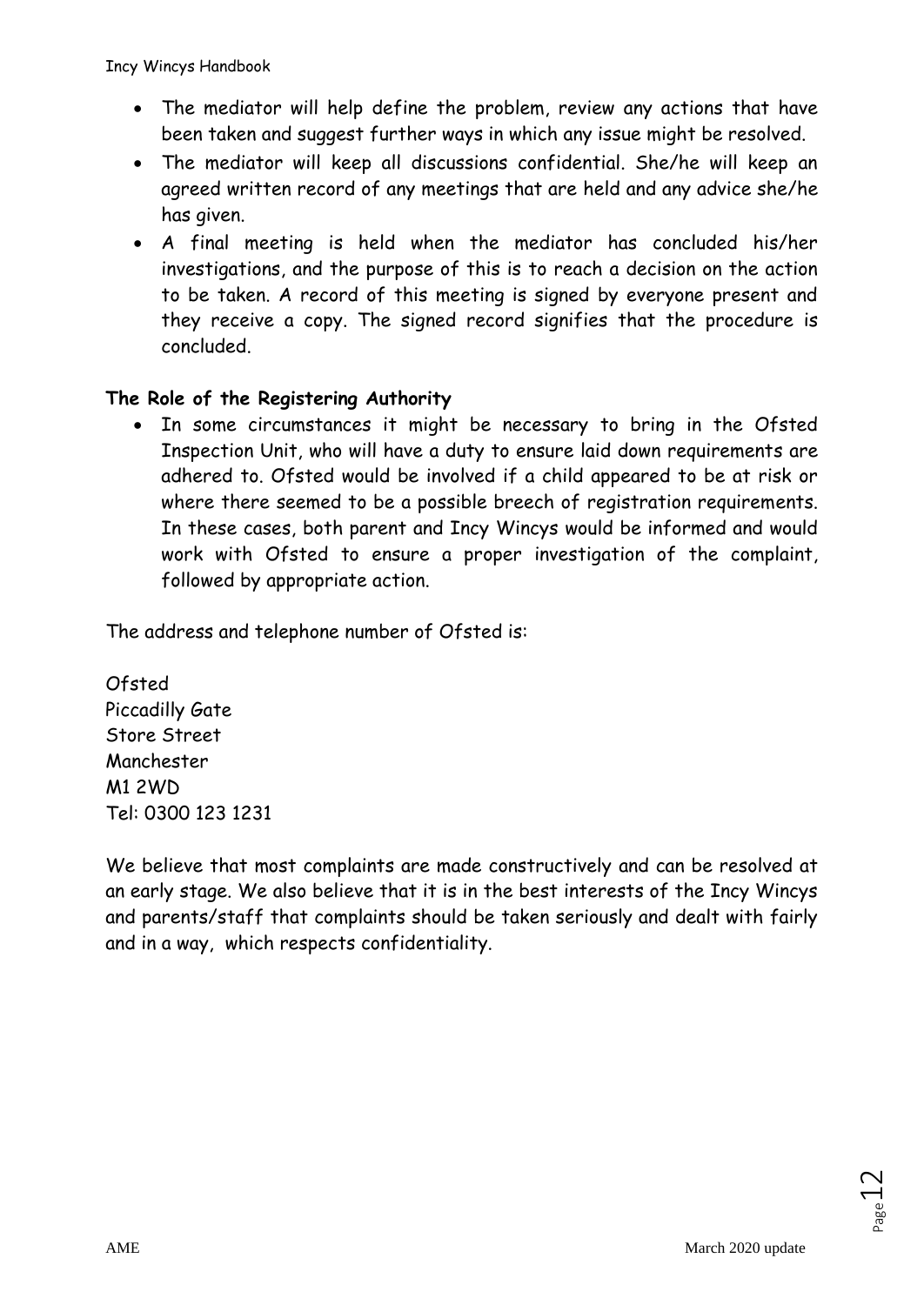- The mediator will help define the problem, review any actions that have been taken and suggest further ways in which any issue might be resolved.
- The mediator will keep all discussions confidential. She/he will keep an agreed written record of any meetings that are held and any advice she/he has given.
- A final meeting is held when the mediator has concluded his/her investigations, and the purpose of this is to reach a decision on the action to be taken. A record of this meeting is signed by everyone present and they receive a copy. The signed record signifies that the procedure is concluded.

**The Role of the Registering Authority**

- In some circumstances it might be necessary to bring in the Ofsted Inspection Unit, who will have a duty to ensure laid down requirements are adhered to. Ofsted would be involved if a child appeared to be at risk or where there seemed to be a possible breech of registration requirements. In these cases, both parent and Incy Wincys would be informed and would work with Ofsted to ensure a proper investigation of the complaint, followed by appropriate action.

The address and telephone number of Ofsted is:

Ofsted
Piccadilly Gate
Store Street
Manchester
M1 2WD
Tel: 0300 123 1231

We believe that most complaints are made constructively and can be resolved at an early stage. We also believe that it is in the best interests of the Incy Wincys and parents/staff that complaints should be taken seriously and dealt with fairly and in a way, which respects confidentiality.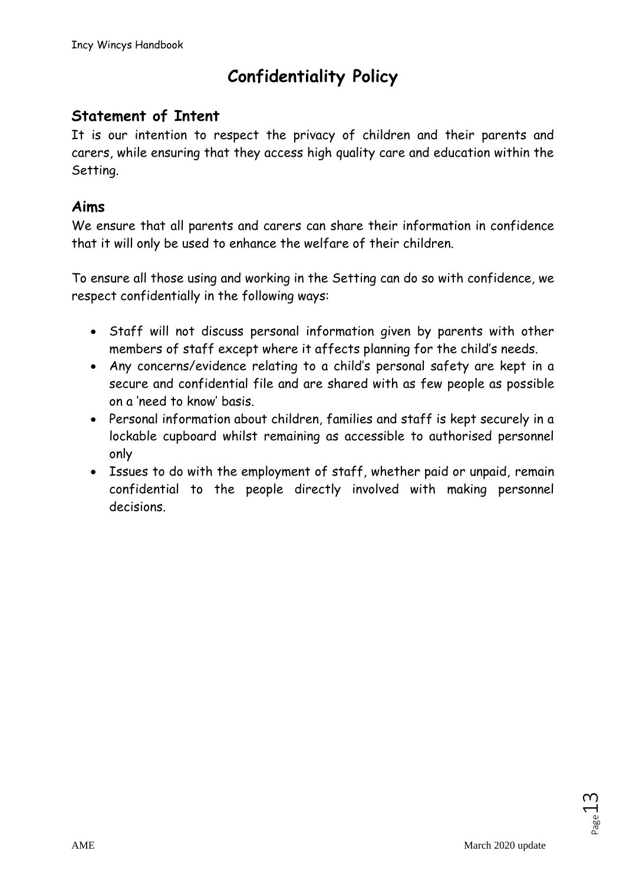# Confidentiality Policy

## Statement of Intent

It is our intention to respect the privacy of children and their parents and carers, while ensuring that they access high quality care and education within the Setting.

## Aims

We ensure that all parents and carers can share their information in confidence that it will only be used to enhance the welfare of their children.

To ensure all those using and working in the Setting can do so with confidence, we respect confidentially in the following ways:

- Staff will not discuss personal information given by parents with other members of staff except where it affects planning for the child's needs.
- Any concerns/evidence relating to a child's personal safety are kept in a secure and confidential file and are shared with as few people as possible on a 'need to know' basis.
- Personal information about children, families and staff is kept securely in a lockable cupboard whilst remaining as accessible to authorised personnel only
- Issues to do with the employment of staff, whether paid or unpaid, remain confidential to the people directly involved with making personnel decisions.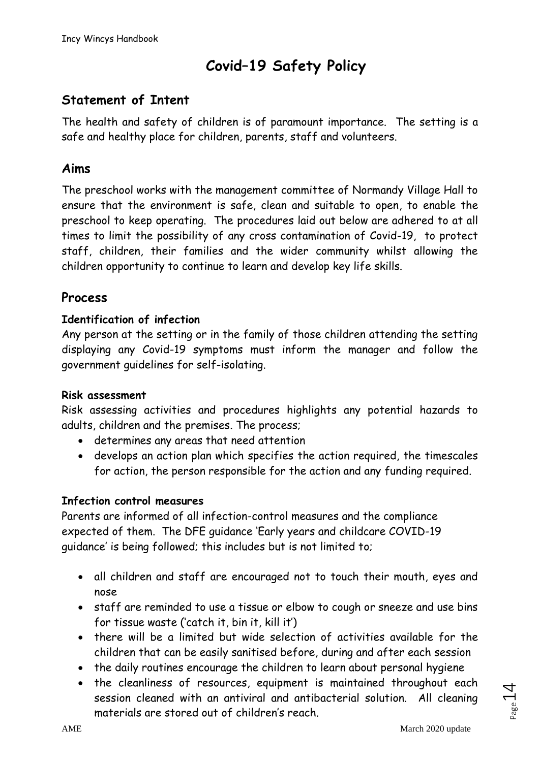# Covid–19 Safety Policy

## Statement of Intent

The health and safety of children is of paramount importance. The setting is a safe and healthy place for children, parents, staff and volunteers.

## Aims

The preschool works with the management committee of Normandy Village Hall to ensure that the environment is safe, clean and suitable to open, to enable the preschool to keep operating. The procedures laid out below are adhered to at all times to limit the possibility of any cross contamination of Covid-19, to protect staff, children, their families and the wider community whilst allowing the children opportunity to continue to learn and develop key life skills.

## Process

### Identification of infection

Any person at the setting or in the family of those children attending the setting displaying any Covid-19 symptoms must inform the manager and follow the government guidelines for self-isolating.

### Risk assessment

Risk assessing activities and procedures highlights any potential hazards to adults, children and the premises. The process;

- determines any areas that need attention
- develops an action plan which specifies the action required, the timescales for action, the person responsible for the action and any funding required.

### Infection control measures

Parents are informed of all infection-control measures and the compliance expected of them. The DFE guidance 'Early years and childcare COVID-19 guidance' is being followed; this includes but is not limited to;

- all children and staff are encouraged not to touch their mouth, eyes and nose
- staff are reminded to use a tissue or elbow to cough or sneeze and use bins for tissue waste ('catch it, bin it, kill it')
- there will be a limited but wide selection of activities available for the children that can be easily sanitised before, during and after each session
- the daily routines encourage the children to learn about personal hygiene
- the cleanliness of resources, equipment is maintained throughout each session cleaned with an antiviral and antibacterial solution. All cleaning materials are stored out of children's reach.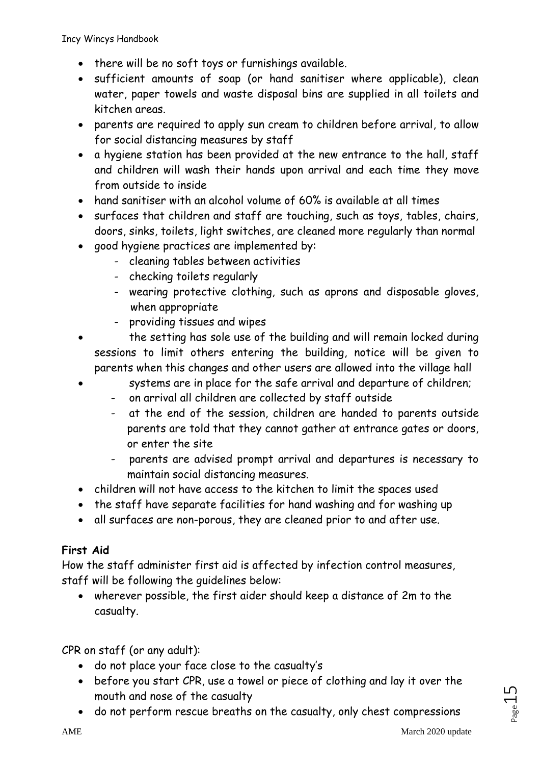- there will be no soft toys or furnishings available.
- sufficient amounts of soap (or hand sanitiser where applicable), clean water, paper towels and waste disposal bins are supplied in all toilets and kitchen areas.
- parents are required to apply sun cream to children before arrival, to allow for social distancing measures by staff
- a hygiene station has been provided at the new entrance to the hall, staff and children will wash their hands upon arrival and each time they move from outside to inside
- hand sanitiser with an alcohol volume of 60% is available at all times
- surfaces that children and staff are touching, such as toys, tables, chairs, doors, sinks, toilets, light switches, are cleaned more regularly than normal
- good hygiene practices are implemented by:
  - cleaning tables between activities
  - checking toilets regularly
  - wearing protective clothing, such as aprons and disposable gloves, when appropriate
  - providing tissues and wipes
- the setting has sole use of the building and will remain locked during sessions to limit others entering the building, notice will be given to parents when this changes and other users are allowed into the village hall
- systems are in place for the safe arrival and departure of children;
  - on arrival all children are collected by staff outside
  - at the end of the session, children are handed to parents outside parents are told that they cannot gather at entrance gates or doors, or enter the site
  - parents are advised prompt arrival and departures is necessary to maintain social distancing measures.
- children will not have access to the kitchen to limit the spaces used
- the staff have separate facilities for hand washing and for washing up
- all surfaces are non-porous, they are cleaned prior to and after use.

**First Aid**

How the staff administer first aid is affected by infection control measures, staff will be following the guidelines below:

- wherever possible, the first aider should keep a distance of 2m to the casualty.

CPR on staff (or any adult):

- do not place your face close to the casualty's
- before you start CPR, use a towel or piece of clothing and lay it over the mouth and nose of the casualty
- do not perform rescue breaths on the casualty, only chest compressions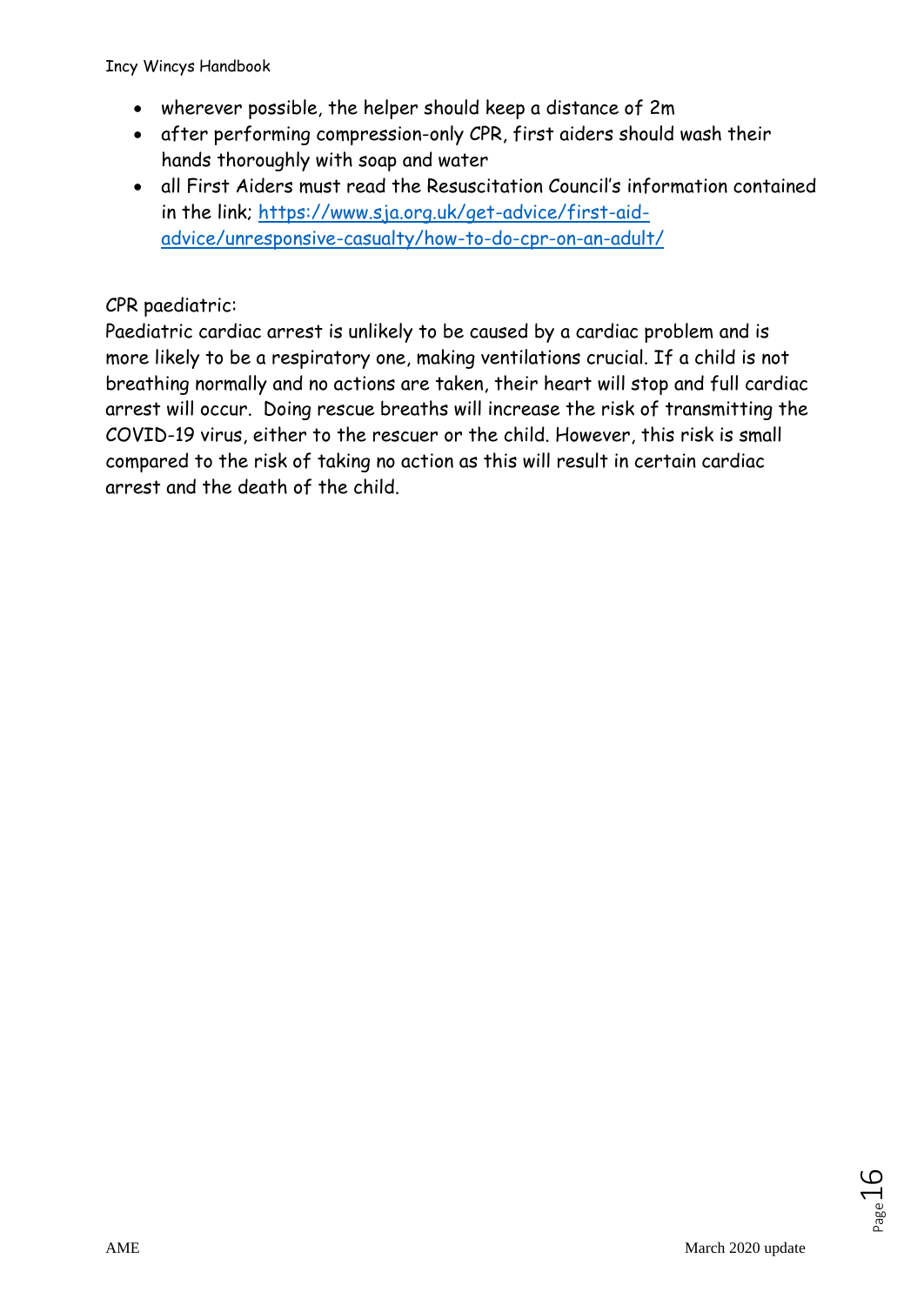- wherever possible, the helper should keep a distance of 2m
- after performing compression-only CPR, first aiders should wash their hands thoroughly with soap and water
- all First Aiders must read the Resuscitation Council's information contained in the link; [https://www.sja.org.uk/get-advice/first-aid-advice/unresponsive-casualty/how-to-do-cpr-on-an-adult/](https://www.sja.org.uk/get-advice/first-aid-advice/unresponsive-casualty/how-to-do-cpr-on-an-adult/)

CPR paediatric:

Paediatric cardiac arrest is unlikely to be caused by a cardiac problem and is more likely to be a respiratory one, making ventilations crucial. If a child is not breathing normally and no actions are taken, their heart will stop and full cardiac arrest will occur. Doing rescue breaths will increase the risk of transmitting the COVID-19 virus, either to the rescuer or the child. However, this risk is small compared to the risk of taking no action as this will result in certain cardiac arrest and the death of the child.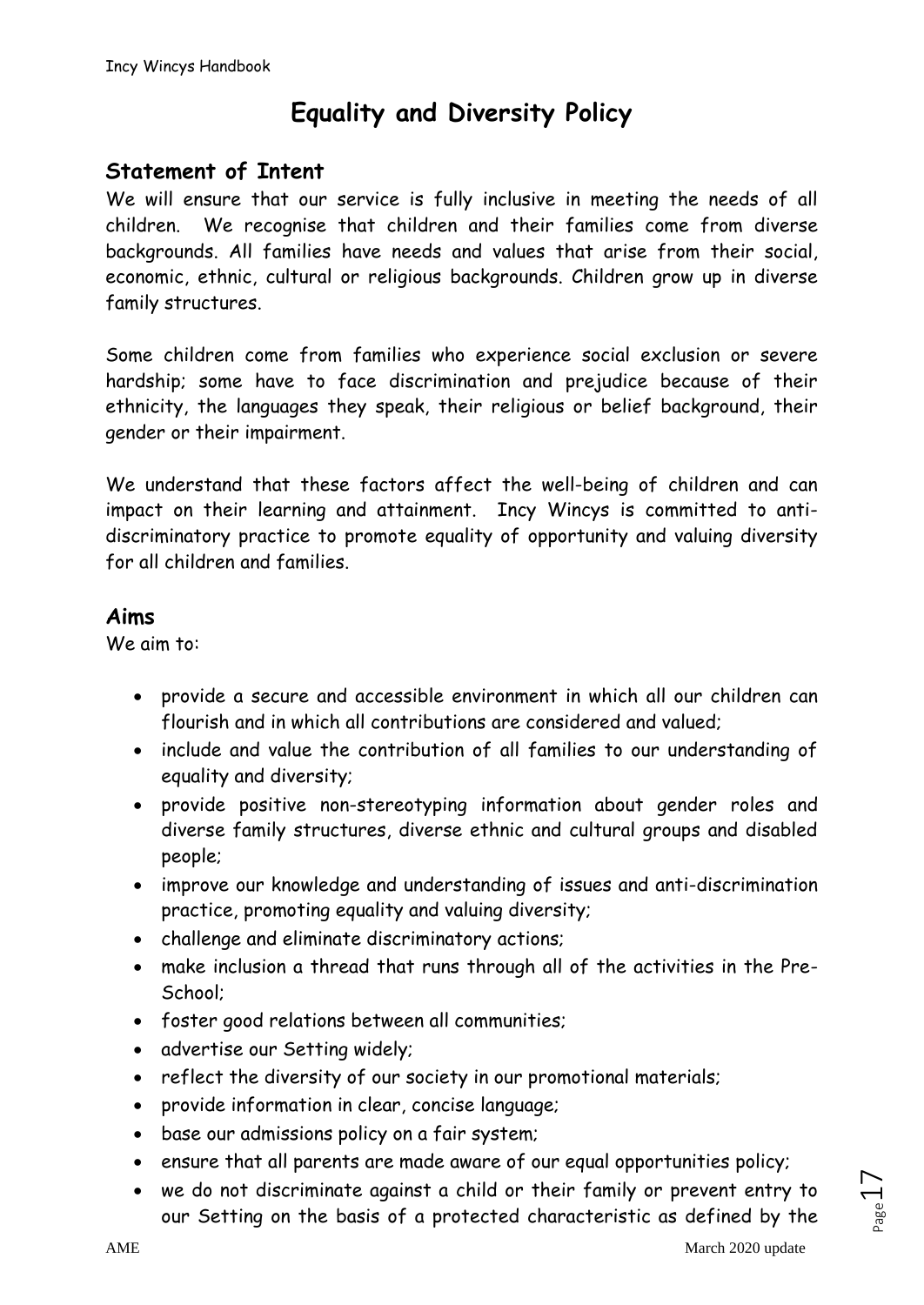# Equality and Diversity Policy

## Statement of Intent

We will ensure that our service is fully inclusive in meeting the needs of all children. We recognise that children and their families come from diverse backgrounds. All families have needs and values that arise from their social, economic, ethnic, cultural or religious backgrounds. Children grow up in diverse family structures.

Some children come from families who experience social exclusion or severe hardship; some have to face discrimination and prejudice because of their ethnicity, the languages they speak, their religious or belief background, their gender or their impairment.

We understand that these factors affect the well-being of children and can impact on their learning and attainment. Incy Wincys is committed to anti-discriminatory practice to promote equality of opportunity and valuing diversity for all children and families.

## Aims

We aim to:

- provide a secure and accessible environment in which all our children can flourish and in which all contributions are considered and valued;
- include and value the contribution of all families to our understanding of equality and diversity;
- provide positive non-stereotyping information about gender roles and diverse family structures, diverse ethnic and cultural groups and disabled people;
- improve our knowledge and understanding of issues and anti-discrimination practice, promoting equality and valuing diversity;
- challenge and eliminate discriminatory actions;
- make inclusion a thread that runs through all of the activities in the Pre-School;
- foster good relations between all communities;
- advertise our Setting widely;
- reflect the diversity of our society in our promotional materials;
- provide information in clear, concise language;
- base our admissions policy on a fair system;
- ensure that all parents are made aware of our equal opportunities policy;
- we do not discriminate against a child or their family or prevent entry to our Setting on the basis of a protected characteristic as defined by the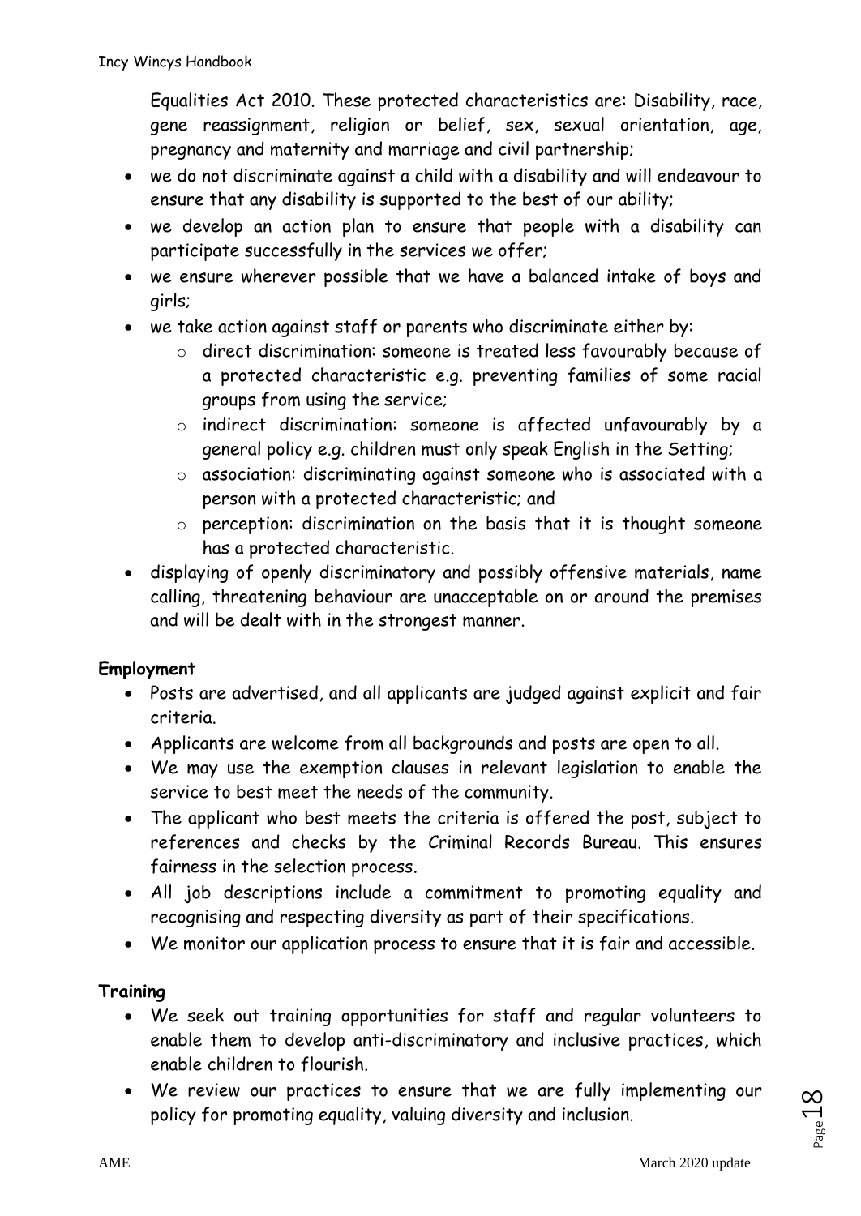Equalities Act 2010. These protected characteristics are: Disability, race, gene reassignment, religion or belief, sex, sexual orientation, age, pregnancy and maternity and marriage and civil partnership;

- we do not discriminate against a child with a disability and will endeavour to ensure that any disability is supported to the best of our ability;
- we develop an action plan to ensure that people with a disability can participate successfully in the services we offer;
- we ensure wherever possible that we have a balanced intake of boys and girls;
- we take action against staff or parents who discriminate either by:
  - direct discrimination: someone is treated less favourably because of a protected characteristic e.g. preventing families of some racial groups from using the service;
  - indirect discrimination: someone is affected unfavourably by a general policy e.g. children must only speak English in the Setting;
  - association: discriminating against someone who is associated with a person with a protected characteristic; and
  - perception: discrimination on the basis that it is thought someone has a protected characteristic.
- displaying of openly discriminatory and possibly offensive materials, name calling, threatening behaviour are unacceptable on or around the premises and will be dealt with in the strongest manner.

**Employment**

- Posts are advertised, and all applicants are judged against explicit and fair criteria.
- Applicants are welcome from all backgrounds and posts are open to all.
- We may use the exemption clauses in relevant legislation to enable the service to best meet the needs of the community.
- The applicant who best meets the criteria is offered the post, subject to references and checks by the Criminal Records Bureau. This ensures fairness in the selection process.
- All job descriptions include a commitment to promoting equality and recognising and respecting diversity as part of their specifications.
- We monitor our application process to ensure that it is fair and accessible.

**Training**

- We seek out training opportunities for staff and regular volunteers to enable them to develop anti-discriminatory and inclusive practices, which enable children to flourish.
- We review our practices to ensure that we are fully implementing our policy for promoting equality, valuing diversity and inclusion.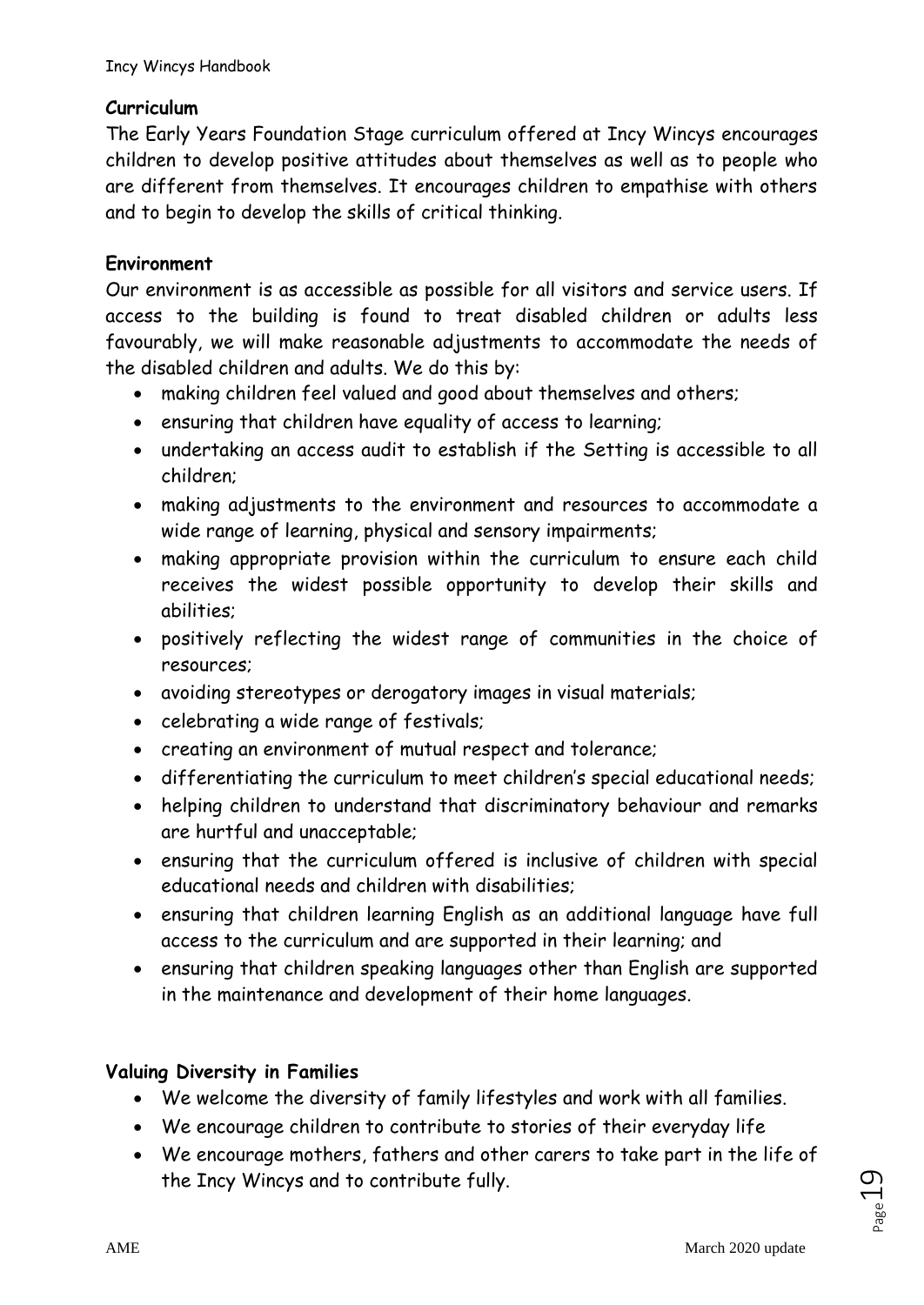**Curriculum**

The Early Years Foundation Stage curriculum offered at Incy Wincys encourages children to develop positive attitudes about themselves as well as to people who are different from themselves. It encourages children to empathise with others and to begin to develop the skills of critical thinking.

**Environment**

Our environment is as accessible as possible for all visitors and service users. If access to the building is found to treat disabled children or adults less favourably, we will make reasonable adjustments to accommodate the needs of the disabled children and adults. We do this by:

- making children feel valued and good about themselves and others;
- ensuring that children have equality of access to learning;
- undertaking an access audit to establish if the Setting is accessible to all children;
- making adjustments to the environment and resources to accommodate a wide range of learning, physical and sensory impairments;
- making appropriate provision within the curriculum to ensure each child receives the widest possible opportunity to develop their skills and abilities;
- positively reflecting the widest range of communities in the choice of resources;
- avoiding stereotypes or derogatory images in visual materials;
- celebrating a wide range of festivals;
- creating an environment of mutual respect and tolerance;
- differentiating the curriculum to meet children's special educational needs;
- helping children to understand that discriminatory behaviour and remarks are hurtful and unacceptable;
- ensuring that the curriculum offered is inclusive of children with special educational needs and children with disabilities;
- ensuring that children learning English as an additional language have full access to the curriculum and are supported in their learning; and
- ensuring that children speaking languages other than English are supported in the maintenance and development of their home languages.

**Valuing Diversity in Families**

- We welcome the diversity of family lifestyles and work with all families.
- We encourage children to contribute to stories of their everyday life
- We encourage mothers, fathers and other carers to take part in the life of the Incy Wincys and to contribute fully.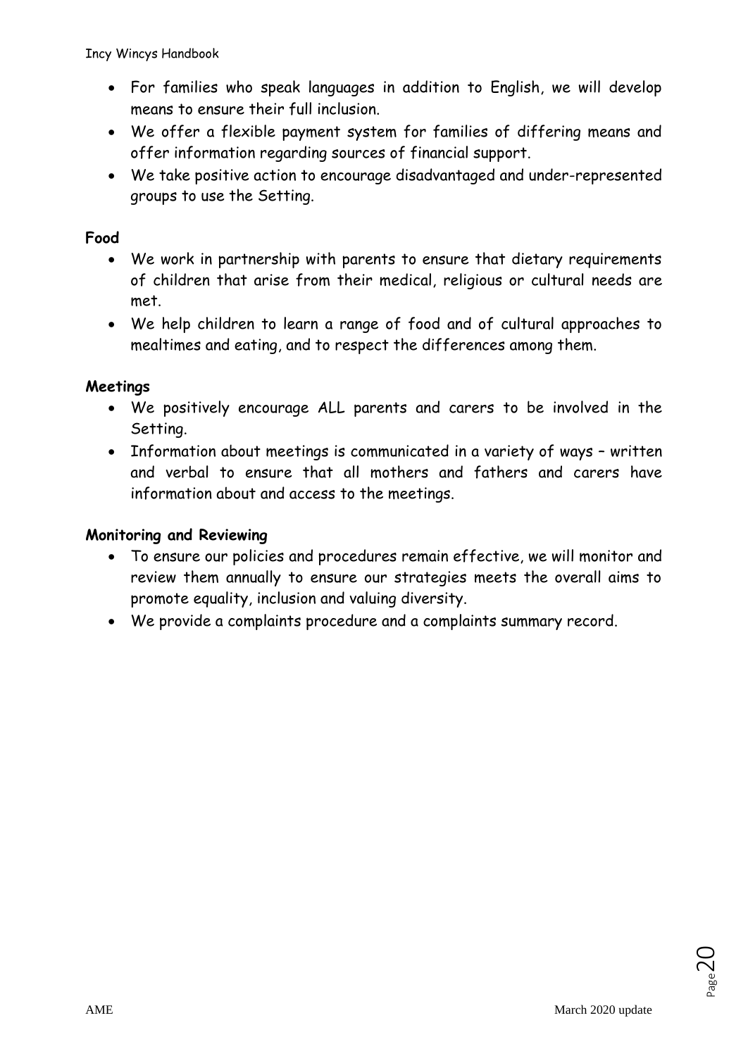- For families who speak languages in addition to English, we will develop means to ensure their full inclusion.
- We offer a flexible payment system for families of differing means and offer information regarding sources of financial support.
- We take positive action to encourage disadvantaged and under-represented groups to use the Setting.

**Food**

- We work in partnership with parents to ensure that dietary requirements of children that arise from their medical, religious or cultural needs are met.
- We help children to learn a range of food and of cultural approaches to mealtimes and eating, and to respect the differences among them.

**Meetings**

- We positively encourage ALL parents and carers to be involved in the Setting.
- Information about meetings is communicated in a variety of ways – written and verbal to ensure that all mothers and fathers and carers have information about and access to the meetings.

**Monitoring and Reviewing**

- To ensure our policies and procedures remain effective, we will monitor and review them annually to ensure our strategies meets the overall aims to promote equality, inclusion and valuing diversity.
- We provide a complaints procedure and a complaints summary record.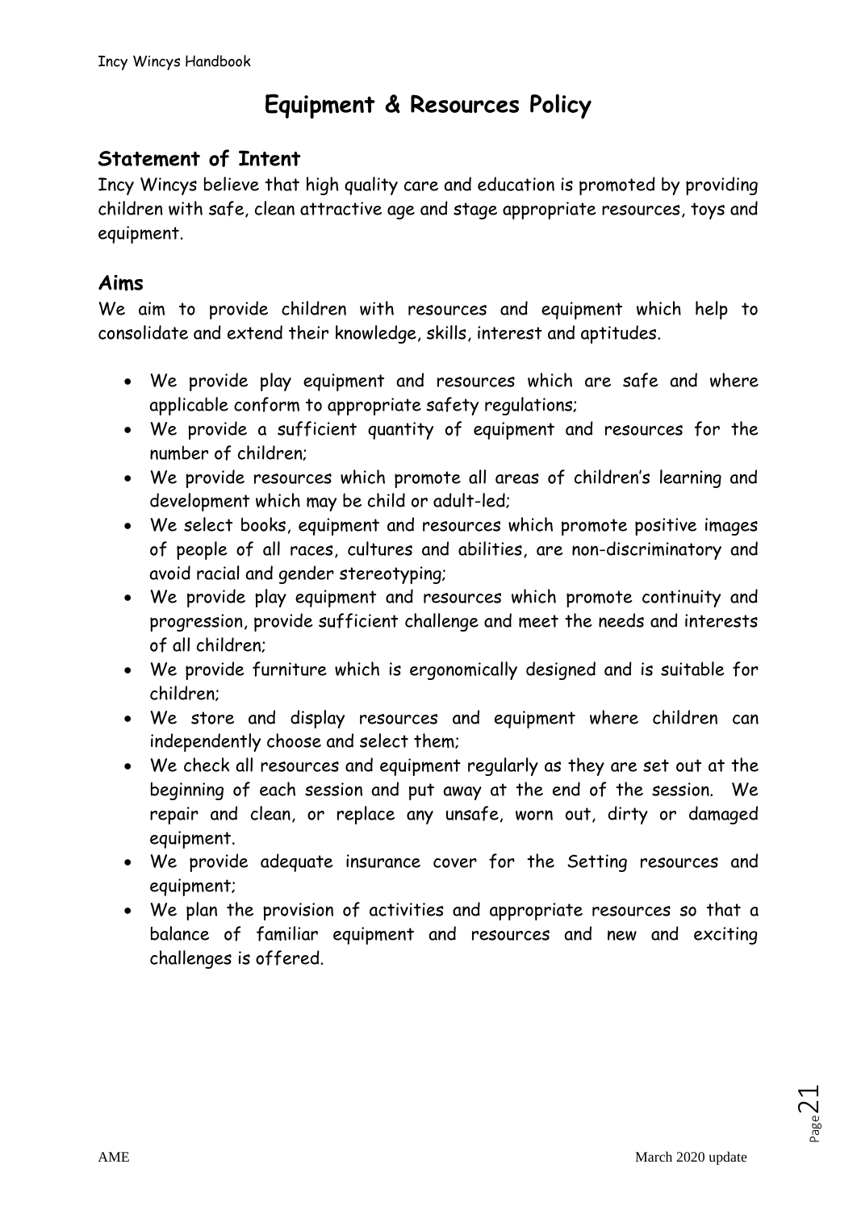# Equipment & Resources Policy

## Statement of Intent

Incy Wincys believe that high quality care and education is promoted by providing children with safe, clean attractive age and stage appropriate resources, toys and equipment.

## Aims

We aim to provide children with resources and equipment which help to consolidate and extend their knowledge, skills, interest and aptitudes.

- We provide play equipment and resources which are safe and where applicable conform to appropriate safety regulations;
- We provide a sufficient quantity of equipment and resources for the number of children;
- We provide resources which promote all areas of children's learning and development which may be child or adult-led;
- We select books, equipment and resources which promote positive images of people of all races, cultures and abilities, are non-discriminatory and avoid racial and gender stereotyping;
- We provide play equipment and resources which promote continuity and progression, provide sufficient challenge and meet the needs and interests of all children;
- We provide furniture which is ergonomically designed and is suitable for children;
- We store and display resources and equipment where children can independently choose and select them;
- We check all resources and equipment regularly as they are set out at the beginning of each session and put away at the end of the session. We repair and clean, or replace any unsafe, worn out, dirty or damaged equipment.
- We provide adequate insurance cover for the Setting resources and equipment;
- We plan the provision of activities and appropriate resources so that a balance of familiar equipment and resources and new and exciting challenges is offered.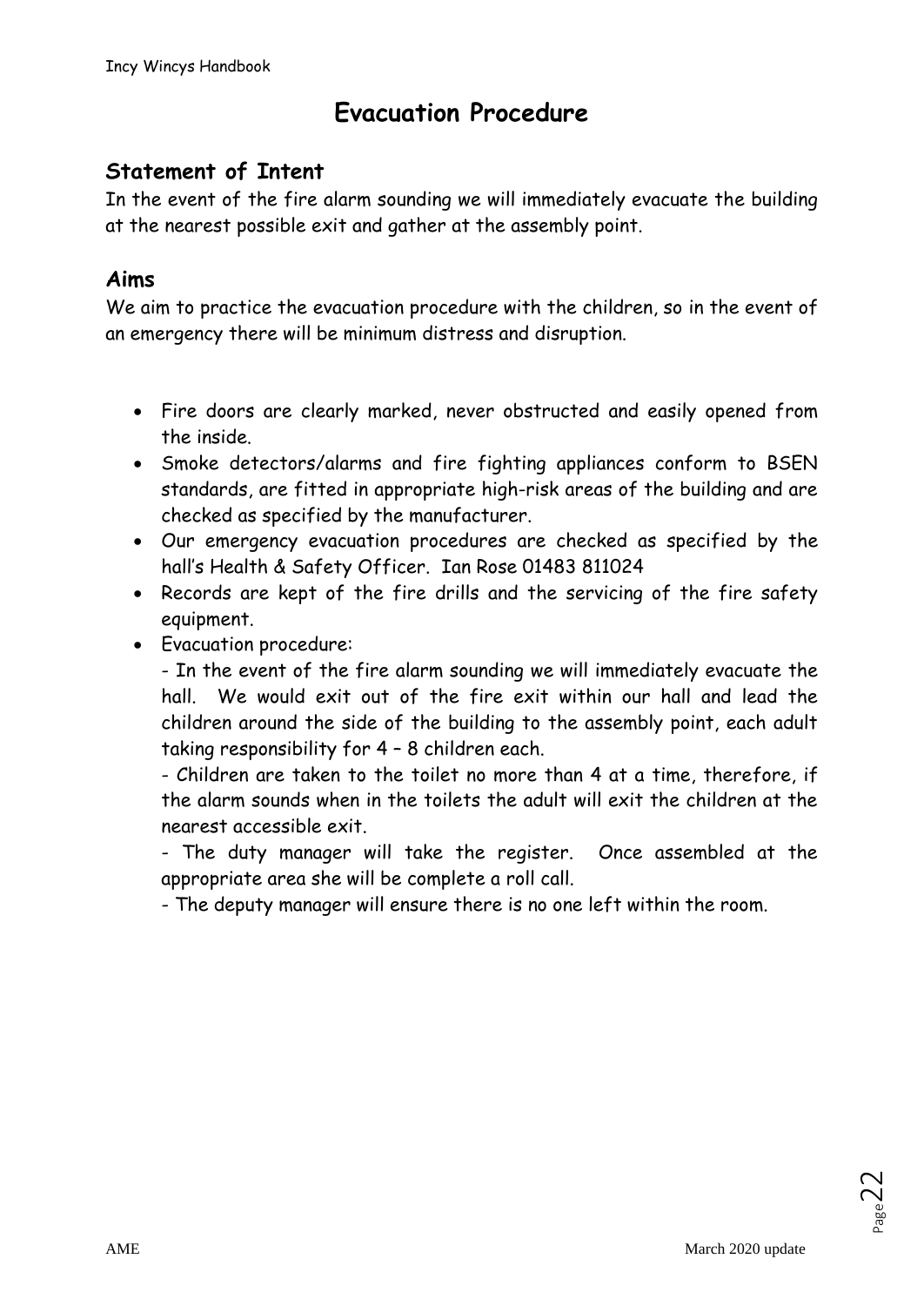# Evacuation Procedure

## Statement of Intent

In the event of the fire alarm sounding we will immediately evacuate the building at the nearest possible exit and gather at the assembly point.

## Aims

We aim to practice the evacuation procedure with the children, so in the event of an emergency there will be minimum distress and disruption.

- Fire doors are clearly marked, never obstructed and easily opened from the inside.
- Smoke detectors/alarms and fire fighting appliances conform to BSEN standards, are fitted in appropriate high-risk areas of the building and are checked as specified by the manufacturer.
- Our emergency evacuation procedures are checked as specified by the hall's Health & Safety Officer. Ian Rose 01483 811024
- Records are kept of the fire drills and the servicing of the fire safety equipment.
- Evacuation procedure:

  - In the event of the fire alarm sounding we will immediately evacuate the hall. We would exit out of the fire exit within our hall and lead the children around the side of the building to the assembly point, each adult taking responsibility for 4 – 8 children each.

  - Children are taken to the toilet no more than 4 at a time, therefore, if the alarm sounds when in the toilets the adult will exit the children at the nearest accessible exit.

  - The duty manager will take the register. Once assembled at the appropriate area she will be complete a roll call.

  - The deputy manager will ensure there is no one left within the room.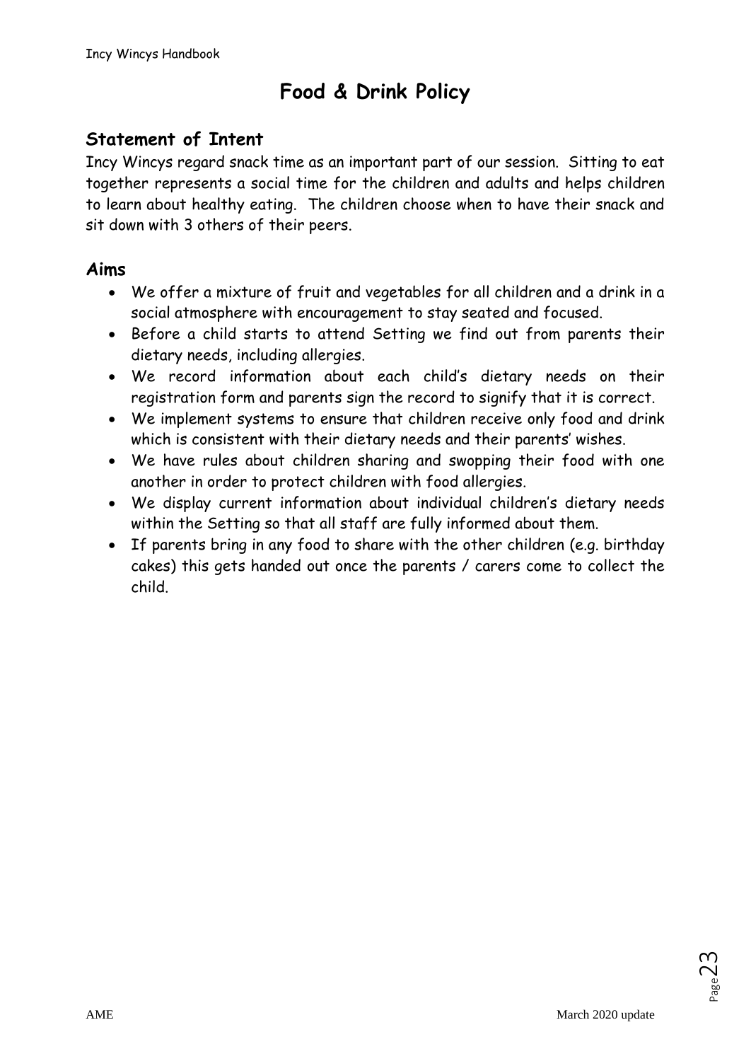# Food & Drink Policy

## Statement of Intent

Incy Wincys regard snack time as an important part of our session. Sitting to eat together represents a social time for the children and adults and helps children to learn about healthy eating. The children choose when to have their snack and sit down with 3 others of their peers.

## Aims

- We offer a mixture of fruit and vegetables for all children and a drink in a social atmosphere with encouragement to stay seated and focused.
- Before a child starts to attend Setting we find out from parents their dietary needs, including allergies.
- We record information about each child's dietary needs on their registration form and parents sign the record to signify that it is correct.
- We implement systems to ensure that children receive only food and drink which is consistent with their dietary needs and their parents' wishes.
- We have rules about children sharing and swopping their food with one another in order to protect children with food allergies.
- We display current information about individual children's dietary needs within the Setting so that all staff are fully informed about them.
- If parents bring in any food to share with the other children (e.g. birthday cakes) this gets handed out once the parents / carers come to collect the child.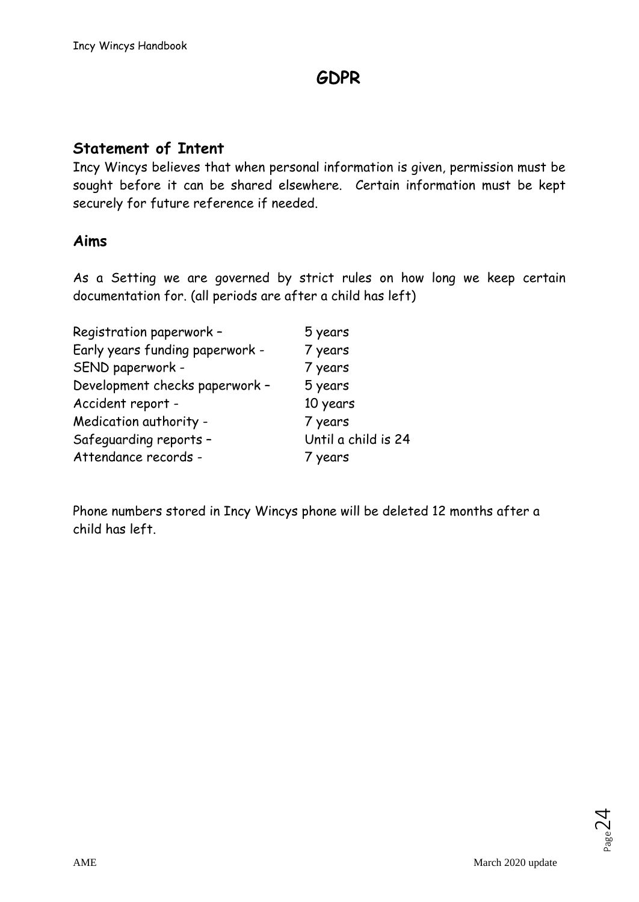# GDPR

## Statement of Intent

Incy Wincys believes that when personal information is given, permission must be sought before it can be shared elsewhere. Certain information must be kept securely for future reference if needed.

## Aims

As a Setting we are governed by strict rules on how long we keep certain documentation for. (all periods are after a child has left)

| | |
|---|---|
| Registration paperwork – | 5 years |
| Early years funding paperwork - | 7 years |
| SEND paperwork - | 7 years |
| Development checks paperwork – | 5 years |
| Accident report - | 10 years |
| Medication authority - | 7 years |
| Safeguarding reports – | Until a child is 24 |
| Attendance records - | 7 years |

Phone numbers stored in Incy Wincys phone will be deleted 12 months after a child has left.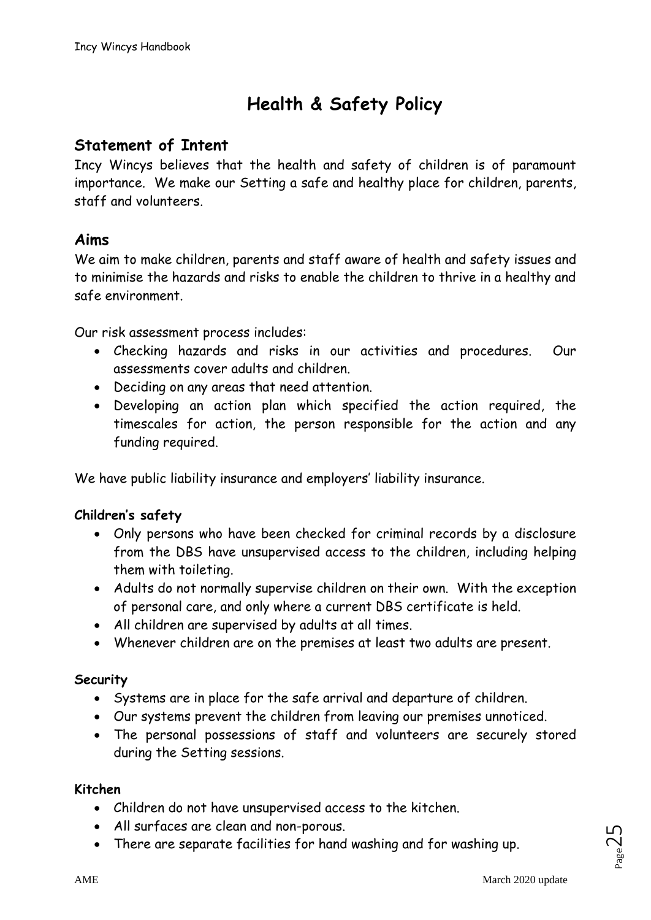# Health & Safety Policy

## Statement of Intent

Incy Wincys believes that the health and safety of children is of paramount importance. We make our Setting a safe and healthy place for children, parents, staff and volunteers.

## Aims

We aim to make children, parents and staff aware of health and safety issues and to minimise the hazards and risks to enable the children to thrive in a healthy and safe environment.

Our risk assessment process includes:

- Checking hazards and risks in our activities and procedures. Our assessments cover adults and children.
- Deciding on any areas that need attention.
- Developing an action plan which specified the action required, the timescales for action, the person responsible for the action and any funding required.

We have public liability insurance and employers' liability insurance.

### Children's safety

- Only persons who have been checked for criminal records by a disclosure from the DBS have unsupervised access to the children, including helping them with toileting.
- Adults do not normally supervise children on their own. With the exception of personal care, and only where a current DBS certificate is held.
- All children are supervised by adults at all times.
- Whenever children are on the premises at least two adults are present.

### Security

- Systems are in place for the safe arrival and departure of children.
- Our systems prevent the children from leaving our premises unnoticed.
- The personal possessions of staff and volunteers are securely stored during the Setting sessions.

### Kitchen

- Children do not have unsupervised access to the kitchen.
- All surfaces are clean and non-porous.
- There are separate facilities for hand washing and for washing up.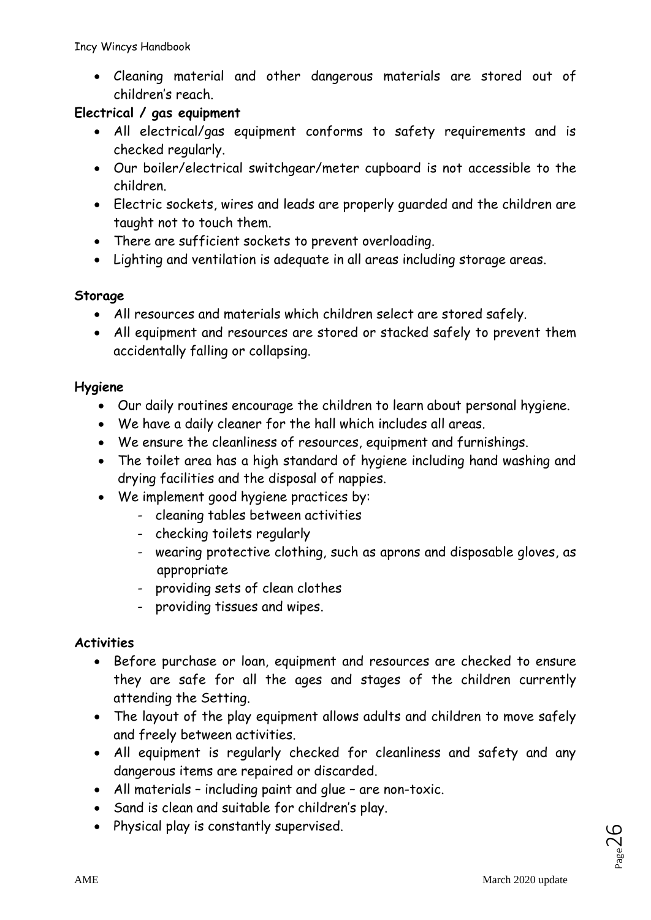- Cleaning material and other dangerous materials are stored out of children's reach.

**Electrical / gas equipment**

- All electrical/gas equipment conforms to safety requirements and is checked regularly.
- Our boiler/electrical switchgear/meter cupboard is not accessible to the children.
- Electric sockets, wires and leads are properly guarded and the children are taught not to touch them.
- There are sufficient sockets to prevent overloading.
- Lighting and ventilation is adequate in all areas including storage areas.

**Storage**

- All resources and materials which children select are stored safely.
- All equipment and resources are stored or stacked safely to prevent them accidentally falling or collapsing.

**Hygiene**

- Our daily routines encourage the children to learn about personal hygiene.
- We have a daily cleaner for the hall which includes all areas.
- We ensure the cleanliness of resources, equipment and furnishings.
- The toilet area has a high standard of hygiene including hand washing and drying facilities and the disposal of nappies.
- We implement good hygiene practices by:
  - cleaning tables between activities
  - checking toilets regularly
  - wearing protective clothing, such as aprons and disposable gloves, as appropriate
  - providing sets of clean clothes
  - providing tissues and wipes.

**Activities**

- Before purchase or loan, equipment and resources are checked to ensure they are safe for all the ages and stages of the children currently attending the Setting.
- The layout of the play equipment allows adults and children to move safely and freely between activities.
- All equipment is regularly checked for cleanliness and safety and any dangerous items are repaired or discarded.
- All materials – including paint and glue – are non-toxic.
- Sand is clean and suitable for children's play.
- Physical play is constantly supervised.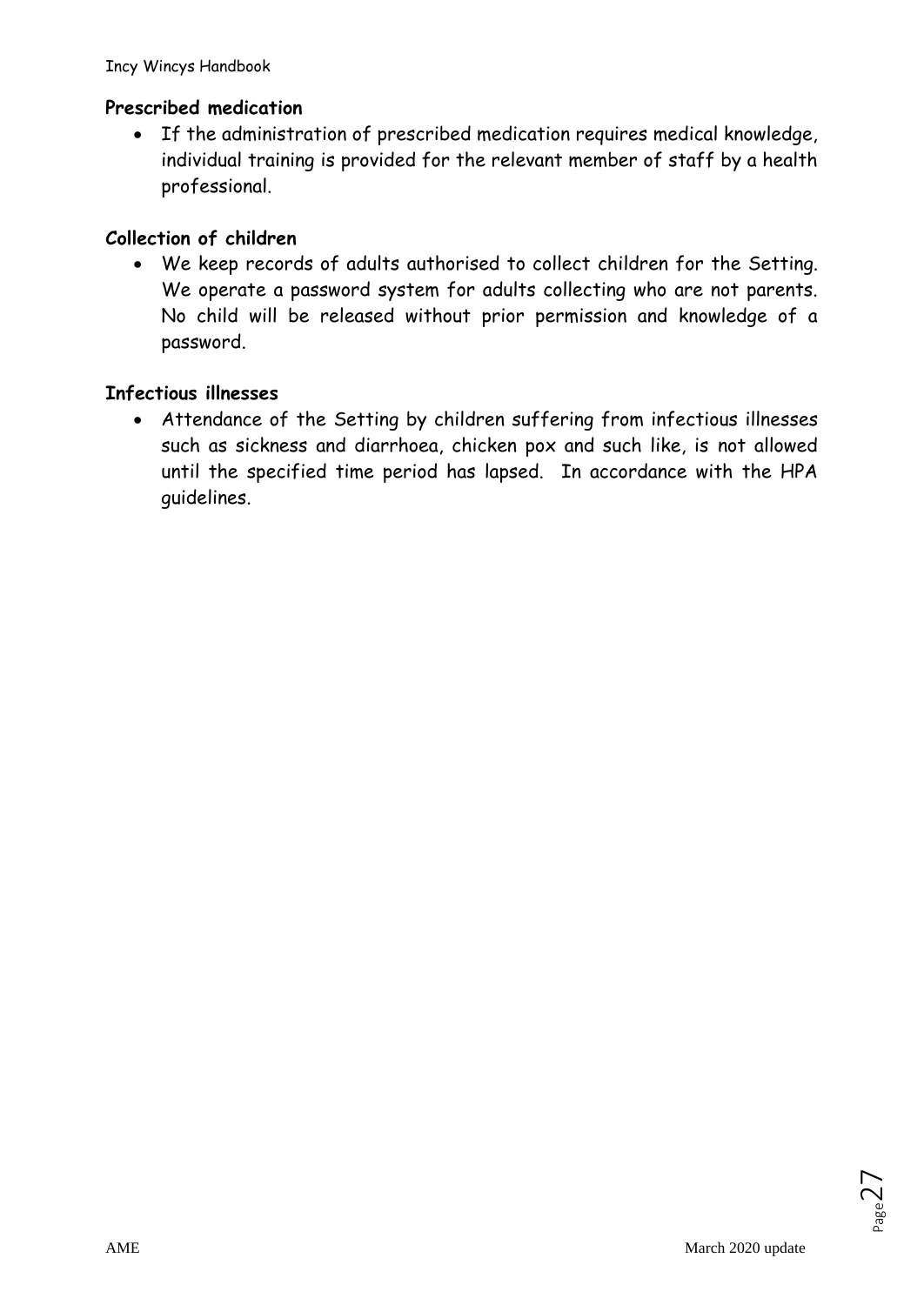**Prescribed medication**

- If the administration of prescribed medication requires medical knowledge, individual training is provided for the relevant member of staff by a health professional.

**Collection of children**

- We keep records of adults authorised to collect children for the Setting. We operate a password system for adults collecting who are not parents. No child will be released without prior permission and knowledge of a password.

**Infectious illnesses**

- Attendance of the Setting by children suffering from infectious illnesses such as sickness and diarrhoea, chicken pox and such like, is not allowed until the specified time period has lapsed. In accordance with the HPA guidelines.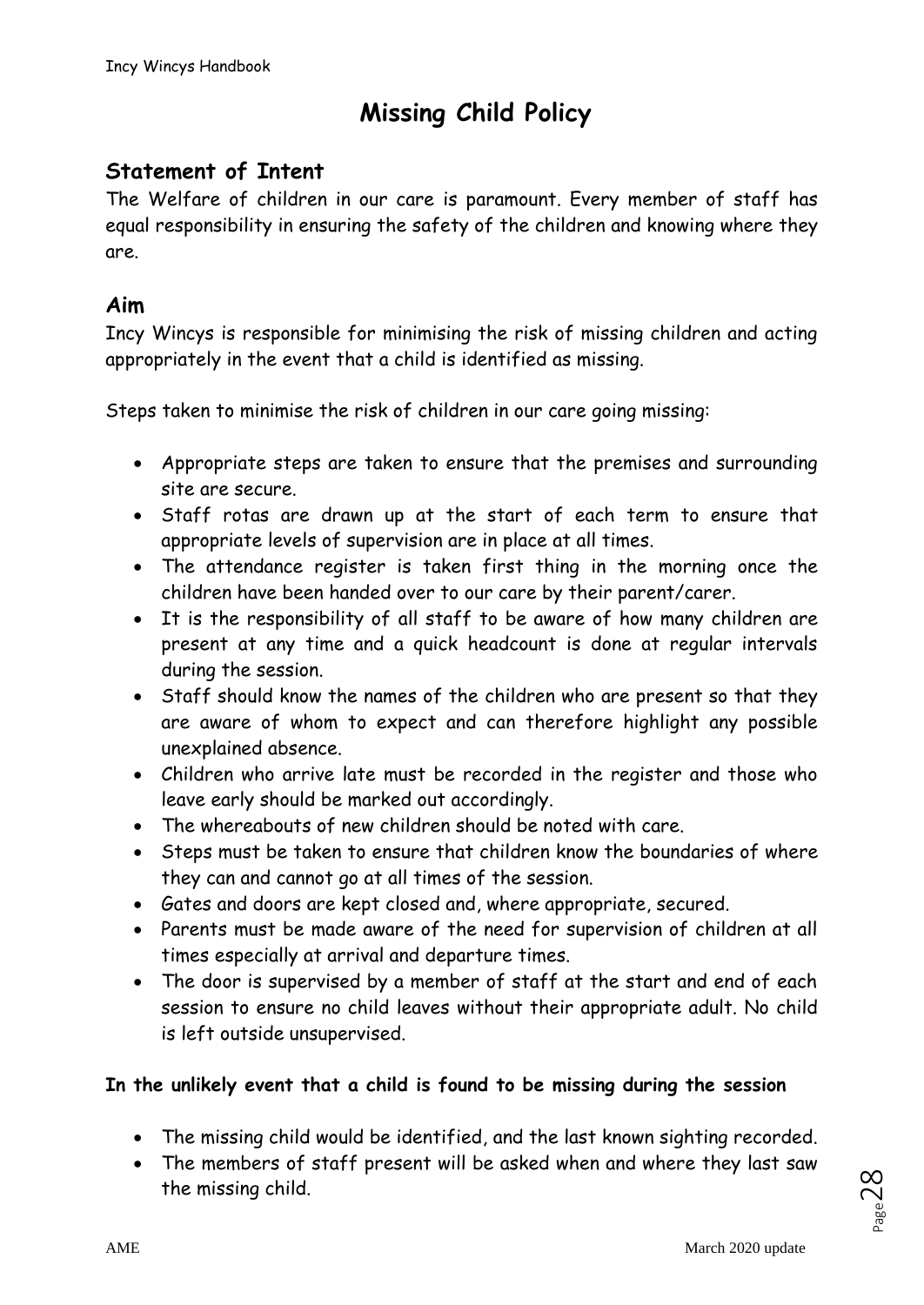# Missing Child Policy

## Statement of Intent

The Welfare of children in our care is paramount. Every member of staff has equal responsibility in ensuring the safety of the children and knowing where they are.

## Aim

Incy Wincys is responsible for minimising the risk of missing children and acting appropriately in the event that a child is identified as missing.

Steps taken to minimise the risk of children in our care going missing:

- Appropriate steps are taken to ensure that the premises and surrounding site are secure.
- Staff rotas are drawn up at the start of each term to ensure that appropriate levels of supervision are in place at all times.
- The attendance register is taken first thing in the morning once the children have been handed over to our care by their parent/carer.
- It is the responsibility of all staff to be aware of how many children are present at any time and a quick headcount is done at regular intervals during the session.
- Staff should know the names of the children who are present so that they are aware of whom to expect and can therefore highlight any possible unexplained absence.
- Children who arrive late must be recorded in the register and those who leave early should be marked out accordingly.
- The whereabouts of new children should be noted with care.
- Steps must be taken to ensure that children know the boundaries of where they can and cannot go at all times of the session.
- Gates and doors are kept closed and, where appropriate, secured.
- Parents must be made aware of the need for supervision of children at all times especially at arrival and departure times.
- The door is supervised by a member of staff at the start and end of each session to ensure no child leaves without their appropriate adult. No child is left outside unsupervised.

**In the unlikely event that a child is found to be missing during the session**

- The missing child would be identified, and the last known sighting recorded.
- The members of staff present will be asked when and where they last saw the missing child.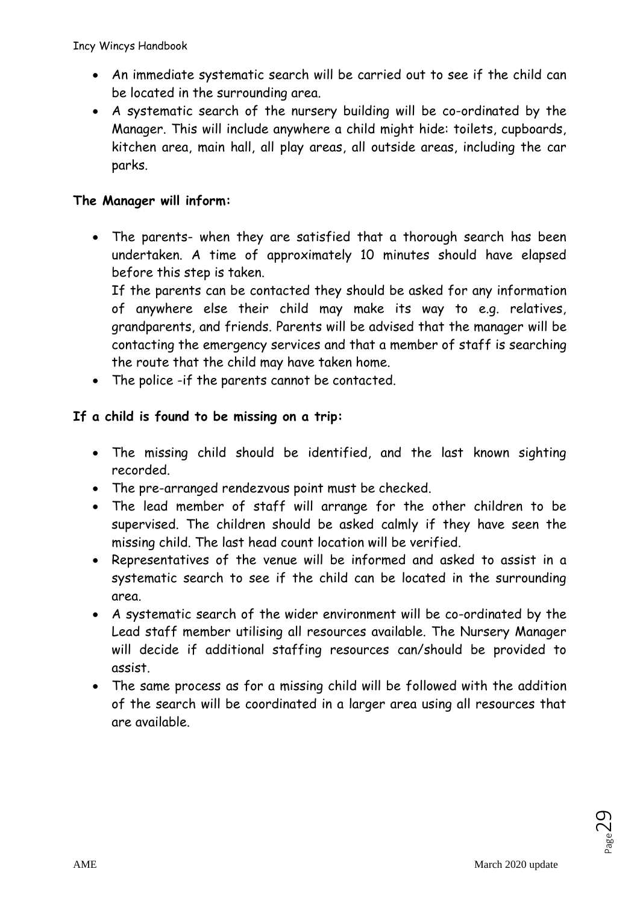- An immediate systematic search will be carried out to see if the child can be located in the surrounding area.
- A systematic search of the nursery building will be co-ordinated by the Manager. This will include anywhere a child might hide: toilets, cupboards, kitchen area, main hall, all play areas, all outside areas, including the car parks.

**The Manager will inform:**

- The parents- when they are satisfied that a thorough search has been undertaken. A time of approximately 10 minutes should have elapsed before this step is taken.
  If the parents can be contacted they should be asked for any information of anywhere else their child may make its way to e.g. relatives, grandparents, and friends. Parents will be advised that the manager will be contacting the emergency services and that a member of staff is searching the route that the child may have taken home.
- The police -if the parents cannot be contacted.

**If a child is found to be missing on a trip:**

- The missing child should be identified, and the last known sighting recorded.
- The pre-arranged rendezvous point must be checked.
- The lead member of staff will arrange for the other children to be supervised. The children should be asked calmly if they have seen the missing child. The last head count location will be verified.
- Representatives of the venue will be informed and asked to assist in a systematic search to see if the child can be located in the surrounding area.
- A systematic search of the wider environment will be co-ordinated by the Lead staff member utilising all resources available. The Nursery Manager will decide if additional staffing resources can/should be provided to assist.
- The same process as for a missing child will be followed with the addition of the search will be coordinated in a larger area using all resources that are available.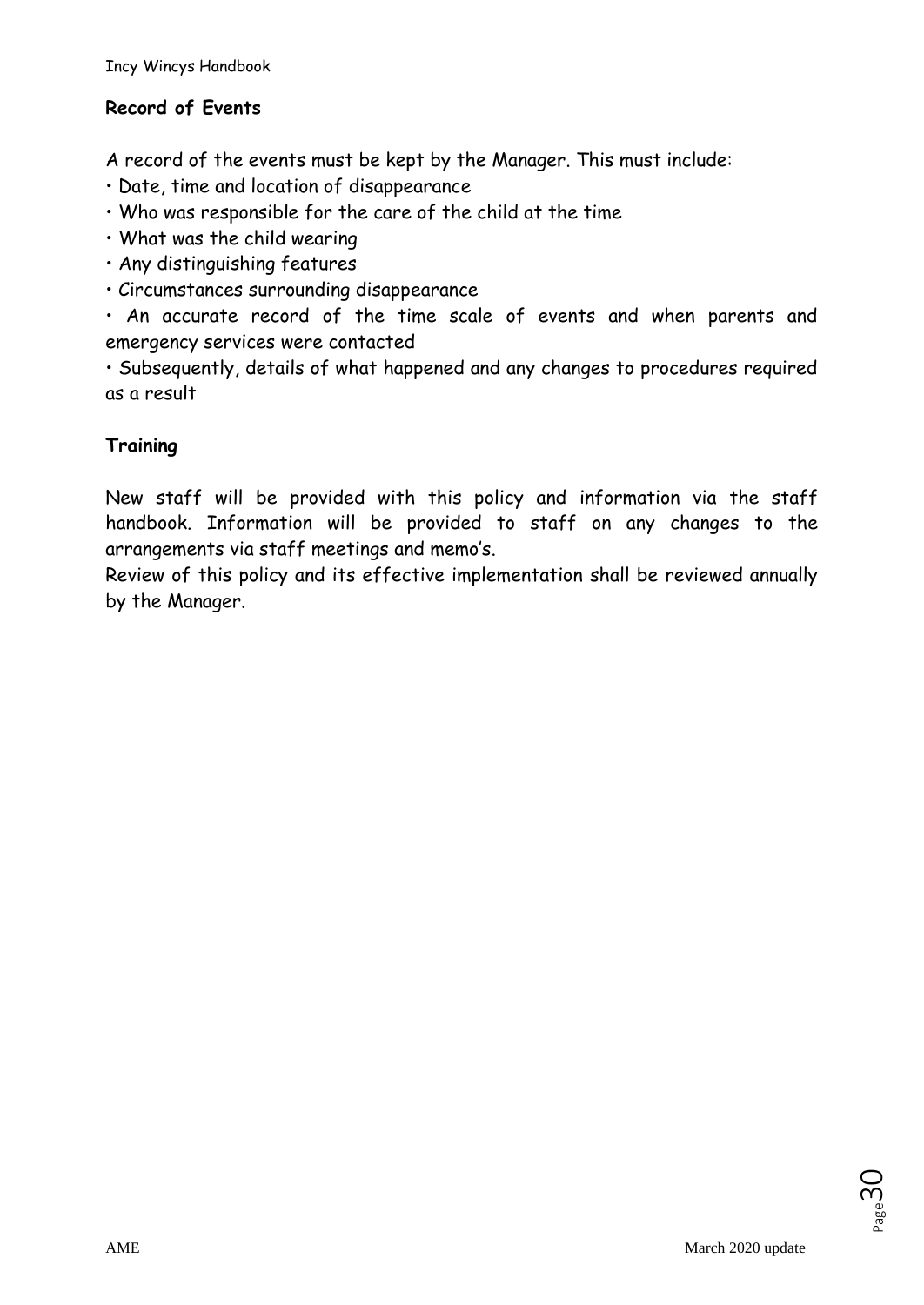**Record of Events**

A record of the events must be kept by the Manager. This must include:

- Date, time and location of disappearance
- Who was responsible for the care of the child at the time
- What was the child wearing
- Any distinguishing features
- Circumstances surrounding disappearance
- An accurate record of the time scale of events and when parents and emergency services were contacted
- Subsequently, details of what happened and any changes to procedures required as a result

**Training**

New staff will be provided with this policy and information via the staff handbook. Information will be provided to staff on any changes to the arrangements via staff meetings and memo's.

Review of this policy and its effective implementation shall be reviewed annually by the Manager.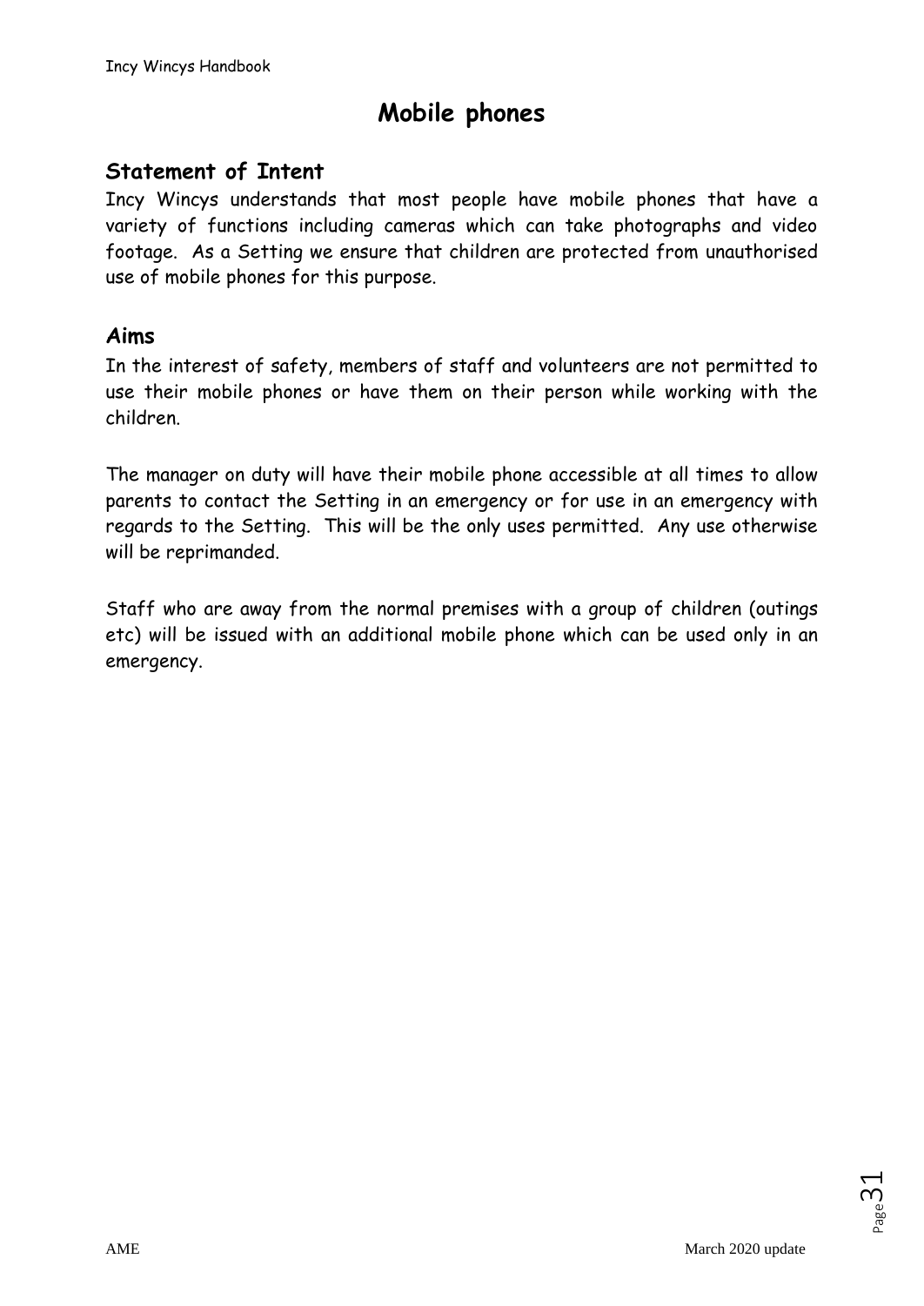# Mobile phones

## Statement of Intent

Incy Wincys understands that most people have mobile phones that have a variety of functions including cameras which can take photographs and video footage. As a Setting we ensure that children are protected from unauthorised use of mobile phones for this purpose.

## Aims

In the interest of safety, members of staff and volunteers are not permitted to use their mobile phones or have them on their person while working with the children.

The manager on duty will have their mobile phone accessible at all times to allow parents to contact the Setting in an emergency or for use in an emergency with regards to the Setting. This will be the only uses permitted. Any use otherwise will be reprimanded.

Staff who are away from the normal premises with a group of children (outings etc) will be issued with an additional mobile phone which can be used only in an emergency.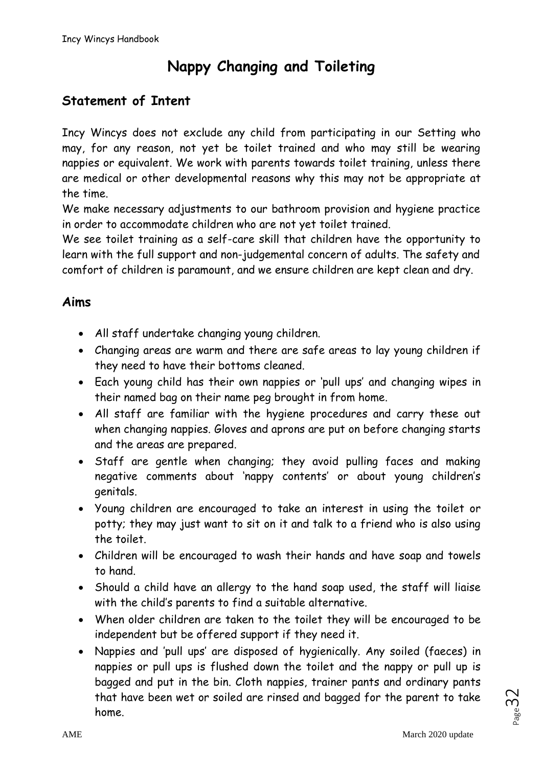# Nappy Changing and Toileting

## Statement of Intent

Incy Wincys does not exclude any child from participating in our Setting who may, for any reason, not yet be toilet trained and who may still be wearing nappies or equivalent. We work with parents towards toilet training, unless there are medical or other developmental reasons why this may not be appropriate at the time.

We make necessary adjustments to our bathroom provision and hygiene practice in order to accommodate children who are not yet toilet trained.

We see toilet training as a self-care skill that children have the opportunity to learn with the full support and non-judgemental concern of adults. The safety and comfort of children is paramount, and we ensure children are kept clean and dry.

## Aims

- All staff undertake changing young children.
- Changing areas are warm and there are safe areas to lay young children if they need to have their bottoms cleaned.
- Each young child has their own nappies or 'pull ups' and changing wipes in their named bag on their name peg brought in from home.
- All staff are familiar with the hygiene procedures and carry these out when changing nappies. Gloves and aprons are put on before changing starts and the areas are prepared.
- Staff are gentle when changing; they avoid pulling faces and making negative comments about 'nappy contents' or about young children's genitals.
- Young children are encouraged to take an interest in using the toilet or potty; they may just want to sit on it and talk to a friend who is also using the toilet.
- Children will be encouraged to wash their hands and have soap and towels to hand.
- Should a child have an allergy to the hand soap used, the staff will liaise with the child's parents to find a suitable alternative.
- When older children are taken to the toilet they will be encouraged to be independent but be offered support if they need it.
- Nappies and 'pull ups' are disposed of hygienically. Any soiled (faeces) in nappies or pull ups is flushed down the toilet and the nappy or pull up is bagged and put in the bin. Cloth nappies, trainer pants and ordinary pants that have been wet or soiled are rinsed and bagged for the parent to take home.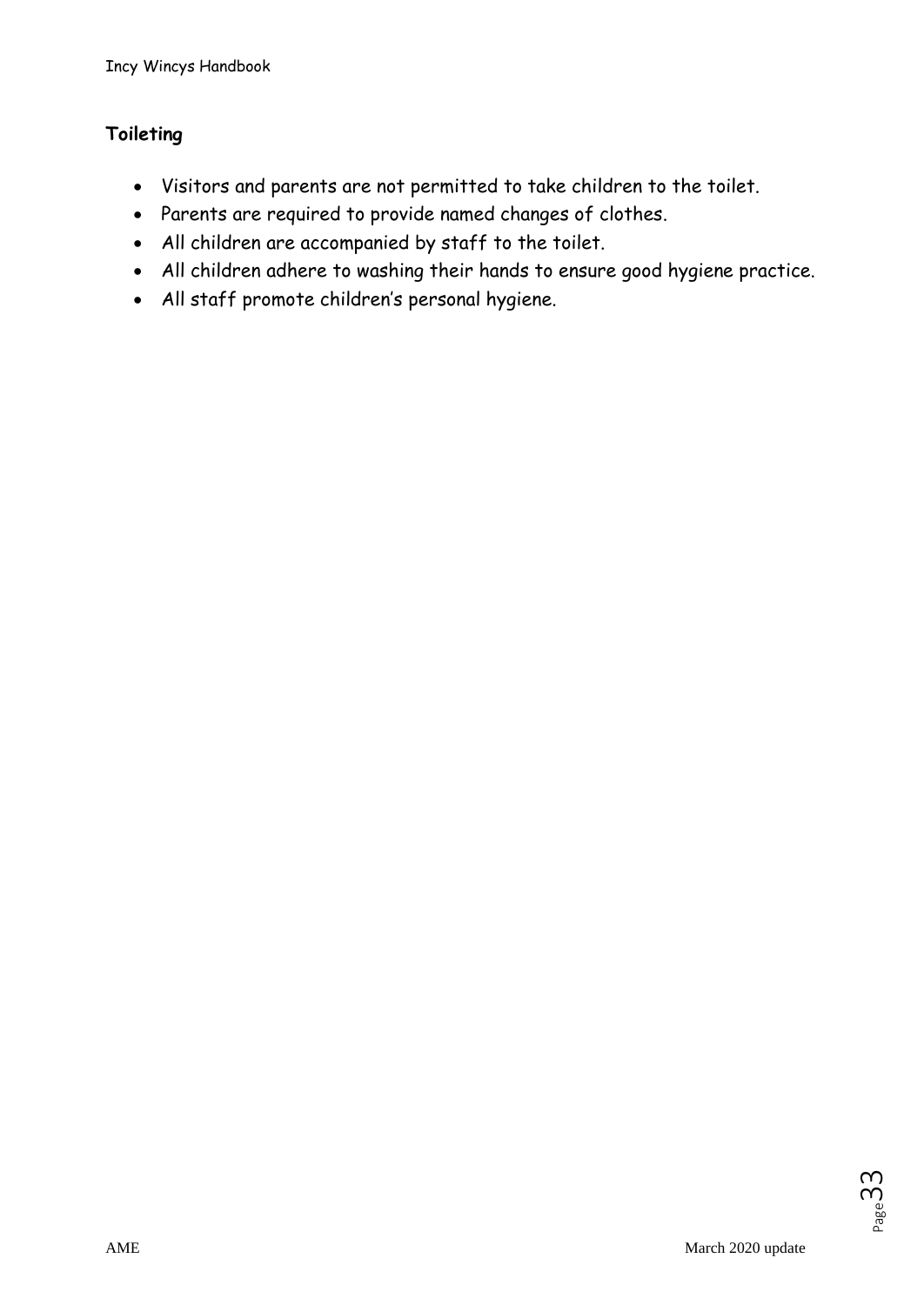## Toileting

- Visitors and parents are not permitted to take children to the toilet.
- Parents are required to provide named changes of clothes.
- All children are accompanied by staff to the toilet.
- All children adhere to washing their hands to ensure good hygiene practice.
- All staff promote children's personal hygiene.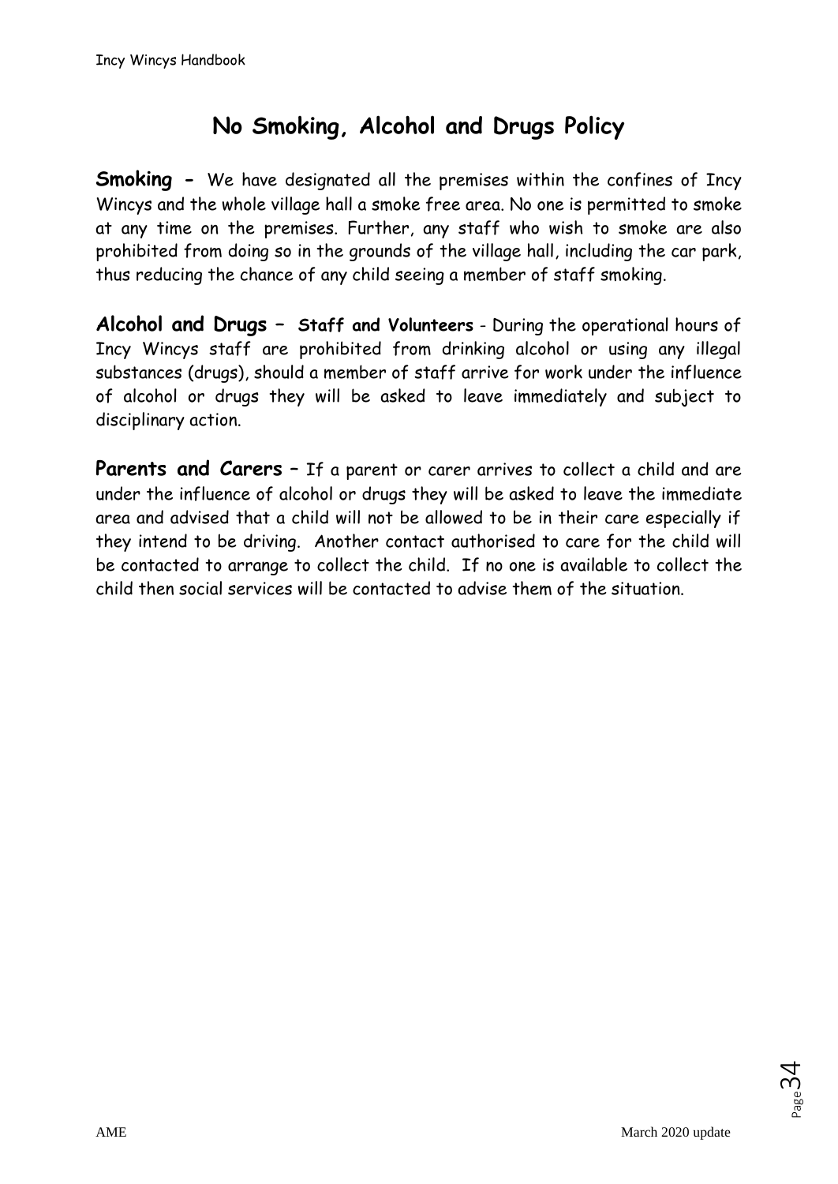## No Smoking, Alcohol and Drugs Policy

**Smoking -** We have designated all the premises within the confines of Incy Wincys and the whole village hall a smoke free area. No one is permitted to smoke at any time on the premises. Further, any staff who wish to smoke are also prohibited from doing so in the grounds of the village hall, including the car park, thus reducing the chance of any child seeing a member of staff smoking.

**Alcohol and Drugs – Staff and Volunteers** - During the operational hours of Incy Wincys staff are prohibited from drinking alcohol or using any illegal substances (drugs), should a member of staff arrive for work under the influence of alcohol or drugs they will be asked to leave immediately and subject to disciplinary action.

**Parents and Carers** – If a parent or carer arrives to collect a child and are under the influence of alcohol or drugs they will be asked to leave the immediate area and advised that a child will not be allowed to be in their care especially if they intend to be driving. Another contact authorised to care for the child will be contacted to arrange to collect the child. If no one is available to collect the child then social services will be contacted to advise them of the situation.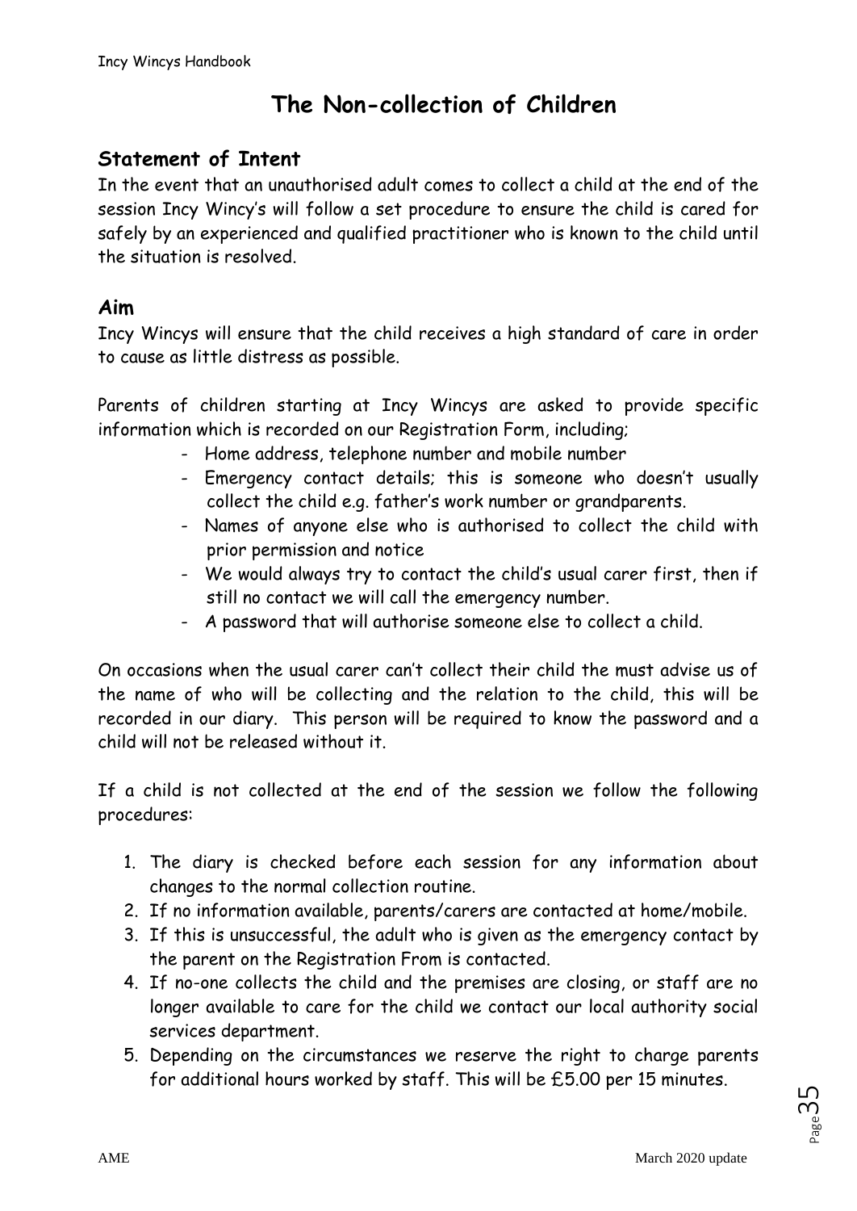# The Non-collection of Children

## Statement of Intent

In the event that an unauthorised adult comes to collect a child at the end of the session Incy Wincy's will follow a set procedure to ensure the child is cared for safely by an experienced and qualified practitioner who is known to the child until the situation is resolved.

## Aim

Incy Wincys will ensure that the child receives a high standard of care in order to cause as little distress as possible.

Parents of children starting at Incy Wincys are asked to provide specific information which is recorded on our Registration Form, including;

- Home address, telephone number and mobile number
- Emergency contact details; this is someone who doesn't usually collect the child e.g. father's work number or grandparents.
- Names of anyone else who is authorised to collect the child with prior permission and notice
- We would always try to contact the child's usual carer first, then if still no contact we will call the emergency number.
- A password that will authorise someone else to collect a child.

On occasions when the usual carer can't collect their child the must advise us of the name of who will be collecting and the relation to the child, this will be recorded in our diary. This person will be required to know the password and a child will not be released without it.

If a child is not collected at the end of the session we follow the following procedures:

1. The diary is checked before each session for any information about changes to the normal collection routine.
2. If no information available, parents/carers are contacted at home/mobile.
3. If this is unsuccessful, the adult who is given as the emergency contact by the parent on the Registration From is contacted.
4. If no-one collects the child and the premises are closing, or staff are no longer available to care for the child we contact our local authority social services department.
5. Depending on the circumstances we reserve the right to charge parents for additional hours worked by staff. This will be £5.00 per 15 minutes.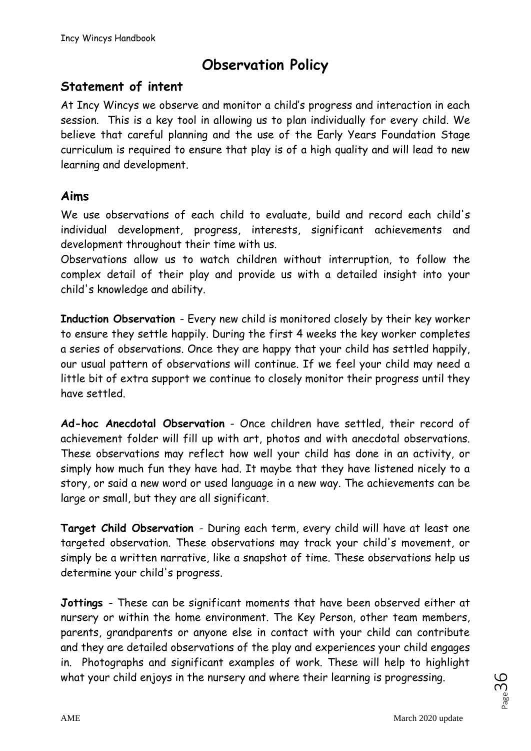# Observation Policy

## Statement of intent

At Incy Wincys we observe and monitor a child's progress and interaction in each session. This is a key tool in allowing us to plan individually for every child. We believe that careful planning and the use of the Early Years Foundation Stage curriculum is required to ensure that play is of a high quality and will lead to new learning and development.

## Aims

We use observations of each child to evaluate, build and record each child's individual development, progress, interests, significant achievements and development throughout their time with us.

Observations allow us to watch children without interruption, to follow the complex detail of their play and provide us with a detailed insight into your child's knowledge and ability.

**Induction Observation** - Every new child is monitored closely by their key worker to ensure they settle happily. During the first 4 weeks the key worker completes a series of observations. Once they are happy that your child has settled happily, our usual pattern of observations will continue. If we feel your child may need a little bit of extra support we continue to closely monitor their progress until they have settled.

**Ad-hoc Anecdotal Observation** - Once children have settled, their record of achievement folder will fill up with art, photos and with anecdotal observations. These observations may reflect how well your child has done in an activity, or simply how much fun they have had. It maybe that they have listened nicely to a story, or said a new word or used language in a new way. The achievements can be large or small, but they are all significant.

**Target Child Observation** - During each term, every child will have at least one targeted observation. These observations may track your child's movement, or simply be a written narrative, like a snapshot of time. These observations help us determine your child's progress.

**Jottings** - These can be significant moments that have been observed either at nursery or within the home environment. The Key Person, other team members, parents, grandparents or anyone else in contact with your child can contribute and they are detailed observations of the play and experiences your child engages in. Photographs and significant examples of work. These will help to highlight what your child enjoys in the nursery and where their learning is progressing.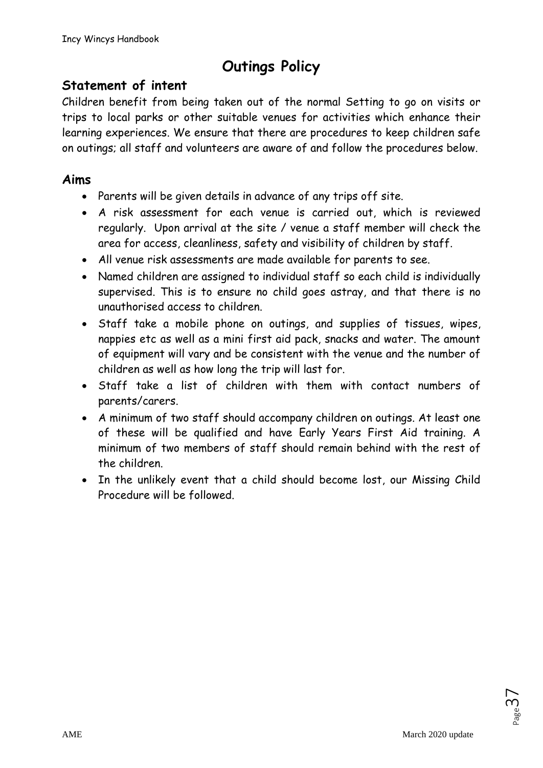# Outings Policy

## Statement of intent

Children benefit from being taken out of the normal Setting to go on visits or trips to local parks or other suitable venues for activities which enhance their learning experiences. We ensure that there are procedures to keep children safe on outings; all staff and volunteers are aware of and follow the procedures below.

## Aims

- Parents will be given details in advance of any trips off site.
- A risk assessment for each venue is carried out, which is reviewed regularly. Upon arrival at the site / venue a staff member will check the area for access, cleanliness, safety and visibility of children by staff.
- All venue risk assessments are made available for parents to see.
- Named children are assigned to individual staff so each child is individually supervised. This is to ensure no child goes astray, and that there is no unauthorised access to children.
- Staff take a mobile phone on outings, and supplies of tissues, wipes, nappies etc as well as a mini first aid pack, snacks and water. The amount of equipment will vary and be consistent with the venue and the number of children as well as how long the trip will last for.
- Staff take a list of children with them with contact numbers of parents/carers.
- A minimum of two staff should accompany children on outings. At least one of these will be qualified and have Early Years First Aid training. A minimum of two members of staff should remain behind with the rest of the children.
- In the unlikely event that a child should become lost, our Missing Child Procedure will be followed.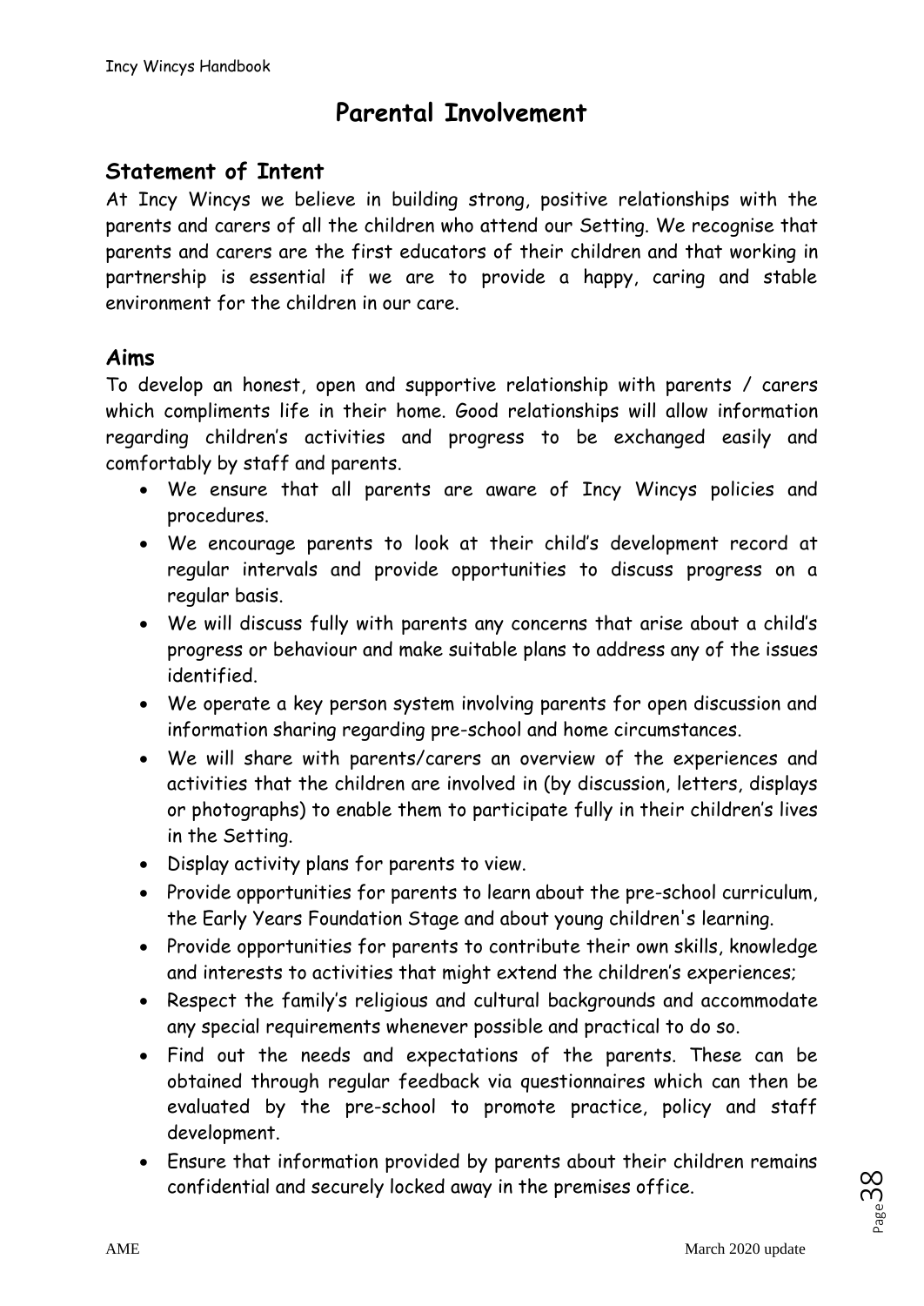# Parental Involvement

## Statement of Intent

At Incy Wincys we believe in building strong, positive relationships with the parents and carers of all the children who attend our Setting. We recognise that parents and carers are the first educators of their children and that working in partnership is essential if we are to provide a happy, caring and stable environment for the children in our care.

## Aims

To develop an honest, open and supportive relationship with parents / carers which compliments life in their home. Good relationships will allow information regarding children's activities and progress to be exchanged easily and comfortably by staff and parents.

- We ensure that all parents are aware of Incy Wincys policies and procedures.
- We encourage parents to look at their child's development record at regular intervals and provide opportunities to discuss progress on a regular basis.
- We will discuss fully with parents any concerns that arise about a child's progress or behaviour and make suitable plans to address any of the issues identified.
- We operate a key person system involving parents for open discussion and information sharing regarding pre-school and home circumstances.
- We will share with parents/carers an overview of the experiences and activities that the children are involved in (by discussion, letters, displays or photographs) to enable them to participate fully in their children's lives in the Setting.
- Display activity plans for parents to view.
- Provide opportunities for parents to learn about the pre-school curriculum, the Early Years Foundation Stage and about young children's learning.
- Provide opportunities for parents to contribute their own skills, knowledge and interests to activities that might extend the children's experiences;
- Respect the family's religious and cultural backgrounds and accommodate any special requirements whenever possible and practical to do so.
- Find out the needs and expectations of the parents. These can be obtained through regular feedback via questionnaires which can then be evaluated by the pre-school to promote practice, policy and staff development.
- Ensure that information provided by parents about their children remains confidential and securely locked away in the premises office.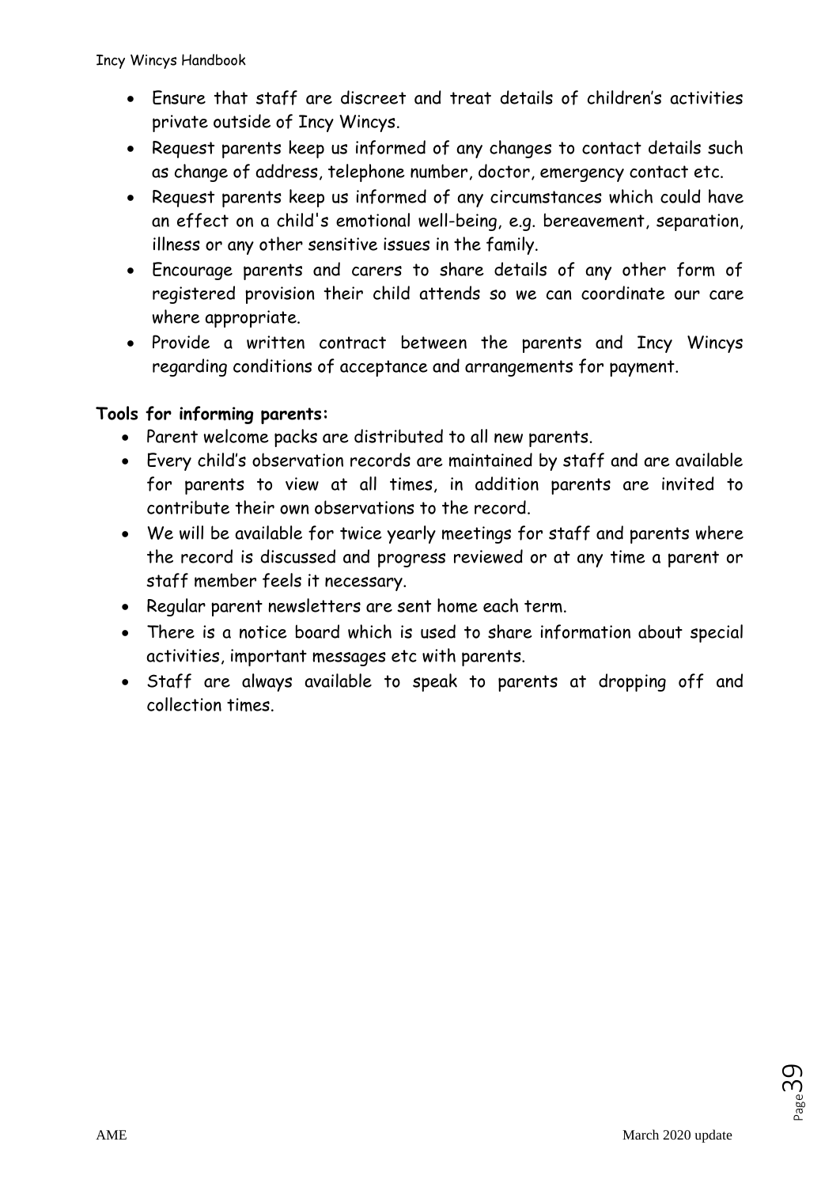- Ensure that staff are discreet and treat details of children's activities private outside of Incy Wincys.
- Request parents keep us informed of any changes to contact details such as change of address, telephone number, doctor, emergency contact etc.
- Request parents keep us informed of any circumstances which could have an effect on a child's emotional well-being, e.g. bereavement, separation, illness or any other sensitive issues in the family.
- Encourage parents and carers to share details of any other form of registered provision their child attends so we can coordinate our care where appropriate.
- Provide a written contract between the parents and Incy Wincys regarding conditions of acceptance and arrangements for payment.

**Tools for informing parents:**

- Parent welcome packs are distributed to all new parents.
- Every child's observation records are maintained by staff and are available for parents to view at all times, in addition parents are invited to contribute their own observations to the record.
- We will be available for twice yearly meetings for staff and parents where the record is discussed and progress reviewed or at any time a parent or staff member feels it necessary.
- Regular parent newsletters are sent home each term.
- There is a notice board which is used to share information about special activities, important messages etc with parents.
- Staff are always available to speak to parents at dropping off and collection times.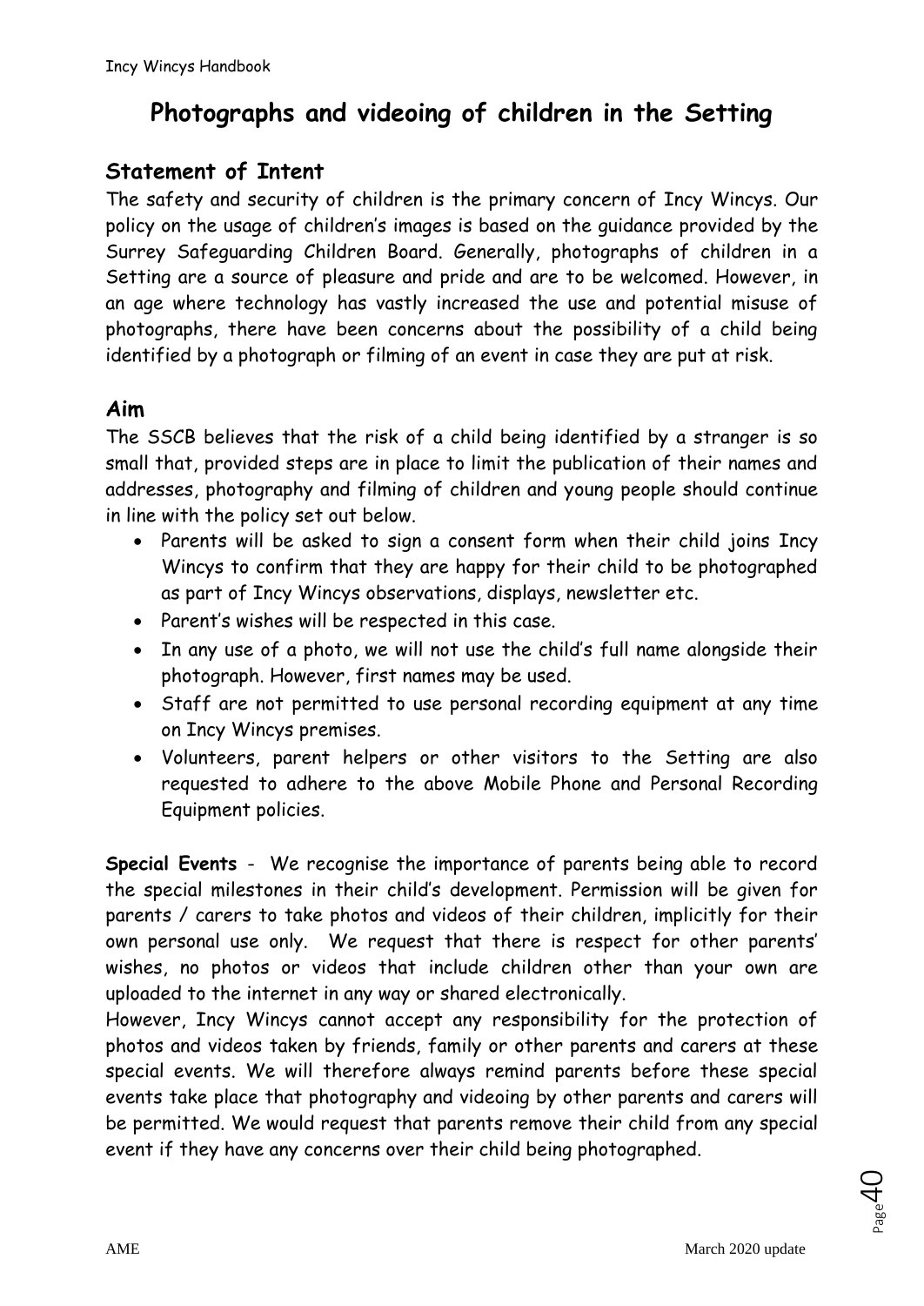# Photographs and videoing of children in the Setting

## Statement of Intent

The safety and security of children is the primary concern of Incy Wincys. Our policy on the usage of children's images is based on the guidance provided by the Surrey Safeguarding Children Board. Generally, photographs of children in a Setting are a source of pleasure and pride and are to be welcomed. However, in an age where technology has vastly increased the use and potential misuse of photographs, there have been concerns about the possibility of a child being identified by a photograph or filming of an event in case they are put at risk.

## Aim

The SSCB believes that the risk of a child being identified by a stranger is so small that, provided steps are in place to limit the publication of their names and addresses, photography and filming of children and young people should continue in line with the policy set out below.

- Parents will be asked to sign a consent form when their child joins Incy Wincys to confirm that they are happy for their child to be photographed as part of Incy Wincys observations, displays, newsletter etc.
- Parent's wishes will be respected in this case.
- In any use of a photo, we will not use the child's full name alongside their photograph. However, first names may be used.
- Staff are not permitted to use personal recording equipment at any time on Incy Wincys premises.
- Volunteers, parent helpers or other visitors to the Setting are also requested to adhere to the above Mobile Phone and Personal Recording Equipment policies.

**Special Events** - We recognise the importance of parents being able to record the special milestones in their child's development. Permission will be given for parents / carers to take photos and videos of their children, implicitly for their own personal use only. We request that there is respect for other parents' wishes, no photos or videos that include children other than your own are uploaded to the internet in any way or shared electronically.

However, Incy Wincys cannot accept any responsibility for the protection of photos and videos taken by friends, family or other parents and carers at these special events. We will therefore always remind parents before these special events take place that photography and videoing by other parents and carers will be permitted. We would request that parents remove their child from any special event if they have any concerns over their child being photographed.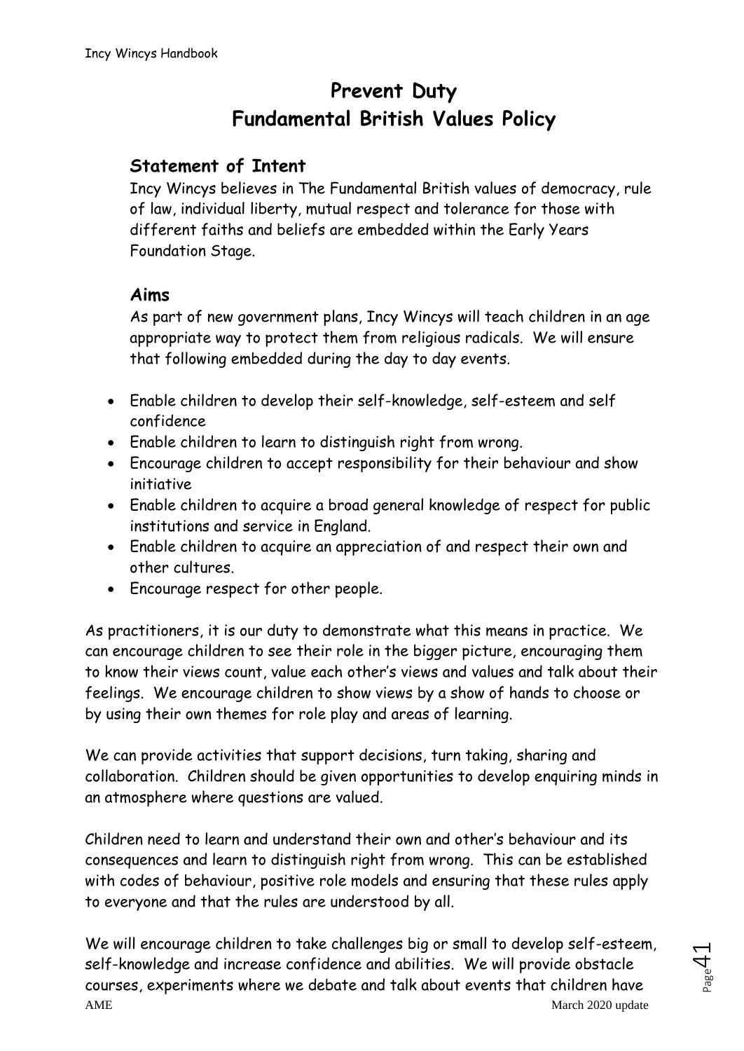# Prevent Duty
# Fundamental British Values Policy

## Statement of Intent

Incy Wincys believes in The Fundamental British values of democracy, rule of law, individual liberty, mutual respect and tolerance for those with different faiths and beliefs are embedded within the Early Years Foundation Stage.

## Aims

As part of new government plans, Incy Wincys will teach children in an age appropriate way to protect them from religious radicals. We will ensure that following embedded during the day to day events.

- Enable children to develop their self-knowledge, self-esteem and self confidence
- Enable children to learn to distinguish right from wrong.
- Encourage children to accept responsibility for their behaviour and show initiative
- Enable children to acquire a broad general knowledge of respect for public institutions and service in England.
- Enable children to acquire an appreciation of and respect their own and other cultures.
- Encourage respect for other people.

As practitioners, it is our duty to demonstrate what this means in practice. We can encourage children to see their role in the bigger picture, encouraging them to know their views count, value each other's views and values and talk about their feelings. We encourage children to show views by a show of hands to choose or by using their own themes for role play and areas of learning.

We can provide activities that support decisions, turn taking, sharing and collaboration. Children should be given opportunities to develop enquiring minds in an atmosphere where questions are valued.

Children need to learn and understand their own and other's behaviour and its consequences and learn to distinguish right from wrong. This can be established with codes of behaviour, positive role models and ensuring that these rules apply to everyone and that the rules are understood by all.

We will encourage children to take challenges big or small to develop self-esteem, self-knowledge and increase confidence and abilities. We will provide obstacle courses, experiments where we debate and talk about events that children have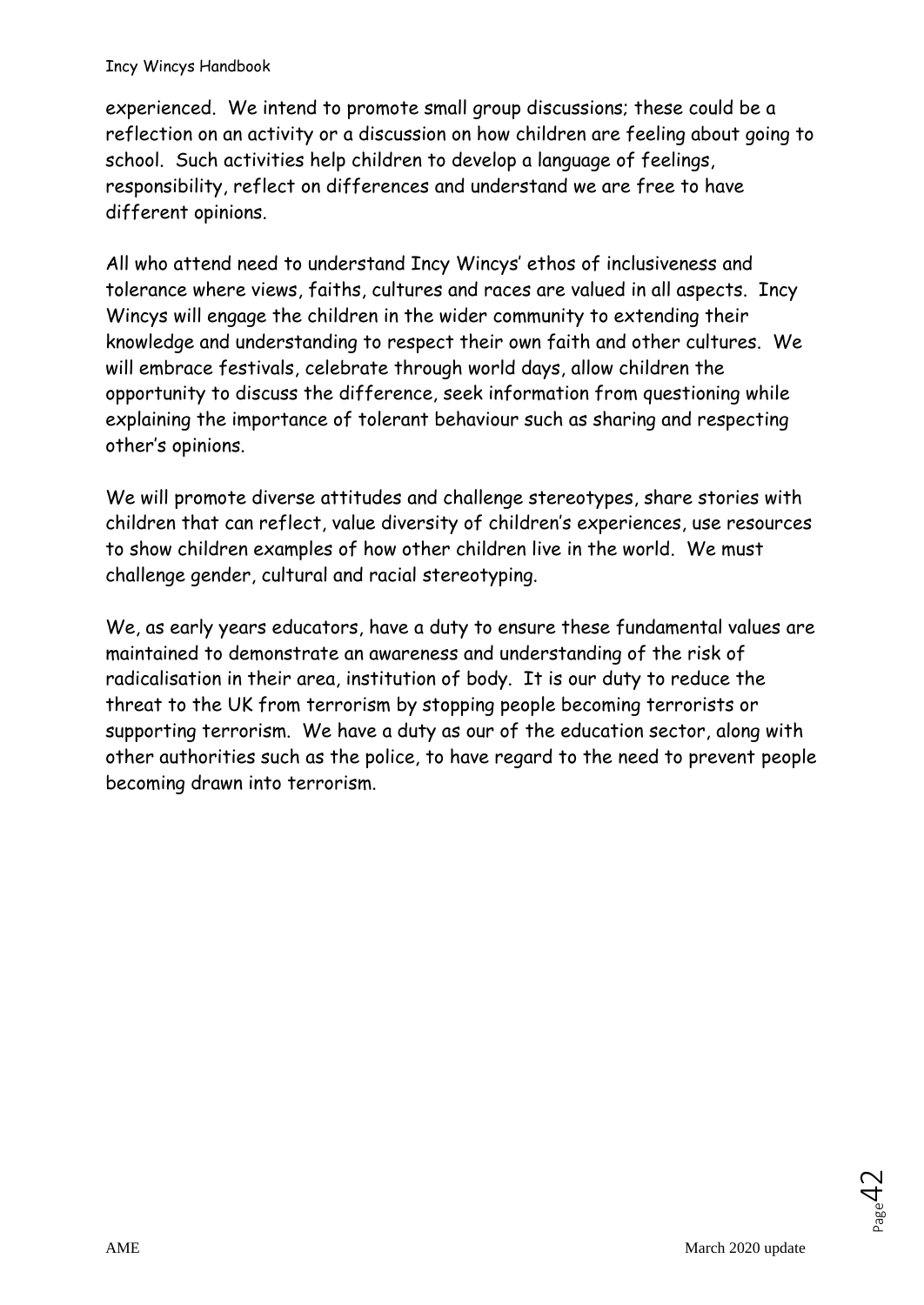experienced. We intend to promote small group discussions; these could be a reflection on an activity or a discussion on how children are feeling about going to school. Such activities help children to develop a language of feelings, responsibility, reflect on differences and understand we are free to have different opinions.

All who attend need to understand Incy Wincys' ethos of inclusiveness and tolerance where views, faiths, cultures and races are valued in all aspects. Incy Wincys will engage the children in the wider community to extending their knowledge and understanding to respect their own faith and other cultures. We will embrace festivals, celebrate through world days, allow children the opportunity to discuss the difference, seek information from questioning while explaining the importance of tolerant behaviour such as sharing and respecting other's opinions.

We will promote diverse attitudes and challenge stereotypes, share stories with children that can reflect, value diversity of children's experiences, use resources to show children examples of how other children live in the world. We must challenge gender, cultural and racial stereotyping.

We, as early years educators, have a duty to ensure these fundamental values are maintained to demonstrate an awareness and understanding of the risk of radicalisation in their area, institution of body. It is our duty to reduce the threat to the UK from terrorism by stopping people becoming terrorists or supporting terrorism. We have a duty as our of the education sector, along with other authorities such as the police, to have regard to the need to prevent people becoming drawn into terrorism.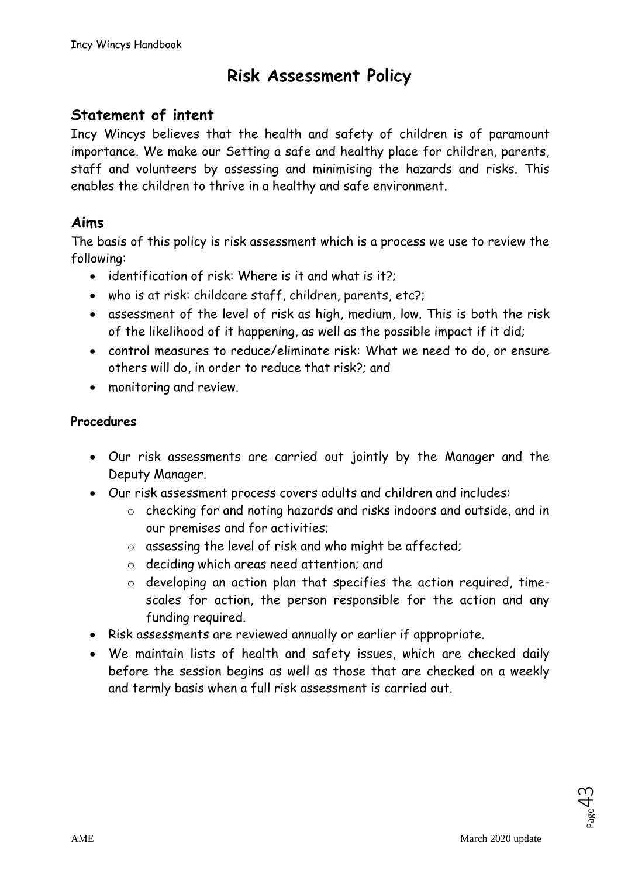# Risk Assessment Policy

## Statement of intent

Incy Wincys believes that the health and safety of children is of paramount importance. We make our Setting a safe and healthy place for children, parents, staff and volunteers by assessing and minimising the hazards and risks. This enables the children to thrive in a healthy and safe environment.

## Aims

The basis of this policy is risk assessment which is a process we use to review the following:

- identification of risk: Where is it and what is it?;
- who is at risk: childcare staff, children, parents, etc?;
- assessment of the level of risk as high, medium, low. This is both the risk of the likelihood of it happening, as well as the possible impact if it did;
- control measures to reduce/eliminate risk: What we need to do, or ensure others will do, in order to reduce that risk?; and
- monitoring and review.

**Procedures**

- Our risk assessments are carried out jointly by the Manager and the Deputy Manager.
- Our risk assessment process covers adults and children and includes:
  - checking for and noting hazards and risks indoors and outside, and in our premises and for activities;
  - assessing the level of risk and who might be affected;
  - deciding which areas need attention; and
  - developing an action plan that specifies the action required, time-scales for action, the person responsible for the action and any funding required.
- Risk assessments are reviewed annually or earlier if appropriate.
- We maintain lists of health and safety issues, which are checked daily before the session begins as well as those that are checked on a weekly and termly basis when a full risk assessment is carried out.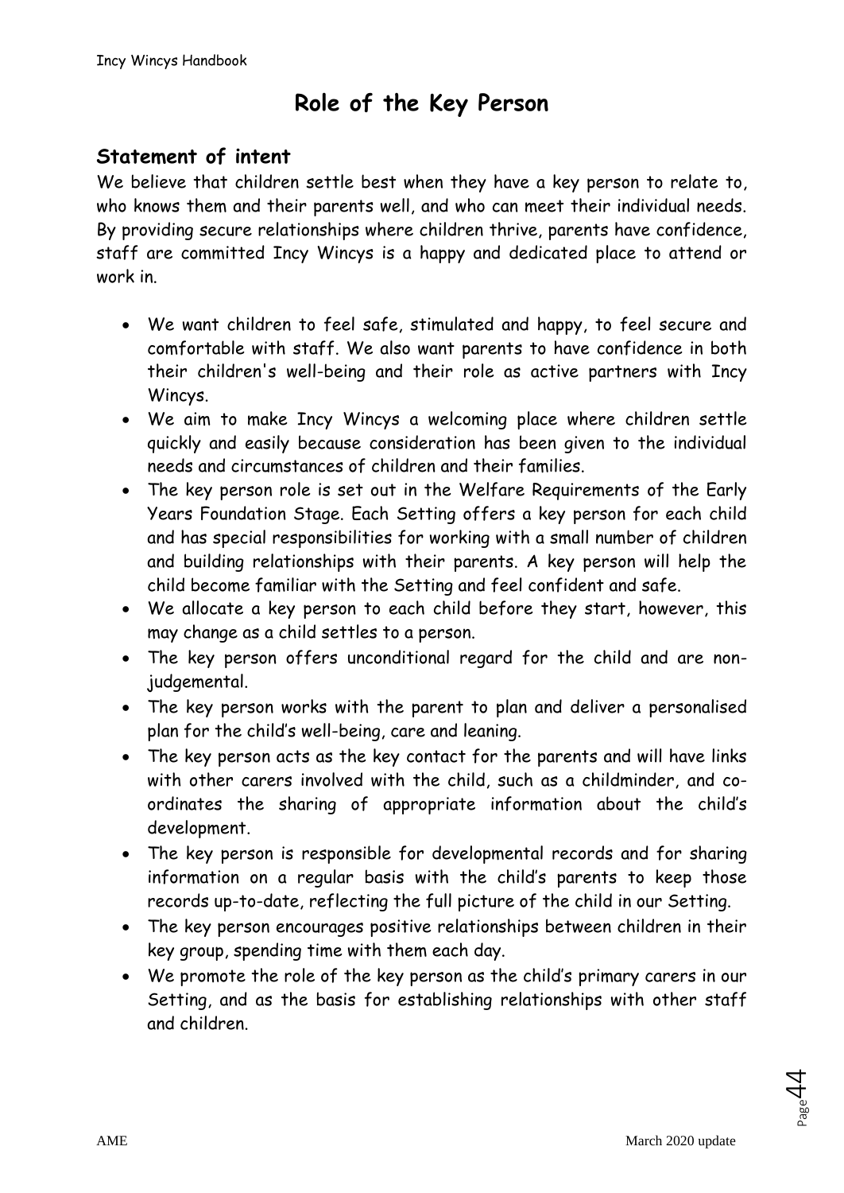# Role of the Key Person

## Statement of intent

We believe that children settle best when they have a key person to relate to, who knows them and their parents well, and who can meet their individual needs. By providing secure relationships where children thrive, parents have confidence, staff are committed Incy Wincys is a happy and dedicated place to attend or work in.

- We want children to feel safe, stimulated and happy, to feel secure and comfortable with staff. We also want parents to have confidence in both their children's well-being and their role as active partners with Incy Wincys.
- We aim to make Incy Wincys a welcoming place where children settle quickly and easily because consideration has been given to the individual needs and circumstances of children and their families.
- The key person role is set out in the Welfare Requirements of the Early Years Foundation Stage. Each Setting offers a key person for each child and has special responsibilities for working with a small number of children and building relationships with their parents. A key person will help the child become familiar with the Setting and feel confident and safe.
- We allocate a key person to each child before they start, however, this may change as a child settles to a person.
- The key person offers unconditional regard for the child and are non-judgemental.
- The key person works with the parent to plan and deliver a personalised plan for the child's well-being, care and leaning.
- The key person acts as the key contact for the parents and will have links with other carers involved with the child, such as a childminder, and co-ordinates the sharing of appropriate information about the child's development.
- The key person is responsible for developmental records and for sharing information on a regular basis with the child's parents to keep those records up-to-date, reflecting the full picture of the child in our Setting.
- The key person encourages positive relationships between children in their key group, spending time with them each day.
- We promote the role of the key person as the child's primary carers in our Setting, and as the basis for establishing relationships with other staff and children.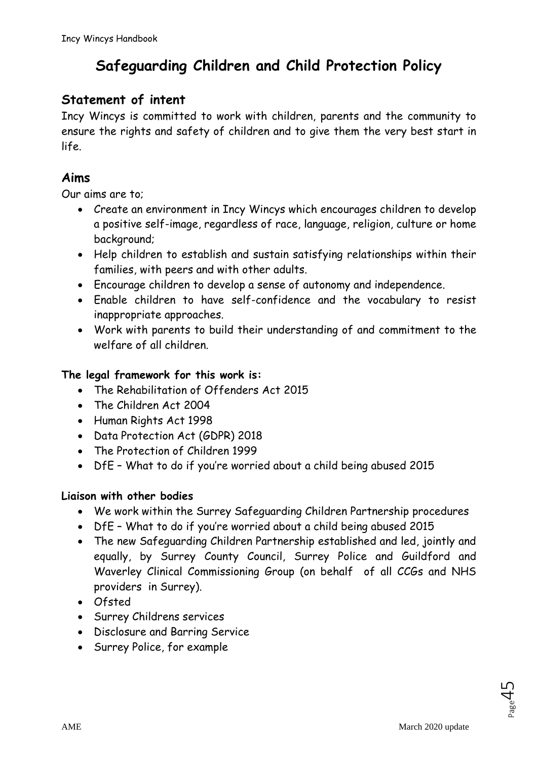# Safeguarding Children and Child Protection Policy

## Statement of intent

Incy Wincys is committed to work with children, parents and the community to ensure the rights and safety of children and to give them the very best start in life.

## Aims

Our aims are to;

- Create an environment in Incy Wincys which encourages children to develop a positive self-image, regardless of race, language, religion, culture or home background;
- Help children to establish and sustain satisfying relationships within their families, with peers and with other adults.
- Encourage children to develop a sense of autonomy and independence.
- Enable children to have self-confidence and the vocabulary to resist inappropriate approaches.
- Work with parents to build their understanding of and commitment to the welfare of all children.

**The legal framework for this work is:**

- The Rehabilitation of Offenders Act 2015
- The Children Act 2004
- Human Rights Act 1998
- Data Protection Act (GDPR) 2018
- The Protection of Children 1999
- DfE – What to do if you're worried about a child being abused 2015

**Liaison with other bodies**

- We work within the Surrey Safeguarding Children Partnership procedures
- DfE – What to do if you're worried about a child being abused 2015
- The new Safeguarding Children Partnership established and led, jointly and equally, by Surrey County Council, Surrey Police and Guildford and Waverley Clinical Commissioning Group (on behalf of all CCGs and NHS providers in Surrey).
- Ofsted
- Surrey Childrens services
- Disclosure and Barring Service
- Surrey Police, for example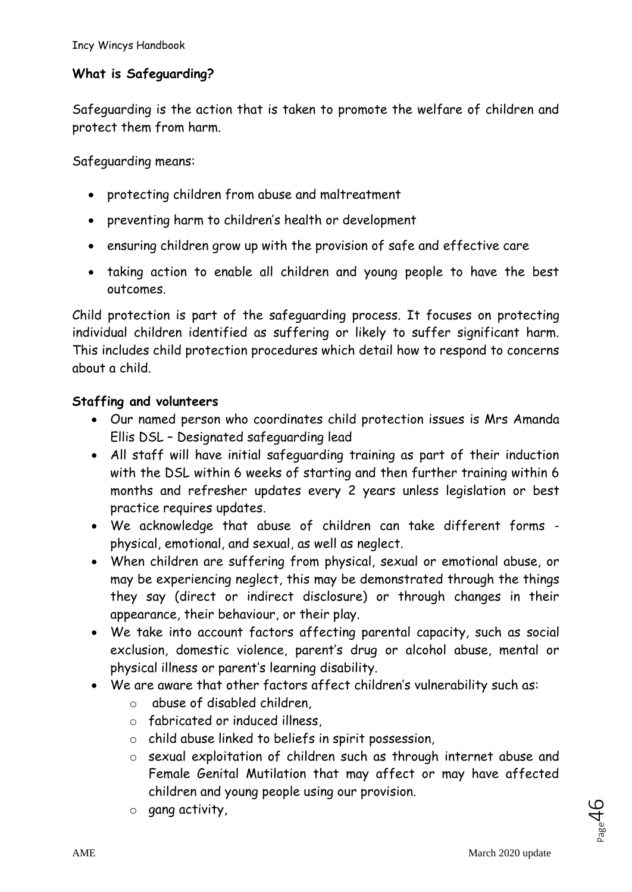**What is Safeguarding?**

Safeguarding is the action that is taken to promote the welfare of children and protect them from harm.

Safeguarding means:

- protecting children from abuse and maltreatment
- preventing harm to children's health or development
- ensuring children grow up with the provision of safe and effective care
- taking action to enable all children and young people to have the best outcomes.

Child protection is part of the safeguarding process. It focuses on protecting individual children identified as suffering or likely to suffer significant harm. This includes child protection procedures which detail how to respond to concerns about a child.

**Staffing and volunteers**

- Our named person who coordinates child protection issues is Mrs Amanda Ellis DSL – Designated safeguarding lead
- All staff will have initial safeguarding training as part of their induction with the DSL within 6 weeks of starting and then further training within 6 months and refresher updates every 2 years unless legislation or best practice requires updates.
- We acknowledge that abuse of children can take different forms - physical, emotional, and sexual, as well as neglect.
- When children are suffering from physical, sexual or emotional abuse, or may be experiencing neglect, this may be demonstrated through the things they say (direct or indirect disclosure) or through changes in their appearance, their behaviour, or their play.
- We take into account factors affecting parental capacity, such as social exclusion, domestic violence, parent's drug or alcohol abuse, mental or physical illness or parent's learning disability.
- We are aware that other factors affect children's vulnerability such as:
  - abuse of disabled children,
  - fabricated or induced illness,
  - child abuse linked to beliefs in spirit possession,
  - sexual exploitation of children such as through internet abuse and Female Genital Mutilation that may affect or may have affected children and young people using our provision.
  - gang activity,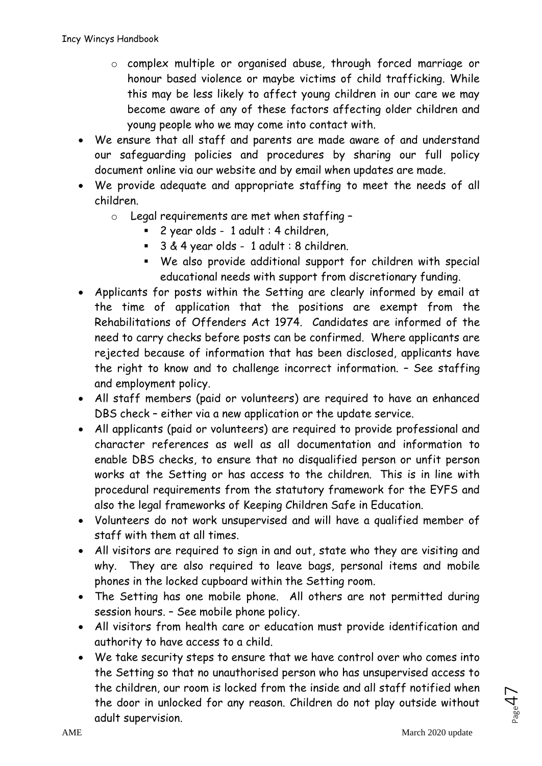- complex multiple or organised abuse, through forced marriage or honour based violence or maybe victims of child trafficking. While this may be less likely to affect young children in our care we may become aware of any of these factors affecting older children and young people who we may come into contact with.
- We ensure that all staff and parents are made aware of and understand our safeguarding policies and procedures by sharing our full policy document online via our website and by email when updates are made.
- We provide adequate and appropriate staffing to meet the needs of all children.
  - Legal requirements are met when staffing –
    - 2 year olds - 1 adult : 4 children,
    - 3 & 4 year olds - 1 adult : 8 children.
    - We also provide additional support for children with special educational needs with support from discretionary funding.
- Applicants for posts within the Setting are clearly informed by email at the time of application that the positions are exempt from the Rehabilitations of Offenders Act 1974. Candidates are informed of the need to carry checks before posts can be confirmed. Where applicants are rejected because of information that has been disclosed, applicants have the right to know and to challenge incorrect information. – See staffing and employment policy.
- All staff members (paid or volunteers) are required to have an enhanced DBS check – either via a new application or the update service.
- All applicants (paid or volunteers) are required to provide professional and character references as well as all documentation and information to enable DBS checks, to ensure that no disqualified person or unfit person works at the Setting or has access to the children. This is in line with procedural requirements from the statutory framework for the EYFS and also the legal frameworks of Keeping Children Safe in Education.
- Volunteers do not work unsupervised and will have a qualified member of staff with them at all times.
- All visitors are required to sign in and out, state who they are visiting and why. They are also required to leave bags, personal items and mobile phones in the locked cupboard within the Setting room.
- The Setting has one mobile phone. All others are not permitted during session hours. – See mobile phone policy.
- All visitors from health care or education must provide identification and authority to have access to a child.
- We take security steps to ensure that we have control over who comes into the Setting so that no unauthorised person who has unsupervised access to the children, our room is locked from the inside and all staff notified when the door in unlocked for any reason. Children do not play outside without adult supervision.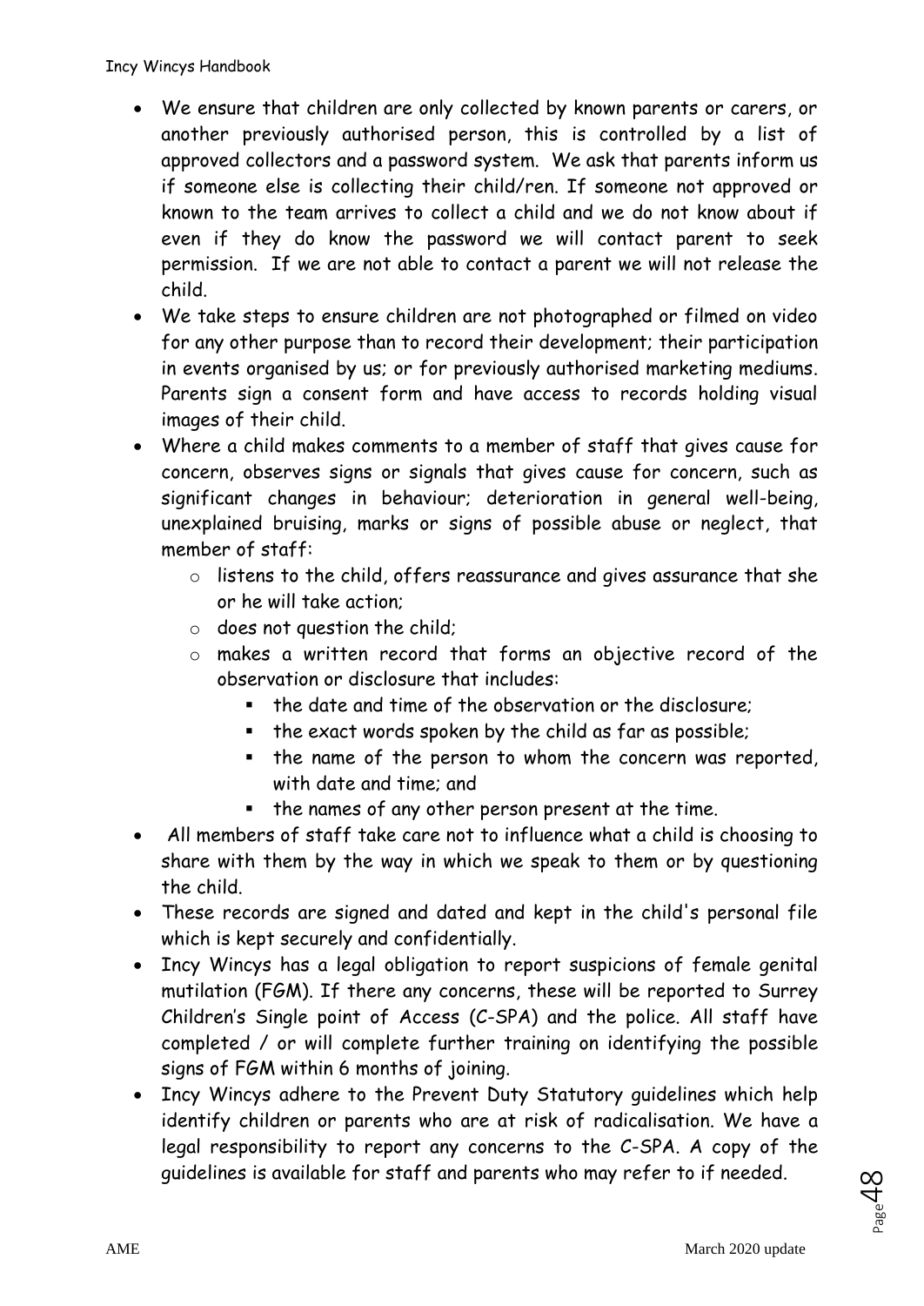- We ensure that children are only collected by known parents or carers, or another previously authorised person, this is controlled by a list of approved collectors and a password system. We ask that parents inform us if someone else is collecting their child/ren. If someone not approved or known to the team arrives to collect a child and we do not know about if even if they do know the password we will contact parent to seek permission. If we are not able to contact a parent we will not release the child.
- We take steps to ensure children are not photographed or filmed on video for any other purpose than to record their development; their participation in events organised by us; or for previously authorised marketing mediums. Parents sign a consent form and have access to records holding visual images of their child.
- Where a child makes comments to a member of staff that gives cause for concern, observes signs or signals that gives cause for concern, such as significant changes in behaviour; deterioration in general well-being, unexplained bruising, marks or signs of possible abuse or neglect, that member of staff:
  - listens to the child, offers reassurance and gives assurance that she or he will take action;
  - does not question the child;
  - makes a written record that forms an objective record of the observation or disclosure that includes:
    - the date and time of the observation or the disclosure;
    - the exact words spoken by the child as far as possible;
    - the name of the person to whom the concern was reported, with date and time; and
    - the names of any other person present at the time.
- All members of staff take care not to influence what a child is choosing to share with them by the way in which we speak to them or by questioning the child.
- These records are signed and dated and kept in the child's personal file which is kept securely and confidentially.
- Incy Wincys has a legal obligation to report suspicions of female genital mutilation (FGM). If there any concerns, these will be reported to Surrey Children's Single point of Access (C-SPA) and the police. All staff have completed / or will complete further training on identifying the possible signs of FGM within 6 months of joining.
- Incy Wincys adhere to the Prevent Duty Statutory guidelines which help identify children or parents who are at risk of radicalisation. We have a legal responsibility to report any concerns to the C-SPA. A copy of the guidelines is available for staff and parents who may refer to if needed.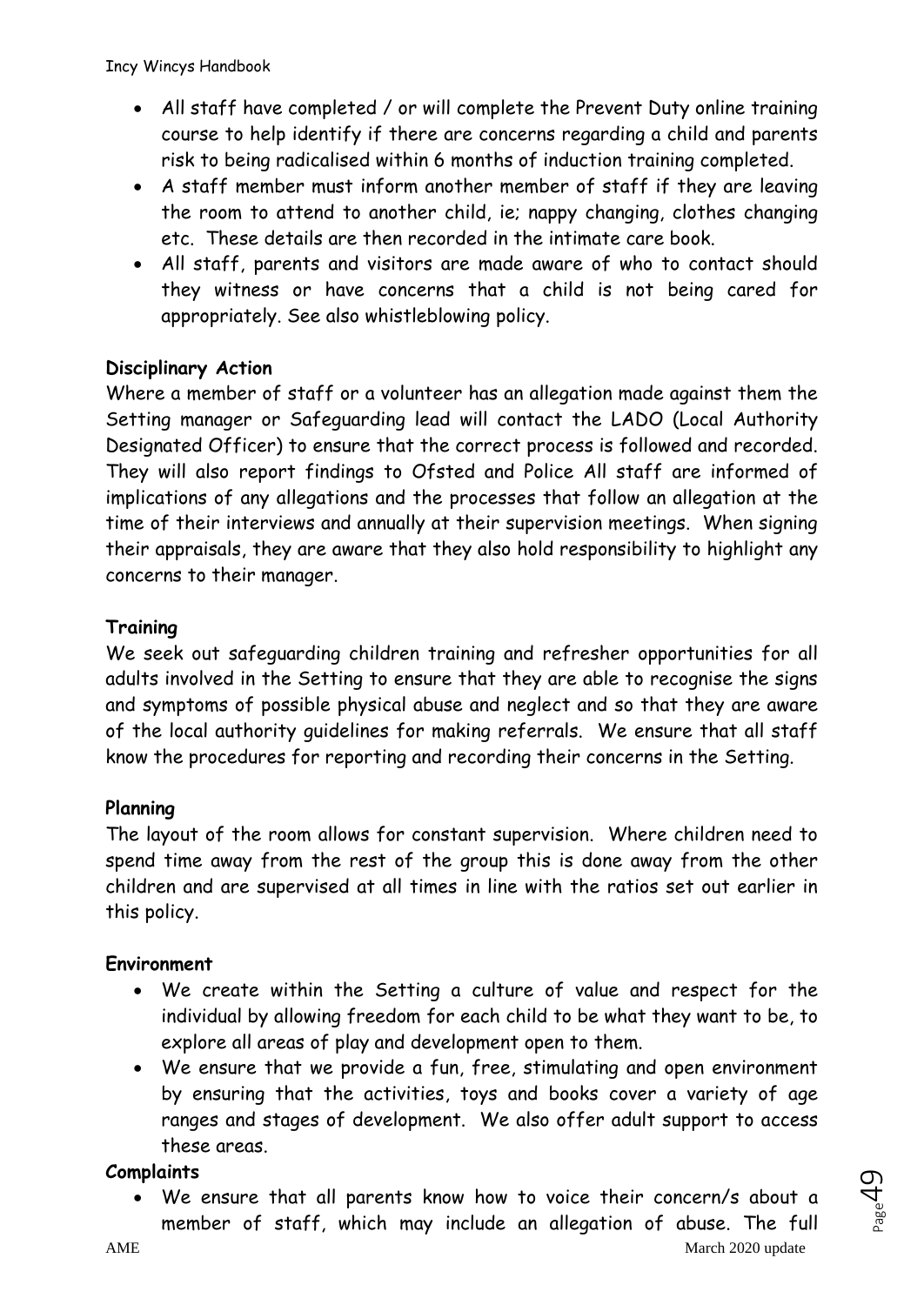- All staff have completed / or will complete the Prevent Duty online training course to help identify if there are concerns regarding a child and parents risk to being radicalised within 6 months of induction training completed.
- A staff member must inform another member of staff if they are leaving the room to attend to another child, ie; nappy changing, clothes changing etc. These details are then recorded in the intimate care book.
- All staff, parents and visitors are made aware of who to contact should they witness or have concerns that a child is not being cared for appropriately. See also whistleblowing policy.

**Disciplinary Action**

Where a member of staff or a volunteer has an allegation made against them the Setting manager or Safeguarding lead will contact the LADO (Local Authority Designated Officer) to ensure that the correct process is followed and recorded. They will also report findings to Ofsted and Police All staff are informed of implications of any allegations and the processes that follow an allegation at the time of their interviews and annually at their supervision meetings. When signing their appraisals, they are aware that they also hold responsibility to highlight any concerns to their manager.

**Training**

We seek out safeguarding children training and refresher opportunities for all adults involved in the Setting to ensure that they are able to recognise the signs and symptoms of possible physical abuse and neglect and so that they are aware of the local authority guidelines for making referrals. We ensure that all staff know the procedures for reporting and recording their concerns in the Setting.

**Planning**

The layout of the room allows for constant supervision. Where children need to spend time away from the rest of the group this is done away from the other children and are supervised at all times in line with the ratios set out earlier in this policy.

**Environment**

- We create within the Setting a culture of value and respect for the individual by allowing freedom for each child to be what they want to be, to explore all areas of play and development open to them.
- We ensure that we provide a fun, free, stimulating and open environment by ensuring that the activities, toys and books cover a variety of age ranges and stages of development. We also offer adult support to access these areas.

**Complaints**

- We ensure that all parents know how to voice their concern/s about a member of staff, which may include an allegation of abuse. The full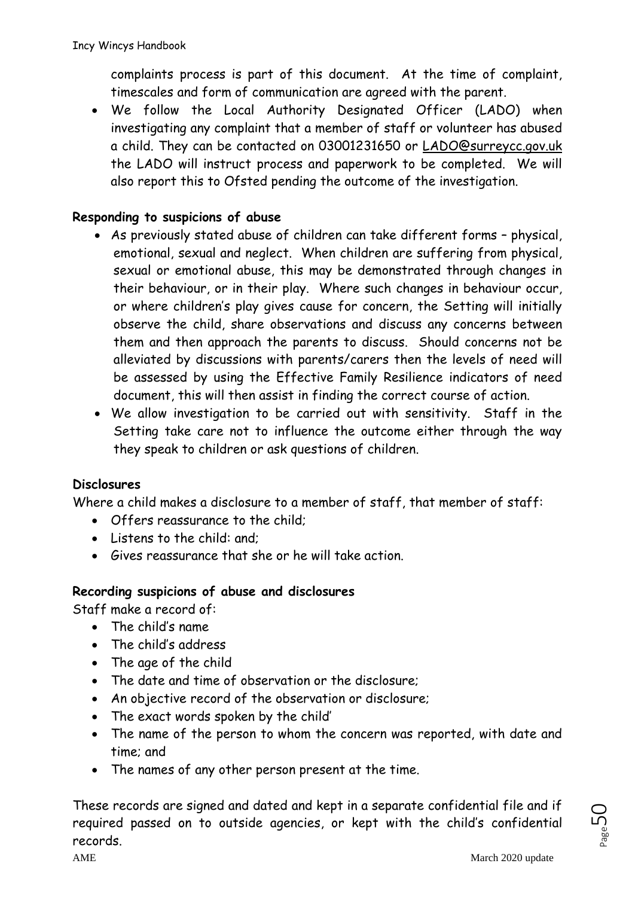complaints process is part of this document. At the time of complaint, timescales and form of communication are agreed with the parent.

- We follow the Local Authority Designated Officer (LADO) when investigating any complaint that a member of staff or volunteer has abused a child. They can be contacted on 03001231650 or LADO@surreycc.gov.uk the LADO will instruct process and paperwork to be completed. We will also report this to Ofsted pending the outcome of the investigation.

**Responding to suspicions of abuse**

- As previously stated abuse of children can take different forms – physical, emotional, sexual and neglect. When children are suffering from physical, sexual or emotional abuse, this may be demonstrated through changes in their behaviour, or in their play. Where such changes in behaviour occur, or where children's play gives cause for concern, the Setting will initially observe the child, share observations and discuss any concerns between them and then approach the parents to discuss. Should concerns not be alleviated by discussions with parents/carers then the levels of need will be assessed by using the Effective Family Resilience indicators of need document, this will then assist in finding the correct course of action.
- We allow investigation to be carried out with sensitivity. Staff in the Setting take care not to influence the outcome either through the way they speak to children or ask questions of children.

**Disclosures**

Where a child makes a disclosure to a member of staff, that member of staff:

- Offers reassurance to the child;
- Listens to the child: and;
- Gives reassurance that she or he will take action.

**Recording suspicions of abuse and disclosures**

Staff make a record of:

- The child's name
- The child's address
- The age of the child
- The date and time of observation or the disclosure;
- An objective record of the observation or disclosure;
- The exact words spoken by the child'
- The name of the person to whom the concern was reported, with date and time; and
- The names of any other person present at the time.

These records are signed and dated and kept in a separate confidential file and if required passed on to outside agencies, or kept with the child's confidential records.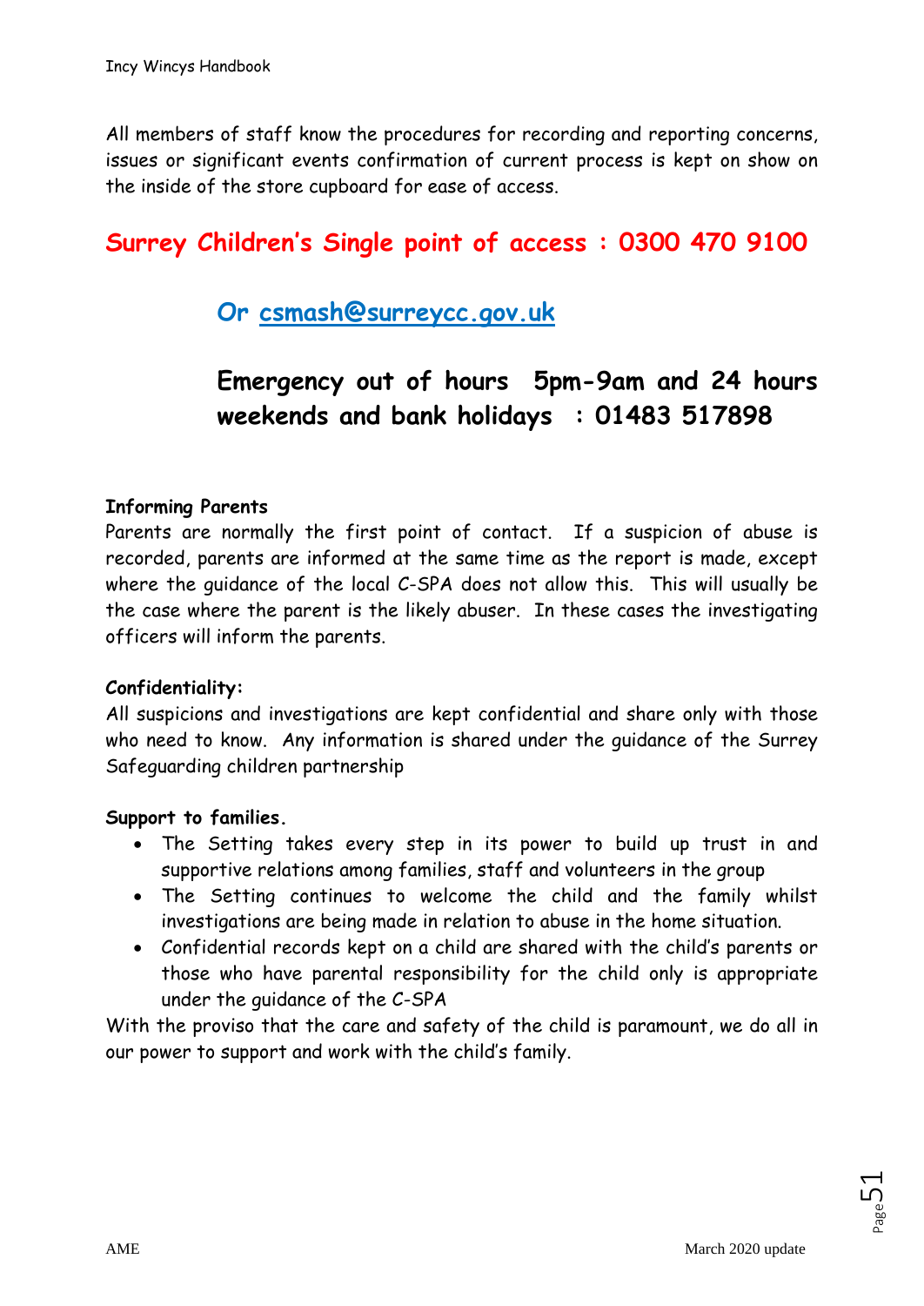All members of staff know the procedures for recording and reporting concerns, issues or significant events confirmation of current process is kept on show on the inside of the store cupboard for ease of access.

## Surrey Children's Single point of access : 0300 470 9100

### Or csmash@surreycc.gov.uk

### Emergency out of hours 5pm-9am and 24 hours weekends and bank holidays : 01483 517898

**Informing Parents**

Parents are normally the first point of contact. If a suspicion of abuse is recorded, parents are informed at the same time as the report is made, except where the guidance of the local C-SPA does not allow this. This will usually be the case where the parent is the likely abuser. In these cases the investigating officers will inform the parents.

**Confidentiality:**

All suspicions and investigations are kept confidential and share only with those who need to know. Any information is shared under the guidance of the Surrey Safeguarding children partnership

**Support to families.**

- The Setting takes every step in its power to build up trust in and supportive relations among families, staff and volunteers in the group
- The Setting continues to welcome the child and the family whilst investigations are being made in relation to abuse in the home situation.
- Confidential records kept on a child are shared with the child's parents or those who have parental responsibility for the child only is appropriate under the guidance of the C-SPA

With the proviso that the care and safety of the child is paramount, we do all in our power to support and work with the child's family.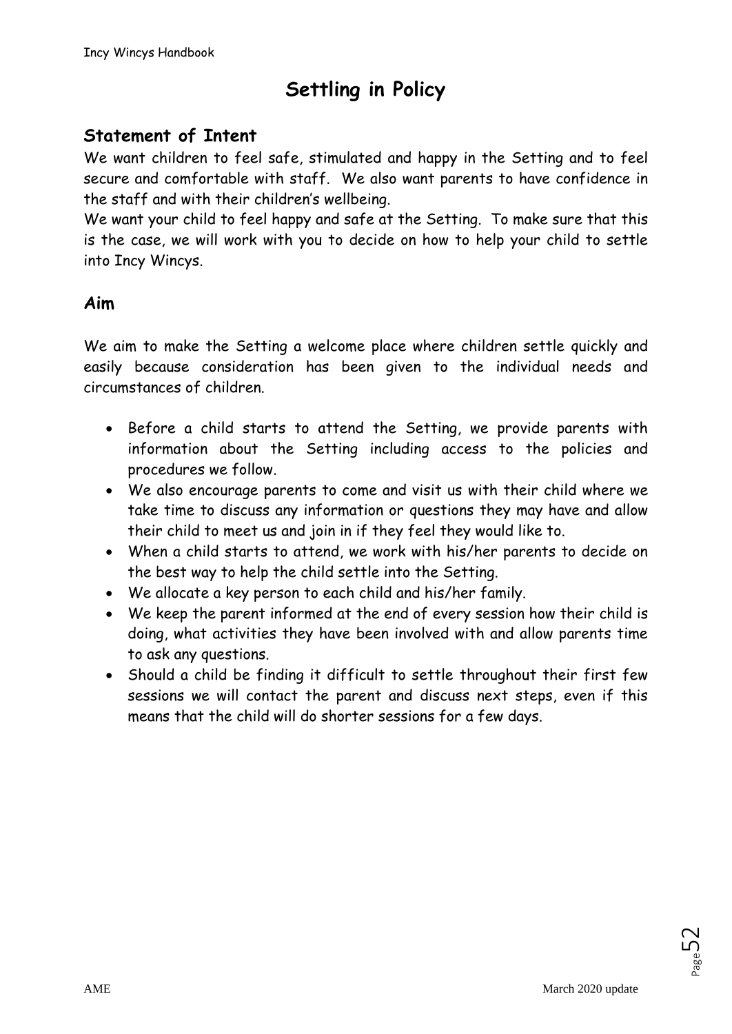# Settling in Policy

## Statement of Intent

We want children to feel safe, stimulated and happy in the Setting and to feel secure and comfortable with staff. We also want parents to have confidence in the staff and with their children's wellbeing.

We want your child to feel happy and safe at the Setting. To make sure that this is the case, we will work with you to decide on how to help your child to settle into Incy Wincys.

## Aim

We aim to make the Setting a welcome place where children settle quickly and easily because consideration has been given to the individual needs and circumstances of children.

- Before a child starts to attend the Setting, we provide parents with information about the Setting including access to the policies and procedures we follow.
- We also encourage parents to come and visit us with their child where we take time to discuss any information or questions they may have and allow their child to meet us and join in if they feel they would like to.
- When a child starts to attend, we work with his/her parents to decide on the best way to help the child settle into the Setting.
- We allocate a key person to each child and his/her family.
- We keep the parent informed at the end of every session how their child is doing, what activities they have been involved with and allow parents time to ask any questions.
- Should a child be finding it difficult to settle throughout their first few sessions we will contact the parent and discuss next steps, even if this means that the child will do shorter sessions for a few days.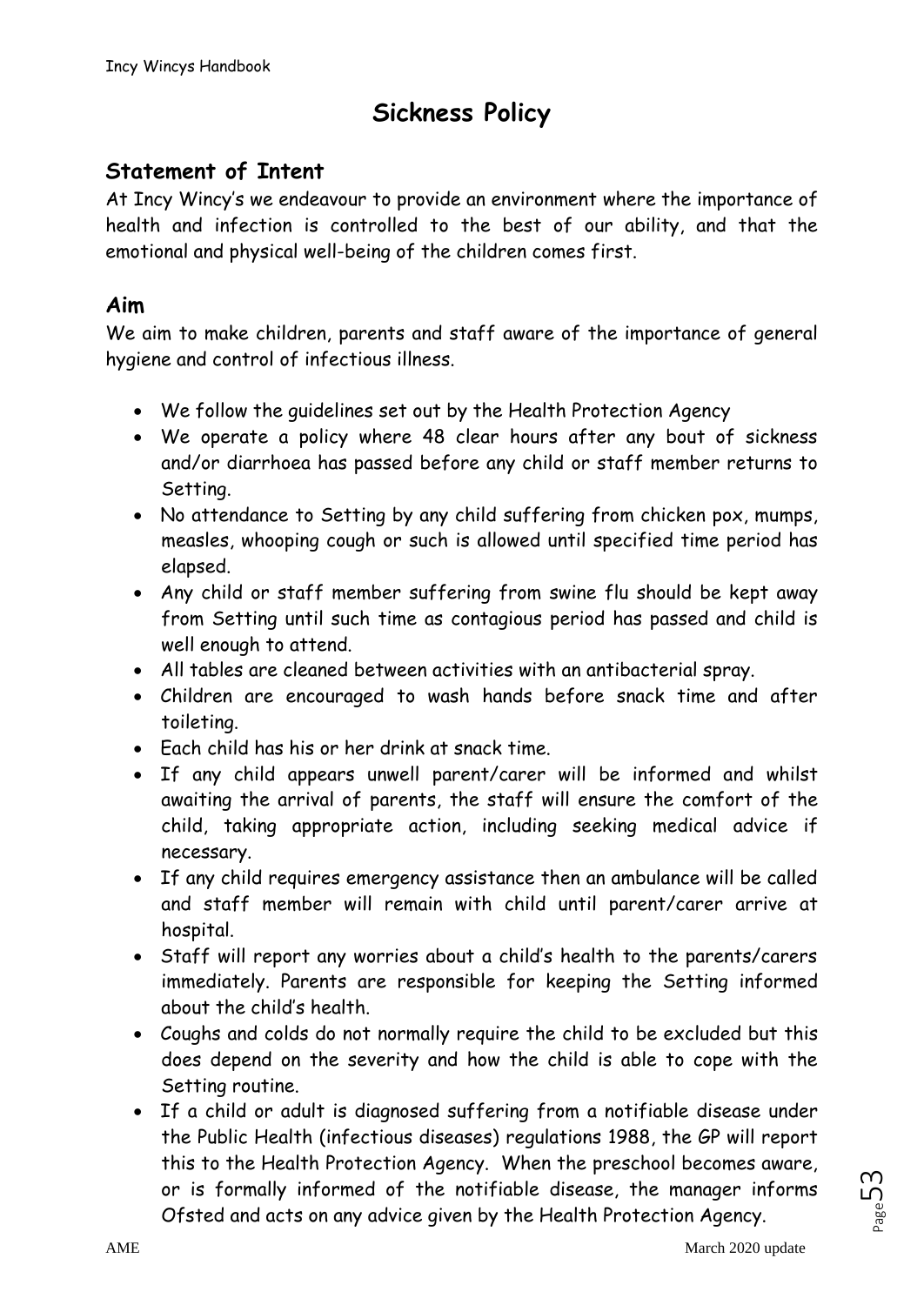# Sickness Policy

## Statement of Intent

At Incy Wincy's we endeavour to provide an environment where the importance of health and infection is controlled to the best of our ability, and that the emotional and physical well-being of the children comes first.

## Aim

We aim to make children, parents and staff aware of the importance of general hygiene and control of infectious illness.

- We follow the guidelines set out by the Health Protection Agency
- We operate a policy where 48 clear hours after any bout of sickness and/or diarrhoea has passed before any child or staff member returns to Setting.
- No attendance to Setting by any child suffering from chicken pox, mumps, measles, whooping cough or such is allowed until specified time period has elapsed.
- Any child or staff member suffering from swine flu should be kept away from Setting until such time as contagious period has passed and child is well enough to attend.
- All tables are cleaned between activities with an antibacterial spray.
- Children are encouraged to wash hands before snack time and after toileting.
- Each child has his or her drink at snack time.
- If any child appears unwell parent/carer will be informed and whilst awaiting the arrival of parents, the staff will ensure the comfort of the child, taking appropriate action, including seeking medical advice if necessary.
- If any child requires emergency assistance then an ambulance will be called and staff member will remain with child until parent/carer arrive at hospital.
- Staff will report any worries about a child's health to the parents/carers immediately. Parents are responsible for keeping the Setting informed about the child's health.
- Coughs and colds do not normally require the child to be excluded but this does depend on the severity and how the child is able to cope with the Setting routine.
- If a child or adult is diagnosed suffering from a notifiable disease under the Public Health (infectious diseases) regulations 1988, the GP will report this to the Health Protection Agency. When the preschool becomes aware, or is formally informed of the notifiable disease, the manager informs Ofsted and acts on any advice given by the Health Protection Agency.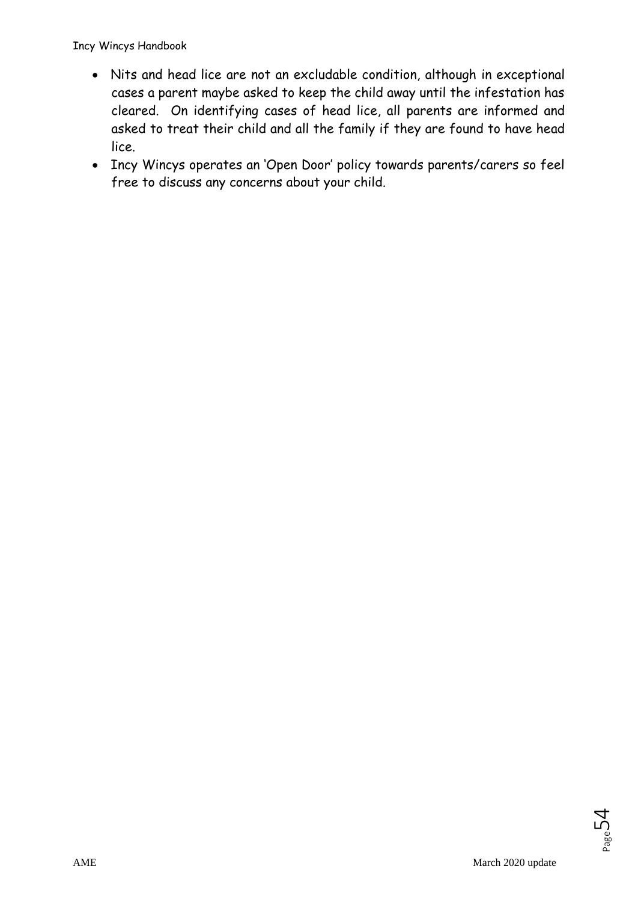- Nits and head lice are not an excludable condition, although in exceptional cases a parent maybe asked to keep the child away until the infestation has cleared. On identifying cases of head lice, all parents are informed and asked to treat their child and all the family if they are found to have head lice.
- Incy Wincys operates an 'Open Door' policy towards parents/carers so feel free to discuss any concerns about your child.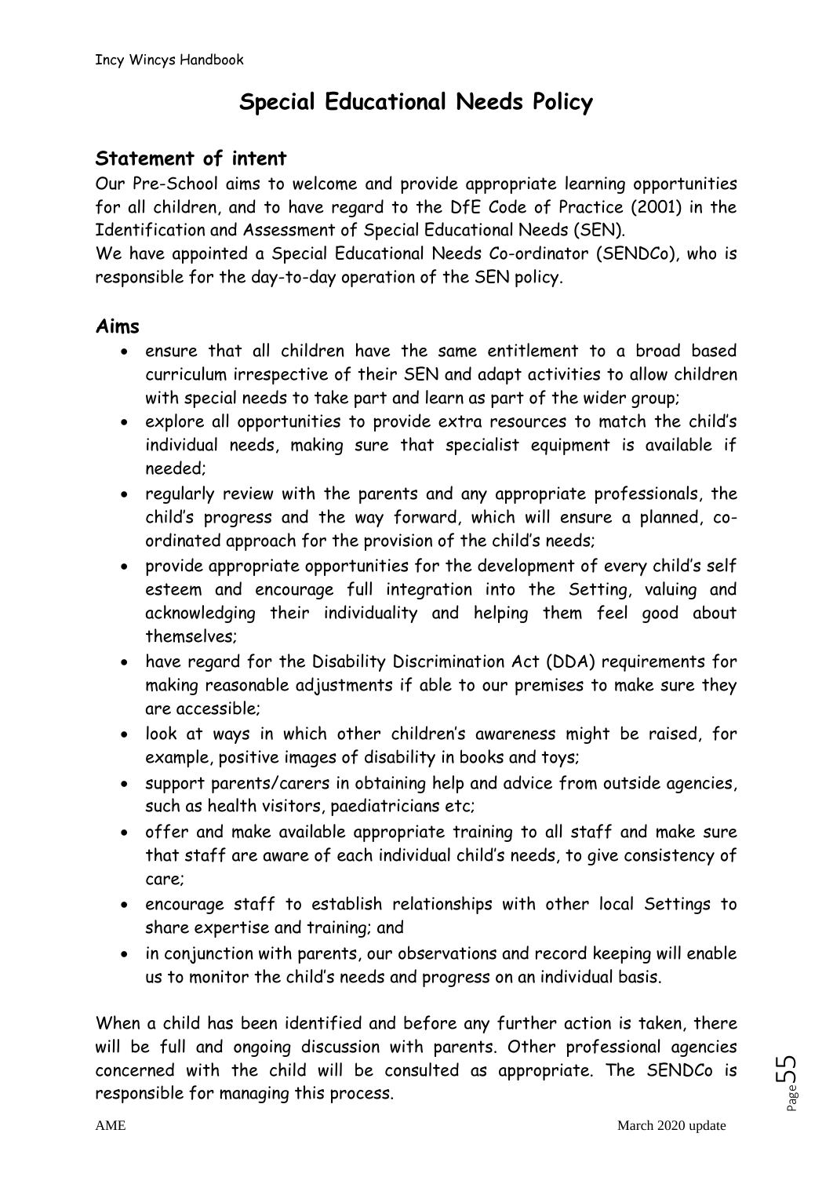# Special Educational Needs Policy

## Statement of intent

Our Pre-School aims to welcome and provide appropriate learning opportunities for all children, and to have regard to the DfE Code of Practice (2001) in the Identification and Assessment of Special Educational Needs (SEN).

We have appointed a Special Educational Needs Co-ordinator (SENDCo), who is responsible for the day-to-day operation of the SEN policy.

## Aims

- ensure that all children have the same entitlement to a broad based curriculum irrespective of their SEN and adapt activities to allow children with special needs to take part and learn as part of the wider group;
- explore all opportunities to provide extra resources to match the child's individual needs, making sure that specialist equipment is available if needed;
- regularly review with the parents and any appropriate professionals, the child's progress and the way forward, which will ensure a planned, co-ordinated approach for the provision of the child's needs;
- provide appropriate opportunities for the development of every child's self esteem and encourage full integration into the Setting, valuing and acknowledging their individuality and helping them feel good about themselves;
- have regard for the Disability Discrimination Act (DDA) requirements for making reasonable adjustments if able to our premises to make sure they are accessible;
- look at ways in which other children's awareness might be raised, for example, positive images of disability in books and toys;
- support parents/carers in obtaining help and advice from outside agencies, such as health visitors, paediatricians etc;
- offer and make available appropriate training to all staff and make sure that staff are aware of each individual child's needs, to give consistency of care;
- encourage staff to establish relationships with other local Settings to share expertise and training; and
- in conjunction with parents, our observations and record keeping will enable us to monitor the child's needs and progress on an individual basis.

When a child has been identified and before any further action is taken, there will be full and ongoing discussion with parents. Other professional agencies concerned with the child will be consulted as appropriate. The SENDCo is responsible for managing this process.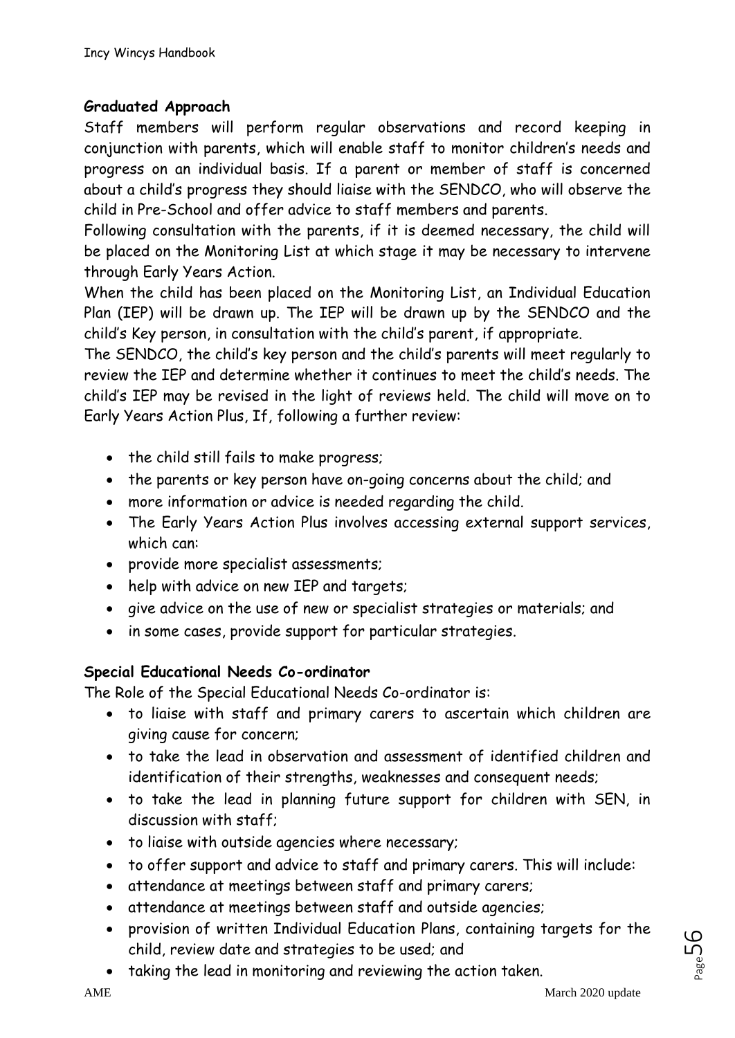**Graduated Approach**

Staff members will perform regular observations and record keeping in conjunction with parents, which will enable staff to monitor children's needs and progress on an individual basis. If a parent or member of staff is concerned about a child's progress they should liaise with the SENDCO, who will observe the child in Pre-School and offer advice to staff members and parents.

Following consultation with the parents, if it is deemed necessary, the child will be placed on the Monitoring List at which stage it may be necessary to intervene through Early Years Action.

When the child has been placed on the Monitoring List, an Individual Education Plan (IEP) will be drawn up. The IEP will be drawn up by the SENDCO and the child's Key person, in consultation with the child's parent, if appropriate.

The SENDCO, the child's key person and the child's parents will meet regularly to review the IEP and determine whether it continues to meet the child's needs. The child's IEP may be revised in the light of reviews held. The child will move on to Early Years Action Plus, If, following a further review:

- the child still fails to make progress;
- the parents or key person have on-going concerns about the child; and
- more information or advice is needed regarding the child.
- The Early Years Action Plus involves accessing external support services, which can:
- provide more specialist assessments;
- help with advice on new IEP and targets;
- give advice on the use of new or specialist strategies or materials; and
- in some cases, provide support for particular strategies.

**Special Educational Needs Co-ordinator**

The Role of the Special Educational Needs Co-ordinator is:

- to liaise with staff and primary carers to ascertain which children are giving cause for concern;
- to take the lead in observation and assessment of identified children and identification of their strengths, weaknesses and consequent needs;
- to take the lead in planning future support for children with SEN, in discussion with staff;
- to liaise with outside agencies where necessary;
- to offer support and advice to staff and primary carers. This will include:
- attendance at meetings between staff and primary carers;
- attendance at meetings between staff and outside agencies;
- provision of written Individual Education Plans, containing targets for the child, review date and strategies to be used; and
- taking the lead in monitoring and reviewing the action taken.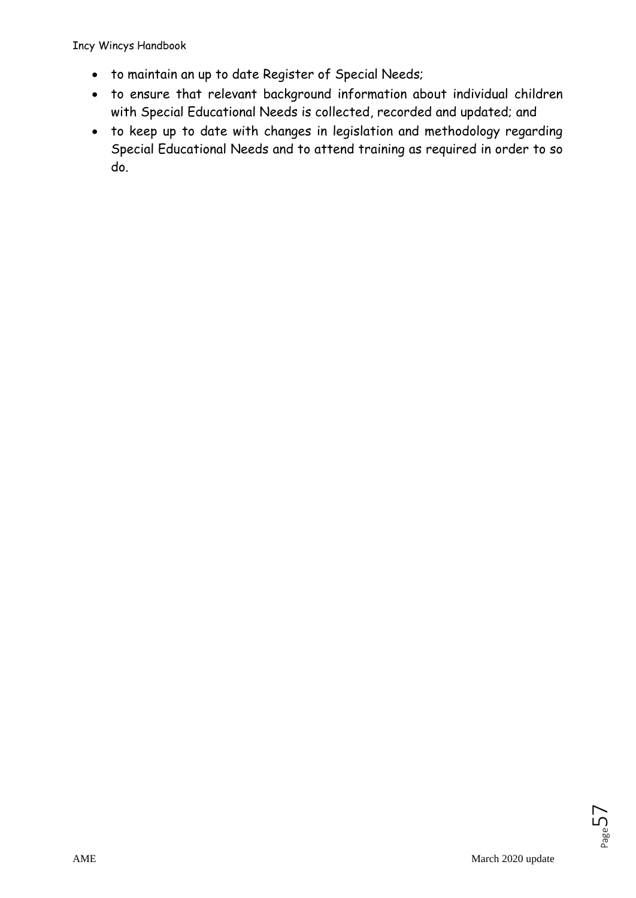- to maintain an up to date Register of Special Needs;
- to ensure that relevant background information about individual children with Special Educational Needs is collected, recorded and updated; and
- to keep up to date with changes in legislation and methodology regarding Special Educational Needs and to attend training as required in order to so do.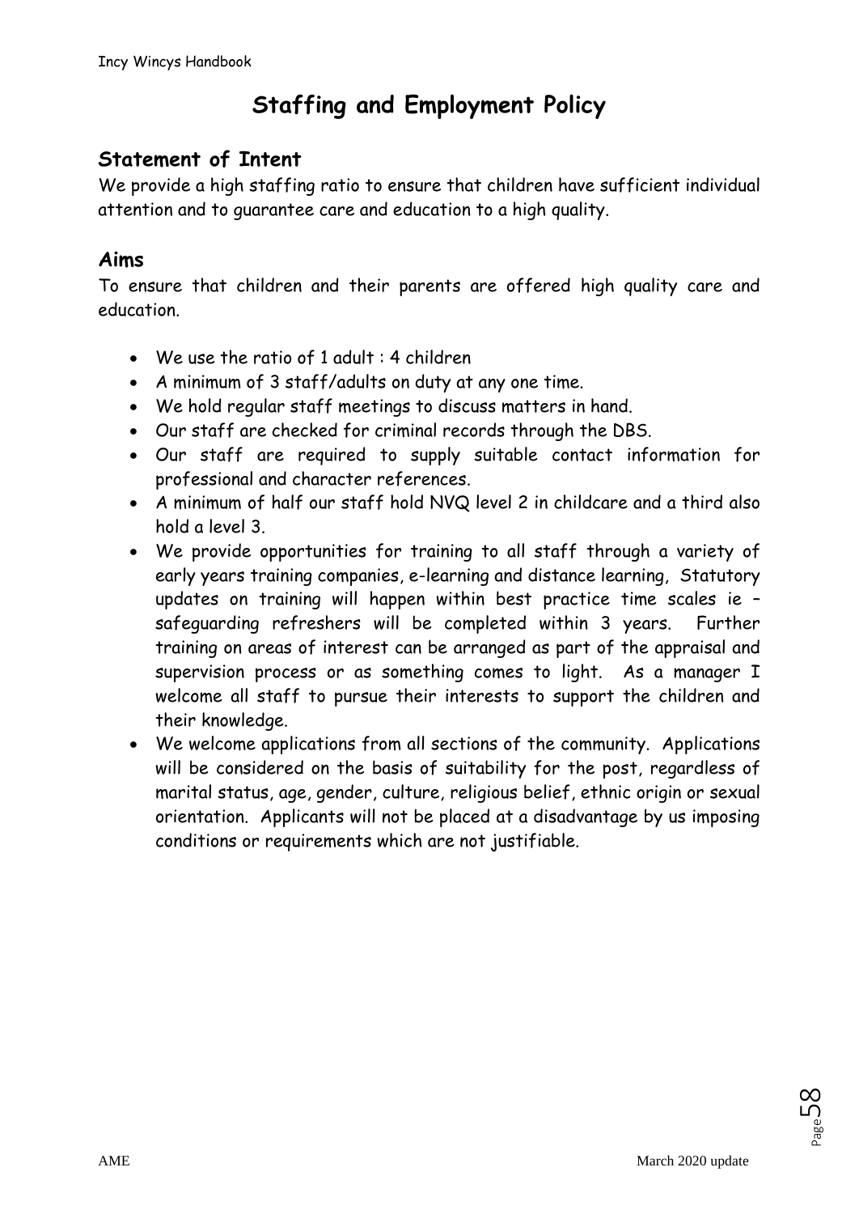# Staffing and Employment Policy

## Statement of Intent

We provide a high staffing ratio to ensure that children have sufficient individual attention and to guarantee care and education to a high quality.

## Aims

To ensure that children and their parents are offered high quality care and education.

- We use the ratio of 1 adult : 4 children
- A minimum of 3 staff/adults on duty at any one time.
- We hold regular staff meetings to discuss matters in hand.
- Our staff are checked for criminal records through the DBS.
- Our staff are required to supply suitable contact information for professional and character references.
- A minimum of half our staff hold NVQ level 2 in childcare and a third also hold a level 3.
- We provide opportunities for training to all staff through a variety of early years training companies, e-learning and distance learning, Statutory updates on training will happen within best practice time scales ie – safeguarding refreshers will be completed within 3 years. Further training on areas of interest can be arranged as part of the appraisal and supervision process or as something comes to light. As a manager I welcome all staff to pursue their interests to support the children and their knowledge.
- We welcome applications from all sections of the community. Applications will be considered on the basis of suitability for the post, regardless of marital status, age, gender, culture, religious belief, ethnic origin or sexual orientation. Applicants will not be placed at a disadvantage by us imposing conditions or requirements which are not justifiable.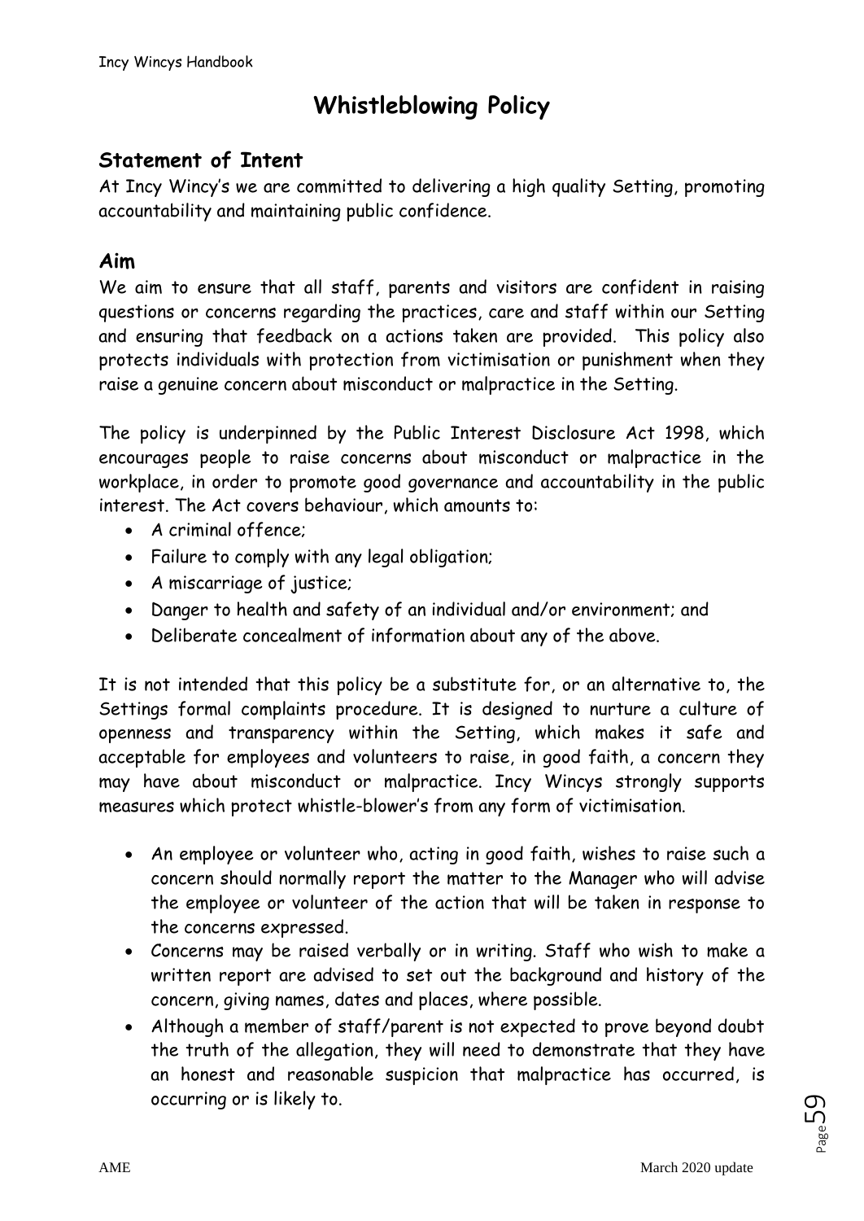# Whistleblowing Policy

## Statement of Intent

At Incy Wincy's we are committed to delivering a high quality Setting, promoting accountability and maintaining public confidence.

## Aim

We aim to ensure that all staff, parents and visitors are confident in raising questions or concerns regarding the practices, care and staff within our Setting and ensuring that feedback on a actions taken are provided. This policy also protects individuals with protection from victimisation or punishment when they raise a genuine concern about misconduct or malpractice in the Setting.

The policy is underpinned by the Public Interest Disclosure Act 1998, which encourages people to raise concerns about misconduct or malpractice in the workplace, in order to promote good governance and accountability in the public interest. The Act covers behaviour, which amounts to:

- A criminal offence;
- Failure to comply with any legal obligation;
- A miscarriage of justice;
- Danger to health and safety of an individual and/or environment; and
- Deliberate concealment of information about any of the above.

It is not intended that this policy be a substitute for, or an alternative to, the Settings formal complaints procedure. It is designed to nurture a culture of openness and transparency within the Setting, which makes it safe and acceptable for employees and volunteers to raise, in good faith, a concern they may have about misconduct or malpractice. Incy Wincys strongly supports measures which protect whistle-blower's from any form of victimisation.

- An employee or volunteer who, acting in good faith, wishes to raise such a concern should normally report the matter to the Manager who will advise the employee or volunteer of the action that will be taken in response to the concerns expressed.
- Concerns may be raised verbally or in writing. Staff who wish to make a written report are advised to set out the background and history of the concern, giving names, dates and places, where possible.
- Although a member of staff/parent is not expected to prove beyond doubt the truth of the allegation, they will need to demonstrate that they have an honest and reasonable suspicion that malpractice has occurred, is occurring or is likely to.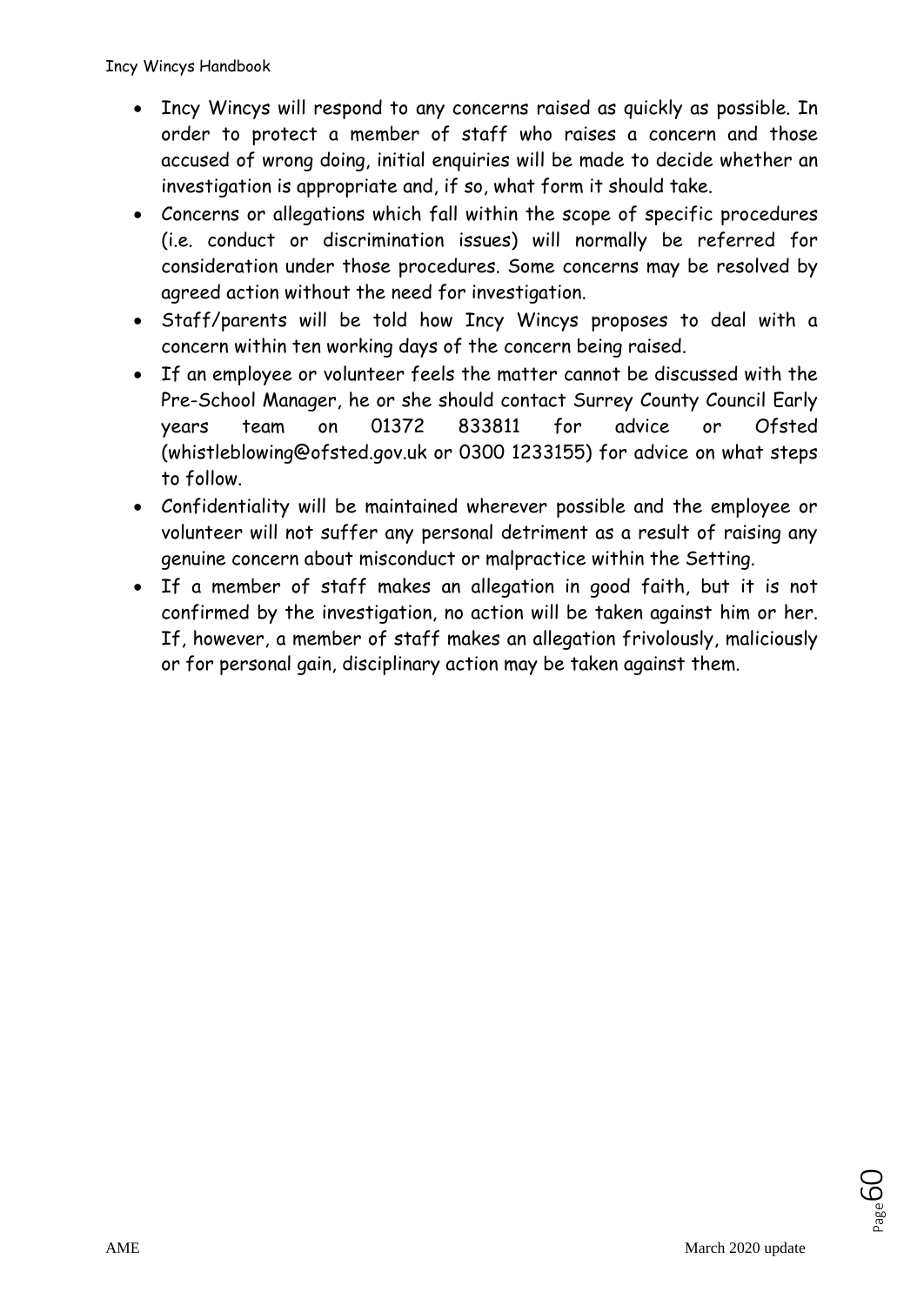- Incy Wincys will respond to any concerns raised as quickly as possible. In order to protect a member of staff who raises a concern and those accused of wrong doing, initial enquiries will be made to decide whether an investigation is appropriate and, if so, what form it should take.
- Concerns or allegations which fall within the scope of specific procedures (i.e. conduct or discrimination issues) will normally be referred for consideration under those procedures. Some concerns may be resolved by agreed action without the need for investigation.
- Staff/parents will be told how Incy Wincys proposes to deal with a concern within ten working days of the concern being raised.
- If an employee or volunteer feels the matter cannot be discussed with the Pre-School Manager, he or she should contact Surrey County Council Early years team on 01372 833811 for advice or Ofsted (whistleblowing@ofsted.gov.uk or 0300 1233155) for advice on what steps to follow.
- Confidentiality will be maintained wherever possible and the employee or volunteer will not suffer any personal detriment as a result of raising any genuine concern about misconduct or malpractice within the Setting.
- If a member of staff makes an allegation in good faith, but it is not confirmed by the investigation, no action will be taken against him or her. If, however, a member of staff makes an allegation frivolously, maliciously or for personal gain, disciplinary action may be taken against them.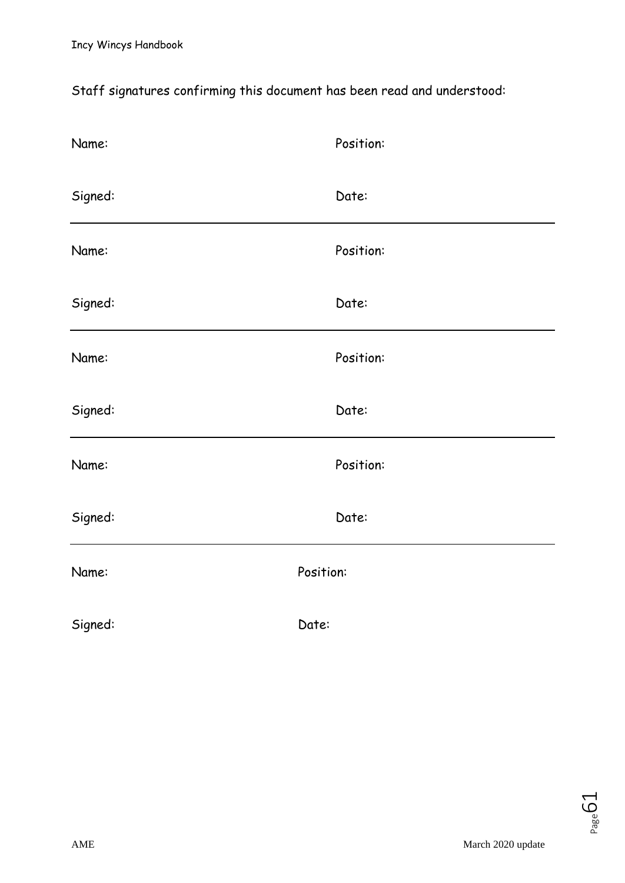Staff signatures confirming this document has been read and understood:

Name: Position:

Signed: Date:

---

Name: Position:

Signed: Date:

---

Name: Position:

Signed: Date:

---

Name: Position:

Signed: Date:

---

Name: Position:

Signed: Date: